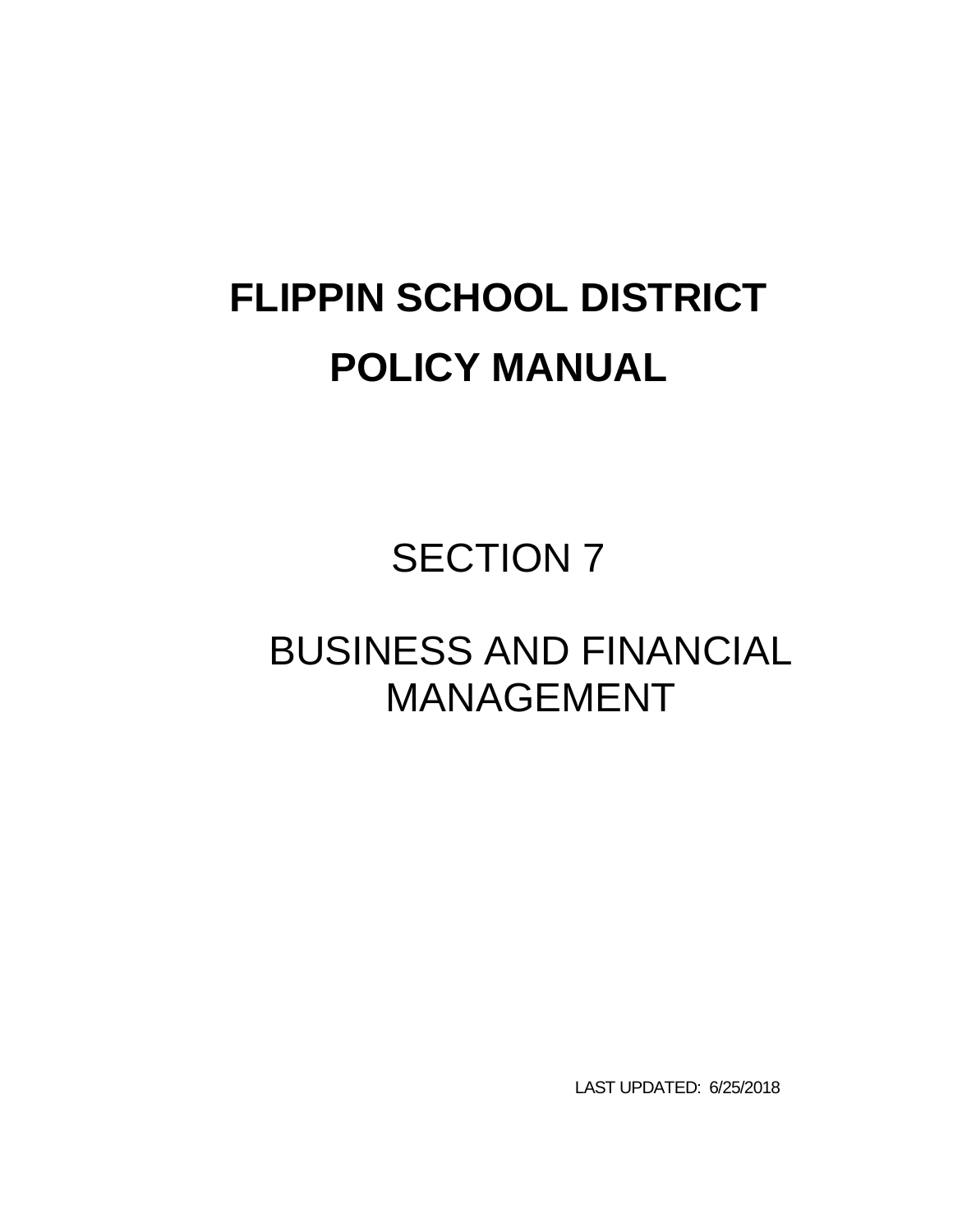# FLIPPIN SCHOOL DISTRICT

# POLICY MANUAL

## SECTION 7

## BUSINESS AND FINANCIAL MANAGEMENT

LAST UPDATED: 6/25/2018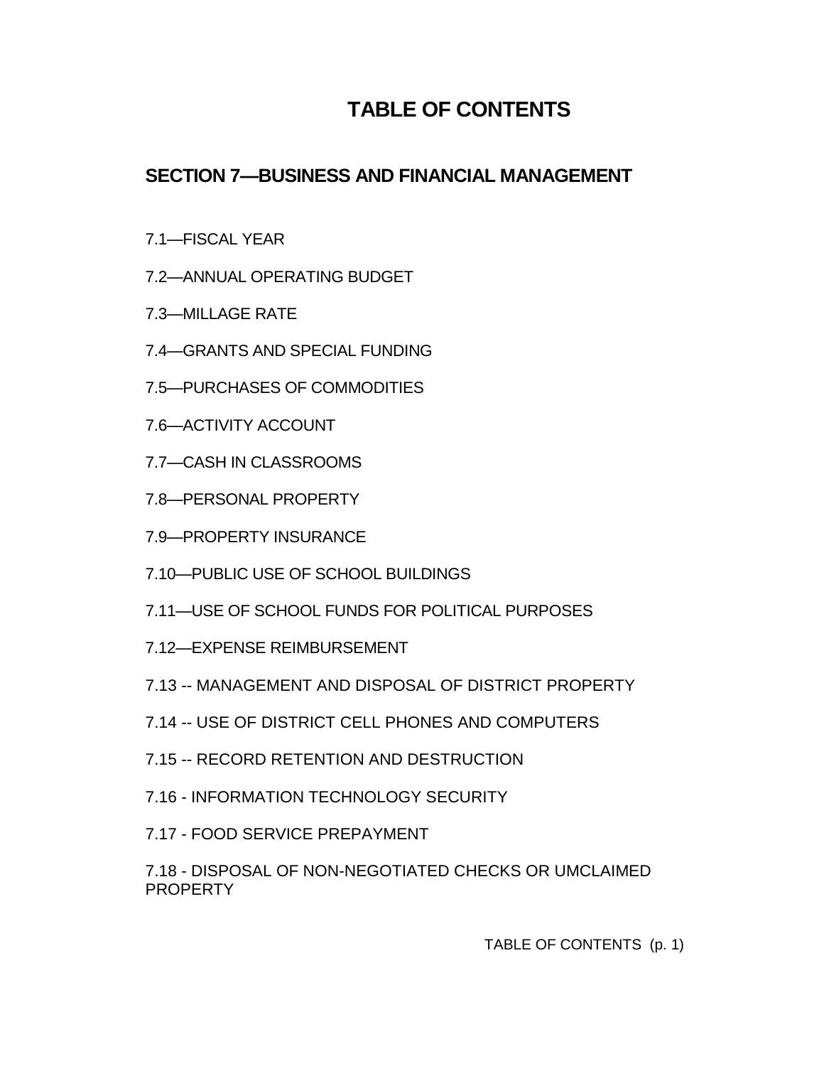# TABLE OF CONTENTS

## SECTION 7—BUSINESS AND FINANCIAL MANAGEMENT

7.1—FISCAL YEAR

7.2—ANNUAL OPERATING BUDGET

7.3—MILLAGE RATE

7.4—GRANTS AND SPECIAL FUNDING

7.5—PURCHASES OF COMMODITIES

7.6—ACTIVITY ACCOUNT

7.7—CASH IN CLASSROOMS

7.8—PERSONAL PROPERTY

7.9—PROPERTY INSURANCE

7.10—PUBLIC USE OF SCHOOL BUILDINGS

7.11—USE OF SCHOOL FUNDS FOR POLITICAL PURPOSES

7.12—EXPENSE REIMBURSEMENT

7.13 -- MANAGEMENT AND DISPOSAL OF DISTRICT PROPERTY

7.14 -- USE OF DISTRICT CELL PHONES AND COMPUTERS

7.15 -- RECORD RETENTION AND DESTRUCTION

7.16 - INFORMATION TECHNOLOGY SECURITY

7.17 - FOOD SERVICE PREPAYMENT

7.18 - DISPOSAL OF NON-NEGOTIATED CHECKS OR UMCLAIMED PROPERTY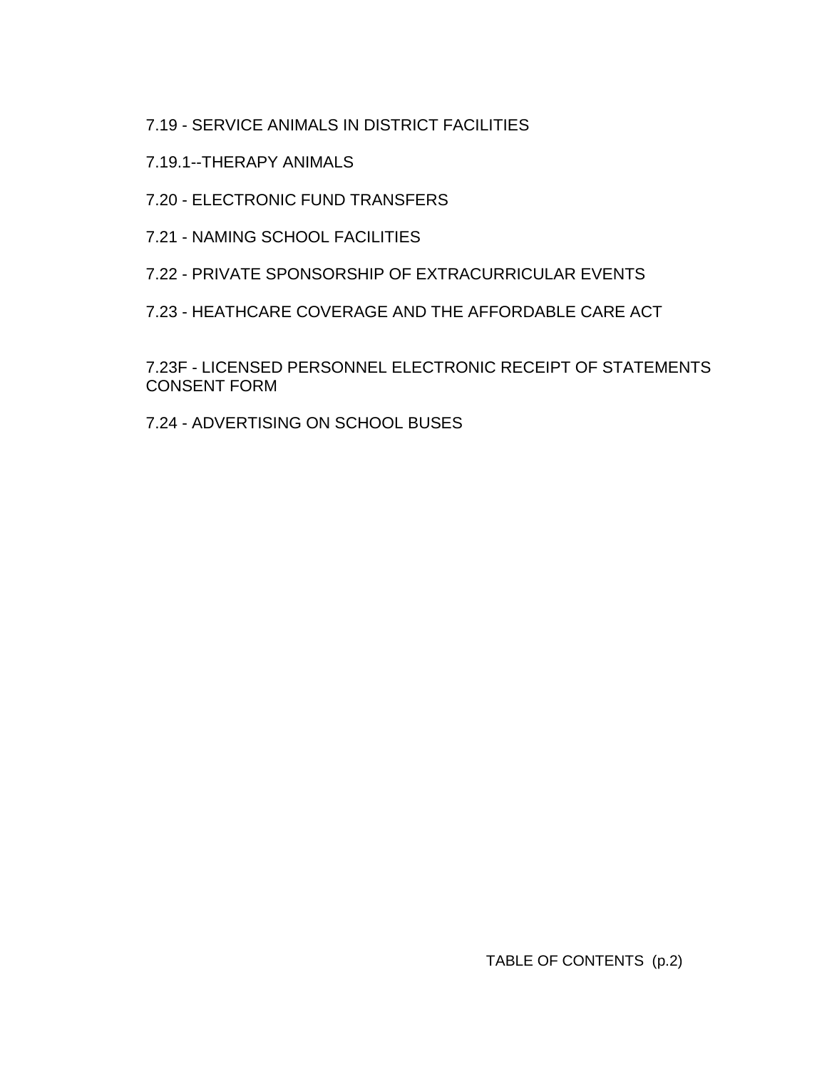7.19 - SERVICE ANIMALS IN DISTRICT FACILITIES

7.19.1--THERAPY ANIMALS

7.20 - ELECTRONIC FUND TRANSFERS

7.21 - NAMING SCHOOL FACILITIES

7.22 - PRIVATE SPONSORSHIP OF EXTRACURRICULAR EVENTS

7.23 - HEATHCARE COVERAGE AND THE AFFORDABLE CARE ACT

7.23F - LICENSED PERSONNEL ELECTRONIC RECEIPT OF STATEMENTS CONSENT FORM

7.24 - ADVERTISING ON SCHOOL BUSES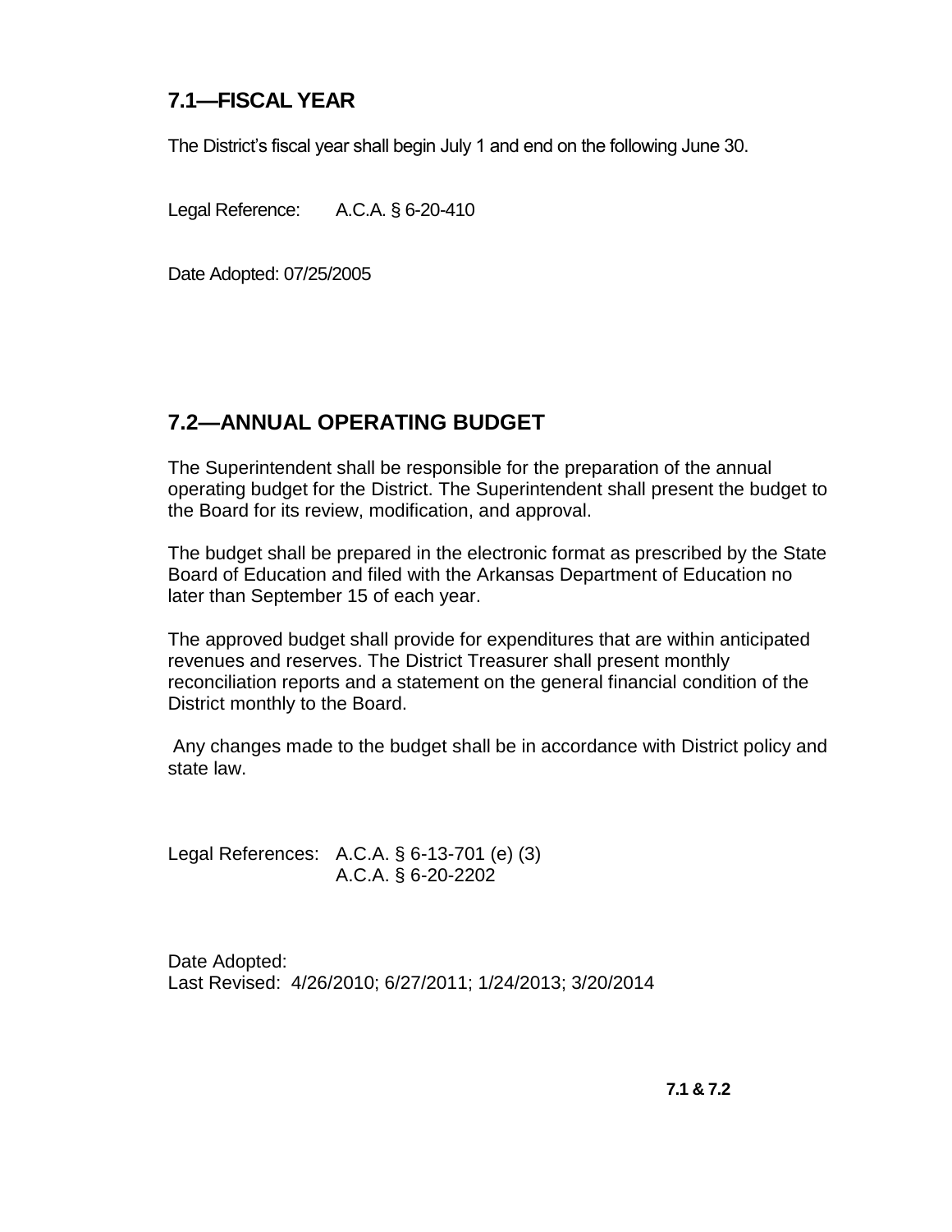## 7.1—FISCAL YEAR

The District's fiscal year shall begin July 1 and end on the following June 30.

Legal Reference: A.C.A. § 6-20-410

Date Adopted: 07/25/2005

## 7.2—ANNUAL OPERATING BUDGET

The Superintendent shall be responsible for the preparation of the annual operating budget for the District. The Superintendent shall present the budget to the Board for its review, modification, and approval.

The budget shall be prepared in the electronic format as prescribed by the State Board of Education and filed with the Arkansas Department of Education no later than September 15 of each year.

The approved budget shall provide for expenditures that are within anticipated revenues and reserves. The District Treasurer shall present monthly reconciliation reports and a statement on the general financial condition of the District monthly to the Board.

Any changes made to the budget shall be in accordance with District policy and state law.

Legal References: A.C.A. § 6-13-701 (e) (3)
A.C.A. § 6-20-2202

Date Adopted:
Last Revised: 4/26/2010; 6/27/2011; 1/24/2013; 3/20/2014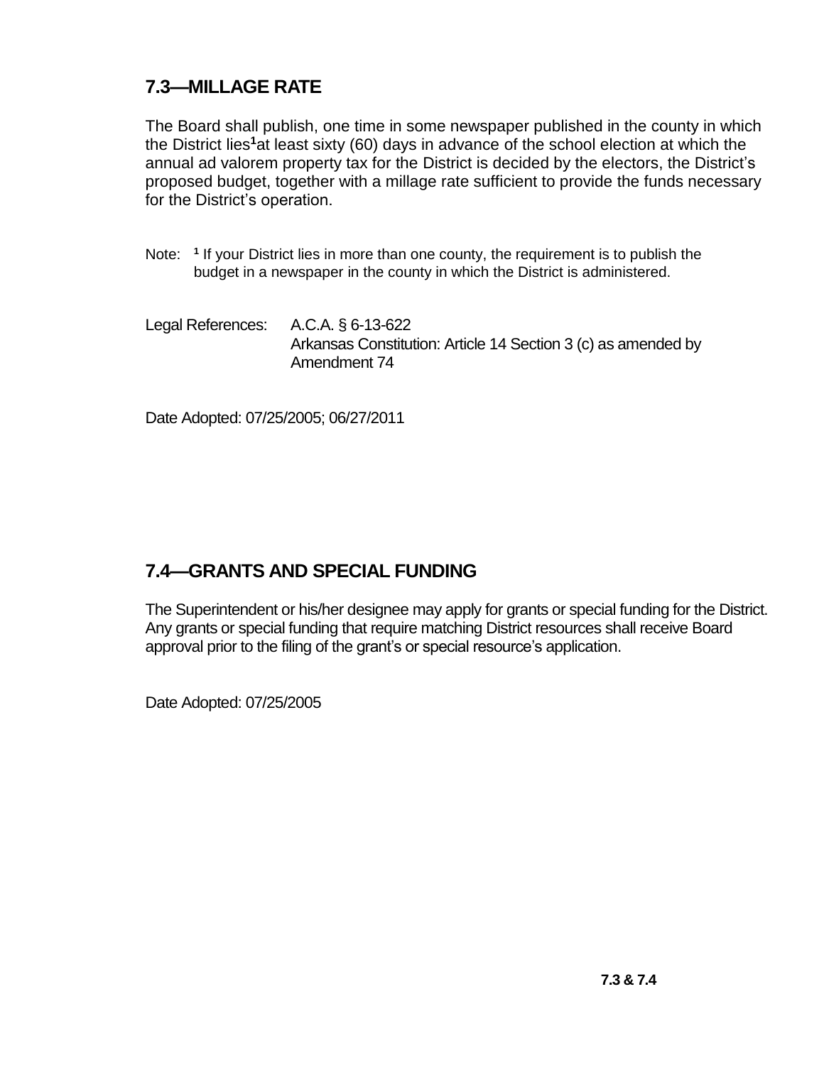## 7.3—MILLAGE RATE

The Board shall publish, one time in some newspaper published in the county in which the District lies[1]at least sixty (60) days in advance of the school election at which the annual ad valorem property tax for the District is decided by the electors, the District's proposed budget, together with a millage rate sufficient to provide the funds necessary for the District's operation.

Note: [1] If your District lies in more than one county, the requirement is to publish the budget in a newspaper in the county in which the District is administered.

Legal References: A.C.A. § 6-13-622
Arkansas Constitution: Article 14 Section 3 (c) as amended by Amendment 74

Date Adopted: 07/25/2005; 06/27/2011

## 7.4—GRANTS AND SPECIAL FUNDING

The Superintendent or his/her designee may apply for grants or special funding for the District. Any grants or special funding that require matching District resources shall receive Board approval prior to the filing of the grant's or special resource's application.

Date Adopted: 07/25/2005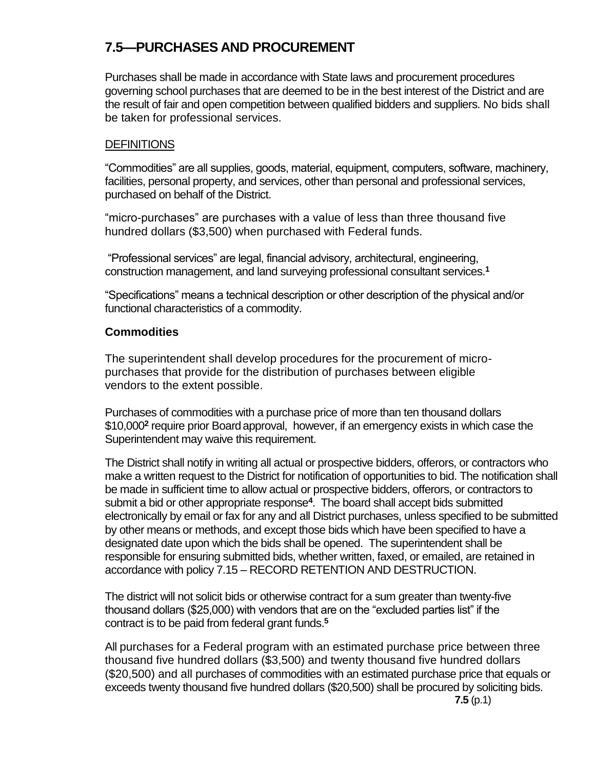## 7.5—PURCHASES AND PROCUREMENT

Purchases shall be made in accordance with State laws and procurement procedures governing school purchases that are deemed to be in the best interest of the District and are the result of fair and open competition between qualified bidders and suppliers. No bids shall be taken for professional services.

DEFINITIONS

"Commodities" are all supplies, goods, material, equipment, computers, software, machinery, facilities, personal property, and services, other than personal and professional services, purchased on behalf of the District.

"micro-purchases" are purchases with a value of less than three thousand five hundred dollars ($3,500) when purchased with Federal funds.

"Professional services" are legal, financial advisory, architectural, engineering, construction management, and land surveying professional consultant services.[1]

"Specifications" means a technical description or other description of the physical and/or functional characteristics of a commodity.

### Commodities

The superintendent shall develop procedures for the procurement of micro-purchases that provide for the distribution of purchases between eligible vendors to the extent possible.

Purchases of commodities with a purchase price of more than ten thousand dollars $10,000[2] require prior Board approval, however, if an emergency exists in which case the Superintendent may waive this requirement.

The District shall notify in writing all actual or prospective bidders, offerors, or contractors who make a written request to the District for notification of opportunities to bid. The notification shall be made in sufficient time to allow actual or prospective bidders, offerors, or contractors to submit a bid or other appropriate response[4]. The board shall accept bids submitted electronically by email or fax for any and all District purchases, unless specified to be submitted by other means or methods, and except those bids which have been specified to have a designated date upon which the bids shall be opened. The superintendent shall be responsible for ensuring submitted bids, whether written, faxed, or emailed, are retained in accordance with policy 7.15 – RECORD RETENTION AND DESTRUCTION.

The district will not solicit bids or otherwise contract for a sum greater than twenty-five thousand dollars ($25,000) with vendors that are on the "excluded parties list" if the contract is to be paid from federal grant funds.[5]

All purchases for a Federal program with an estimated purchase price between three thousand five hundred dollars ($3,500) and twenty thousand five hundred dollars ($20,500) and all purchases of commodities with an estimated purchase price that equals or exceeds twenty thousand five hundred dollars ($20,500) shall be procured by soliciting bids.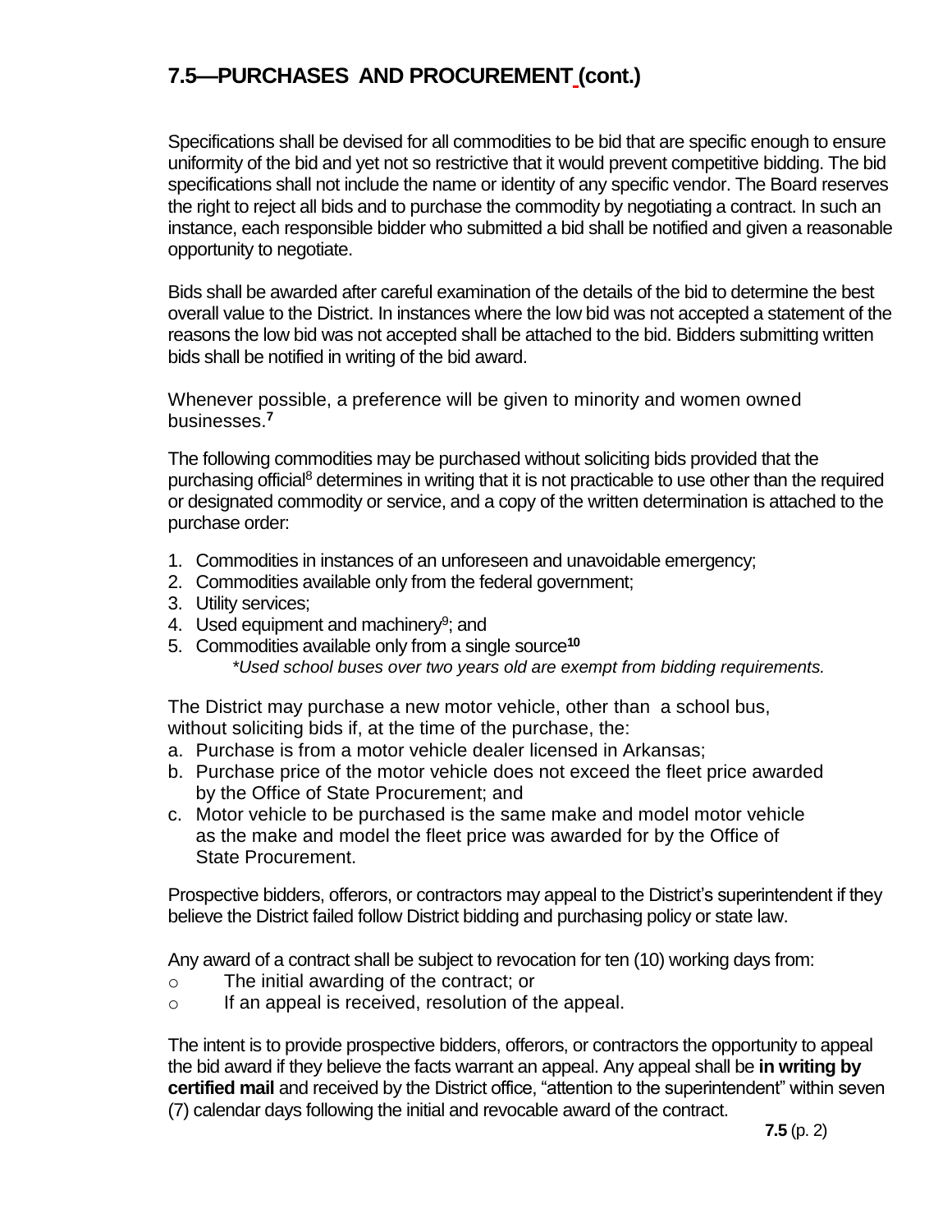## 7.5—PURCHASES AND PROCUREMENT (cont.)

Specifications shall be devised for all commodities to be bid that are specific enough to ensure uniformity of the bid and yet not so restrictive that it would prevent competitive bidding. The bid specifications shall not include the name or identity of any specific vendor. The Board reserves the right to reject all bids and to purchase the commodity by negotiating a contract. In such an instance, each responsible bidder who submitted a bid shall be notified and given a reasonable opportunity to negotiate.

Bids shall be awarded after careful examination of the details of the bid to determine the best overall value to the District. In instances where the low bid was not accepted a statement of the reasons the low bid was not accepted shall be attached to the bid. Bidders submitting written bids shall be notified in writing of the bid award.

Whenever possible, a preference will be given to minority and women owned businesses.[7]

The following commodities may be purchased without soliciting bids provided that the purchasing official[8] determines in writing that it is not practicable to use other than the required or designated commodity or service, and a copy of the written determination is attached to the purchase order:

1. Commodities in instances of an unforeseen and unavoidable emergency;
2. Commodities available only from the federal government;
3. Utility services;
4. Used equipment and machinery[9]; and
5. Commodities available only from a single source[10]
   *\*Used school buses over two years old are exempt from bidding requirements.*

The District may purchase a new motor vehicle, other than a school bus, without soliciting bids if, at the time of the purchase, the:

a. Purchase is from a motor vehicle dealer licensed in Arkansas;
b. Purchase price of the motor vehicle does not exceed the fleet price awarded by the Office of State Procurement; and
c. Motor vehicle to be purchased is the same make and model motor vehicle as the make and model the fleet price was awarded for by the Office of State Procurement.

Prospective bidders, offerors, or contractors may appeal to the District's superintendent if they believe the District failed follow District bidding and purchasing policy or state law.

Any award of a contract shall be subject to revocation for ten (10) working days from:

- The initial awarding of the contract; or
- If an appeal is received, resolution of the appeal.

The intent is to provide prospective bidders, offerors, or contractors the opportunity to appeal the bid award if they believe the facts warrant an appeal. Any appeal shall be **in writing by certified mail** and received by the District office, "attention to the superintendent" within seven (7) calendar days following the initial and revocable award of the contract.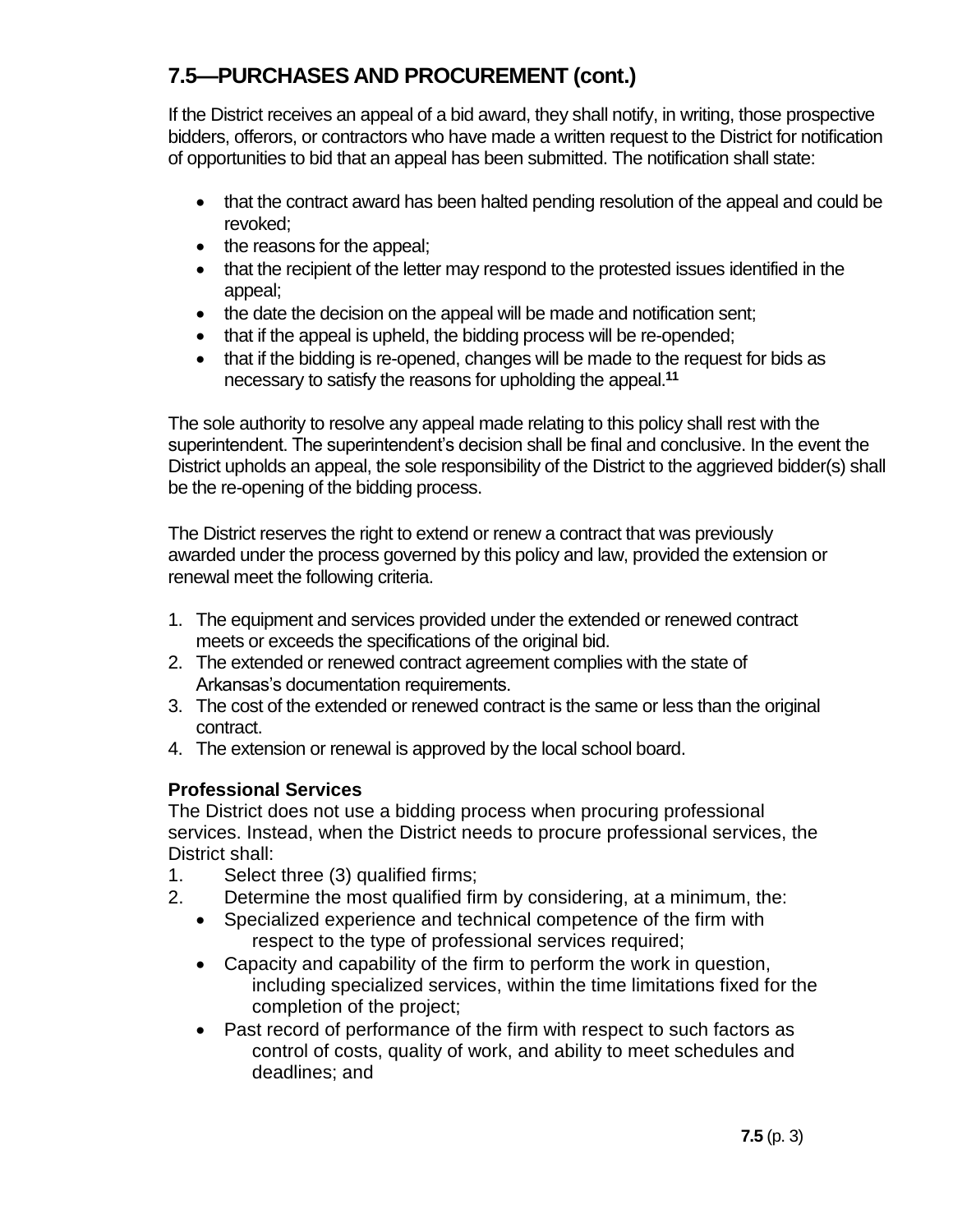## 7.5—PURCHASES AND PROCUREMENT (cont.)

If the District receives an appeal of a bid award, they shall notify, in writing, those prospective bidders, offerors, or contractors who have made a written request to the District for notification of opportunities to bid that an appeal has been submitted. The notification shall state:

- that the contract award has been halted pending resolution of the appeal and could be revoked;
- the reasons for the appeal;
- that the recipient of the letter may respond to the protested issues identified in the appeal;
- the date the decision on the appeal will be made and notification sent;
- that if the appeal is upheld, the bidding process will be re-opended;
- that if the bidding is re-opened, changes will be made to the request for bids as necessary to satisfy the reasons for upholding the appeal.[11]

The sole authority to resolve any appeal made relating to this policy shall rest with the superintendent. The superintendent's decision shall be final and conclusive. In the event the District upholds an appeal, the sole responsibility of the District to the aggrieved bidder(s) shall be the re-opening of the bidding process.

The District reserves the right to extend or renew a contract that was previously awarded under the process governed by this policy and law, provided the extension or renewal meet the following criteria.

1. The equipment and services provided under the extended or renewed contract meets or exceeds the specifications of the original bid.
2. The extended or renewed contract agreement complies with the state of Arkansas's documentation requirements.
3. The cost of the extended or renewed contract is the same or less than the original contract.
4. The extension or renewal is approved by the local school board.

**Professional Services**

The District does not use a bidding process when procuring professional services. Instead, when the District needs to procure professional services, the District shall:

1. Select three (3) qualified firms;
2. Determine the most qualified firm by considering, at a minimum, the:
   - Specialized experience and technical competence of the firm with respect to the type of professional services required;
   - Capacity and capability of the firm to perform the work in question, including specialized services, within the time limitations fixed for the completion of the project;
   - Past record of performance of the firm with respect to such factors as control of costs, quality of work, and ability to meet schedules and deadlines; and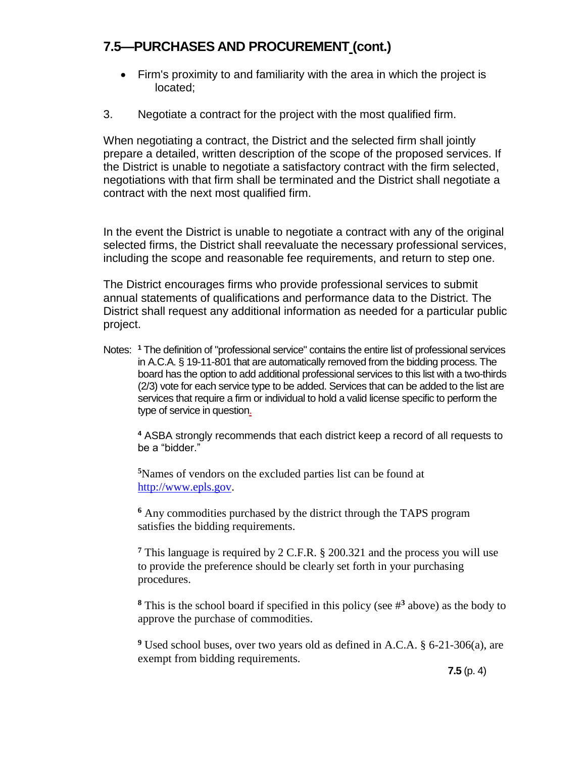## 7.5—PURCHASES AND PROCUREMENT (cont.)

- Firm's proximity to and familiarity with the area in which the project is located;

3. Negotiate a contract for the project with the most qualified firm.

When negotiating a contract, the District and the selected firm shall jointly prepare a detailed, written description of the scope of the proposed services. If the District is unable to negotiate a satisfactory contract with the firm selected, negotiations with that firm shall be terminated and the District shall negotiate a contract with the next most qualified firm.

In the event the District is unable to negotiate a contract with any of the original selected firms, the District shall reevaluate the necessary professional services, including the scope and reasonable fee requirements, and return to step one.

The District encourages firms who provide professional services to submit annual statements of qualifications and performance data to the District. The District shall request any additional information as needed for a particular public project.

Notes: [1] The definition of "professional service" contains the entire list of professional services in A.C.A. § 19-11-801 that are automatically removed from the bidding process. The board has the option to add additional professional services to this list with a two-thirds (2/3) vote for each service type to be added. Services that can be added to the list are services that require a firm or individual to hold a valid license specific to perform the type of service in question.

[4] ASBA strongly recommends that each district keep a record of all requests to be a "bidder."

[5] Names of vendors on the excluded parties list can be found at http://www.epls.gov.

[6] Any commodities purchased by the district through the TAPS program satisfies the bidding requirements.

[7] This language is required by 2 C.F.R. § 200.321 and the process you will use to provide the preference should be clearly set forth in your purchasing procedures.

[8] This is the school board if specified in this policy (see #[3] above) as the body to approve the purchase of commodities.

[9] Used school buses, over two years old as defined in A.C.A. § 6-21-306(a), are exempt from bidding requirements.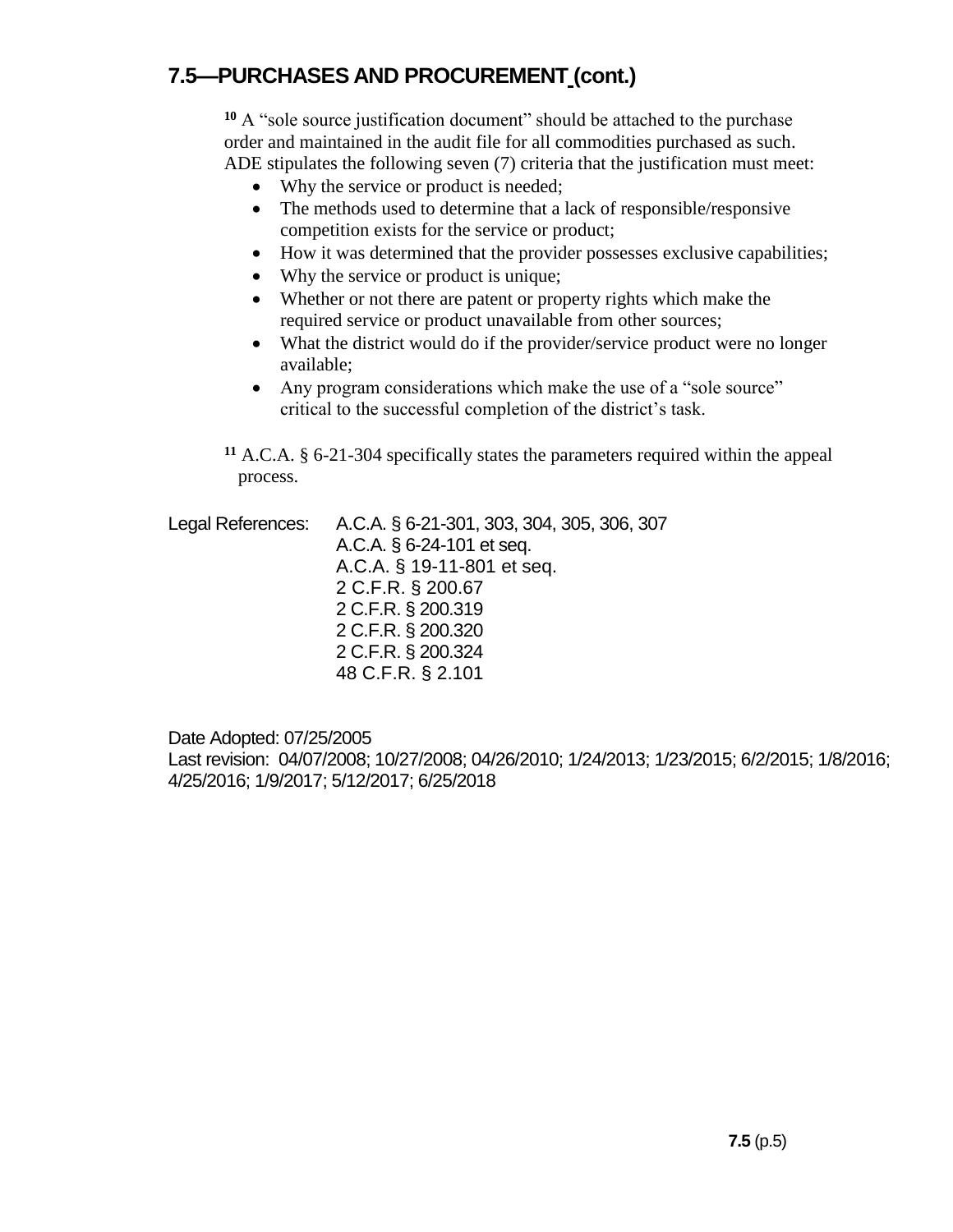## 7.5—PURCHASES AND PROCUREMENT (cont.)

[10] A "sole source justification document" should be attached to the purchase order and maintained in the audit file for all commodities purchased as such. ADE stipulates the following seven (7) criteria that the justification must meet:

- Why the service or product is needed;
- The methods used to determine that a lack of responsible/responsive competition exists for the service or product;
- How it was determined that the provider possesses exclusive capabilities;
- Why the service or product is unique;
- Whether or not there are patent or property rights which make the required service or product unavailable from other sources;
- What the district would do if the provider/service product were no longer available;
- Any program considerations which make the use of a "sole source" critical to the successful completion of the district's task.

[11] A.C.A. § 6-21-304 specifically states the parameters required within the appeal process.

Legal References: A.C.A. § 6-21-301, 303, 304, 305, 306, 307
A.C.A. § 6-24-101 et seq.
A.C.A. § 19-11-801 et seq.
2 C.F.R. § 200.67
2 C.F.R. § 200.319
2 C.F.R. § 200.320
2 C.F.R. § 200.324
48 C.F.R. § 2.101

Date Adopted: 07/25/2005
Last revision: 04/07/2008; 10/27/2008; 04/26/2010; 1/24/2013; 1/23/2015; 6/2/2015; 1/8/2016; 4/25/2016; 1/9/2017; 5/12/2017; 6/25/2018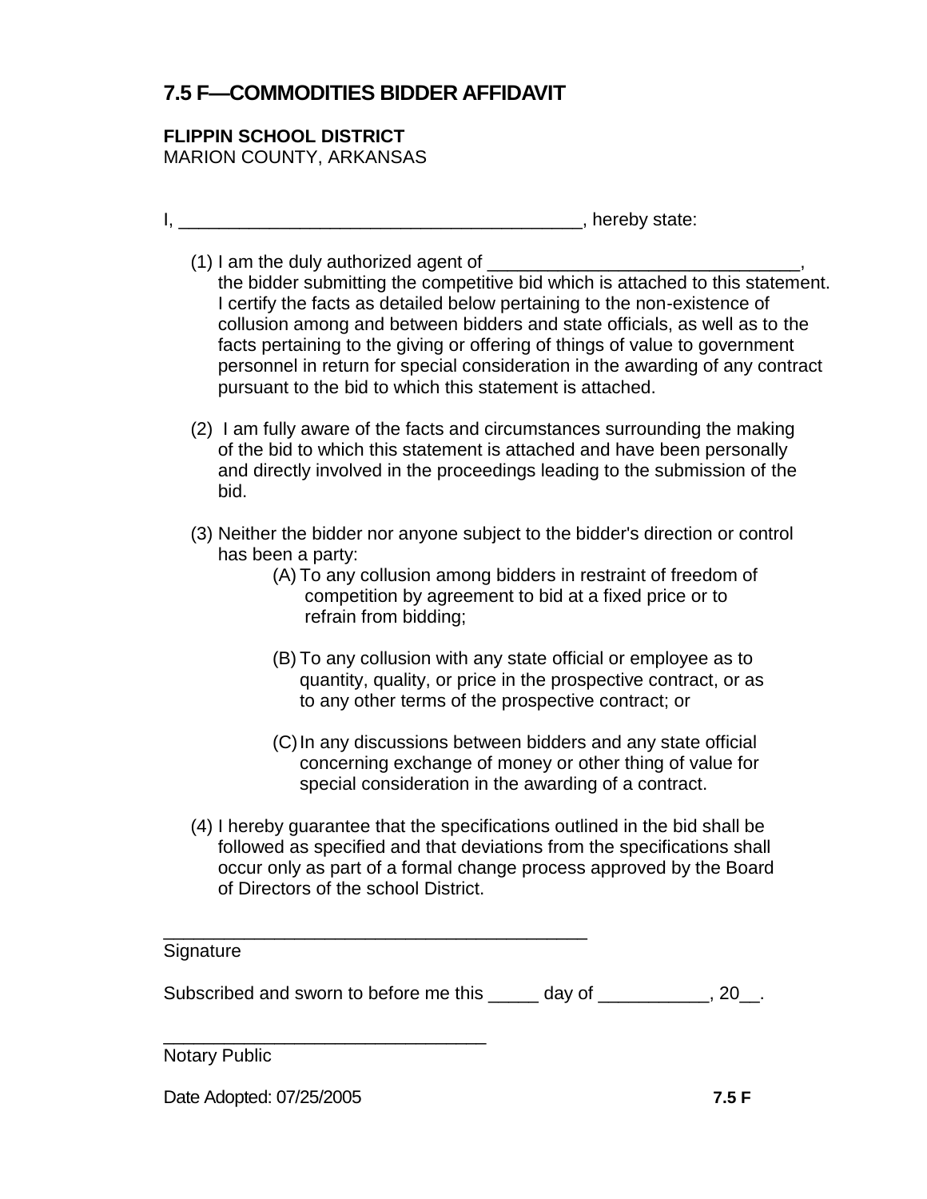## 7.5 F—COMMODITIES BIDDER AFFIDAVIT

**FLIPPIN SCHOOL DISTRICT**
MARION COUNTY, ARKANSAS

I, ________________________________________, hereby state:

(1) I am the duly authorized agent of _______________________________, the bidder submitting the competitive bid which is attached to this statement. I certify the facts as detailed below pertaining to the non-existence of collusion among and between bidders and state officials, as well as to the facts pertaining to the giving or offering of things of value to government personnel in return for special consideration in the awarding of any contract pursuant to the bid to which this statement is attached.

(2) I am fully aware of the facts and circumstances surrounding the making of the bid to which this statement is attached and have been personally and directly involved in the proceedings leading to the submission of the bid.

(3) Neither the bidder nor anyone subject to the bidder's direction or control has been a party:

(A) To any collusion among bidders in restraint of freedom of competition by agreement to bid at a fixed price or to refrain from bidding;

(B) To any collusion with any state official or employee as to quantity, quality, or price in the prospective contract, or as to any other terms of the prospective contract; or

(C) In any discussions between bidders and any state official concerning exchange of money or other thing of value for special consideration in the awarding of a contract.

(4) I hereby guarantee that the specifications outlined in the bid shall be followed as specified and that deviations from the specifications shall occur only as part of a formal change process approved by the Board of Directors of the school District.

__________________________________________
Signature

Subscribed and sworn to before me this _____ day of ___________, 20__.

________________________________
Notary Public

Date Adopted: 07/25/2005 **7.5 F**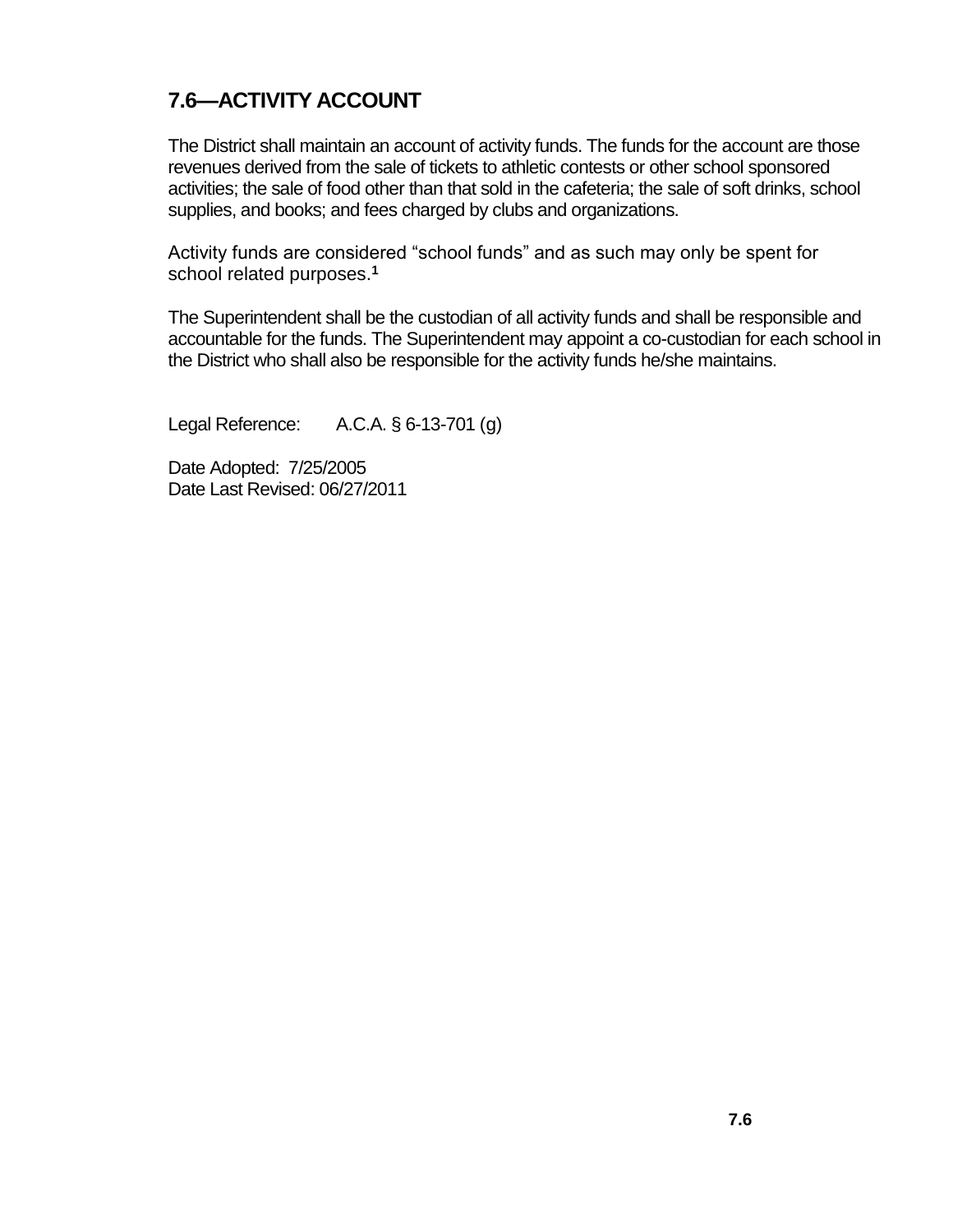## 7.6—ACTIVITY ACCOUNT

The District shall maintain an account of activity funds. The funds for the account are those revenues derived from the sale of tickets to athletic contests or other school sponsored activities; the sale of food other than that sold in the cafeteria; the sale of soft drinks, school supplies, and books; and fees charged by clubs and organizations.

Activity funds are considered "school funds" and as such may only be spent for school related purposes.[1]

The Superintendent shall be the custodian of all activity funds and shall be responsible and accountable for the funds. The Superintendent may appoint a co-custodian for each school in the District who shall also be responsible for the activity funds he/she maintains.

Legal Reference: A.C.A. § 6-13-701 (g)

Date Adopted: 7/25/2005
Date Last Revised: 06/27/2011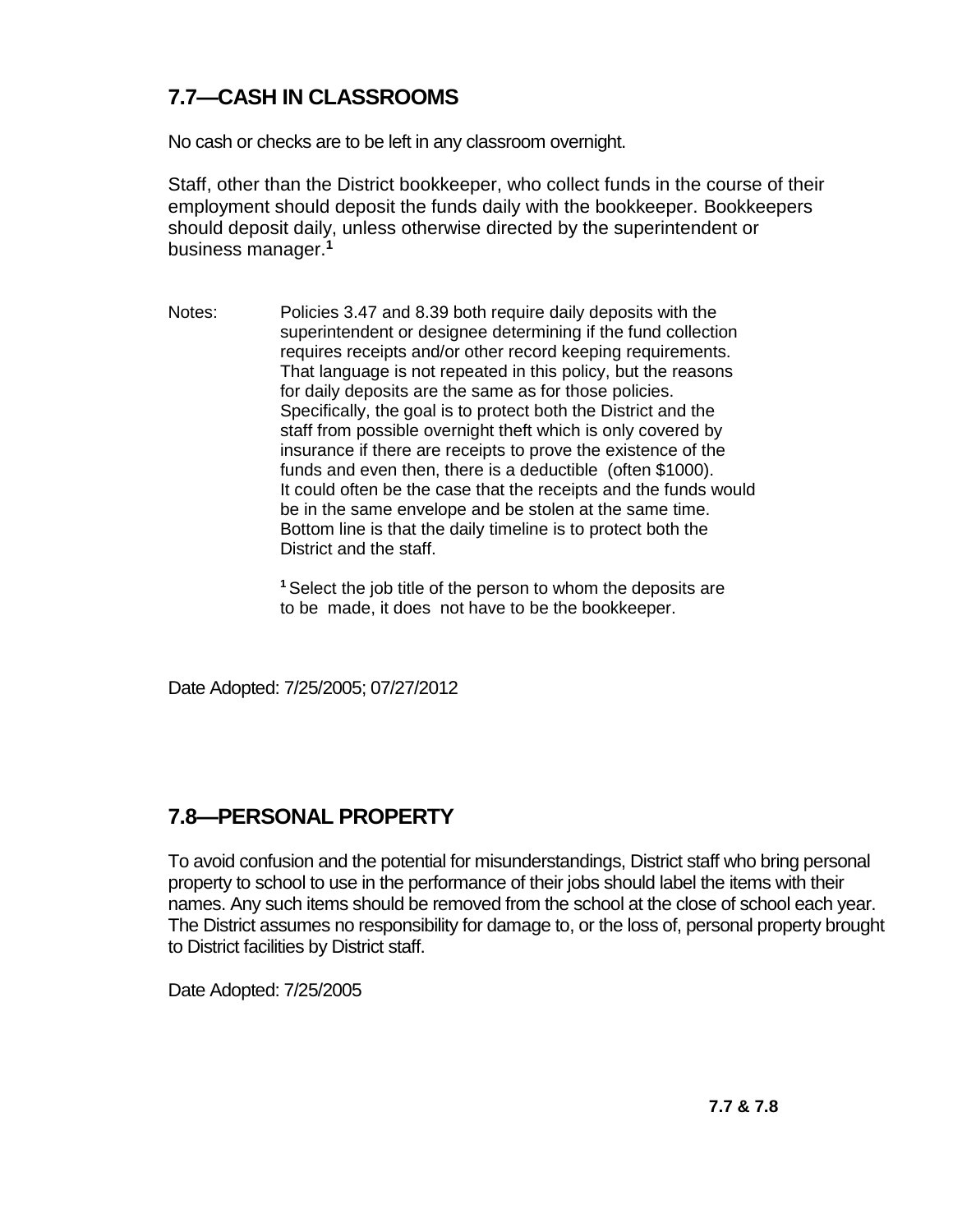## 7.7—CASH IN CLASSROOMS

No cash or checks are to be left in any classroom overnight.

Staff, other than the District bookkeeper, who collect funds in the course of their employment should deposit the funds daily with the bookkeeper. Bookkeepers should deposit daily, unless otherwise directed by the superintendent or business manager.[1]

Notes: Policies 3.47 and 8.39 both require daily deposits with the superintendent or designee determining if the fund collection requires receipts and/or other record keeping requirements. That language is not repeated in this policy, but the reasons for daily deposits are the same as for those policies. Specifically, the goal is to protect both the District and the staff from possible overnight theft which is only covered by insurance if there are receipts to prove the existence of the funds and even then, there is a deductible (often $1000). It could often be the case that the receipts and the funds would be in the same envelope and be stolen at the same time. Bottom line is that the daily timeline is to protect both the District and the staff.

[1] Select the job title of the person to whom the deposits are to be made, it does not have to be the bookkeeper.

Date Adopted: 7/25/2005; 07/27/2012

## 7.8—PERSONAL PROPERTY

To avoid confusion and the potential for misunderstandings, District staff who bring personal property to school to use in the performance of their jobs should label the items with their names. Any such items should be removed from the school at the close of school each year. The District assumes no responsibility for damage to, or the loss of, personal property brought to District facilities by District staff.

Date Adopted: 7/25/2005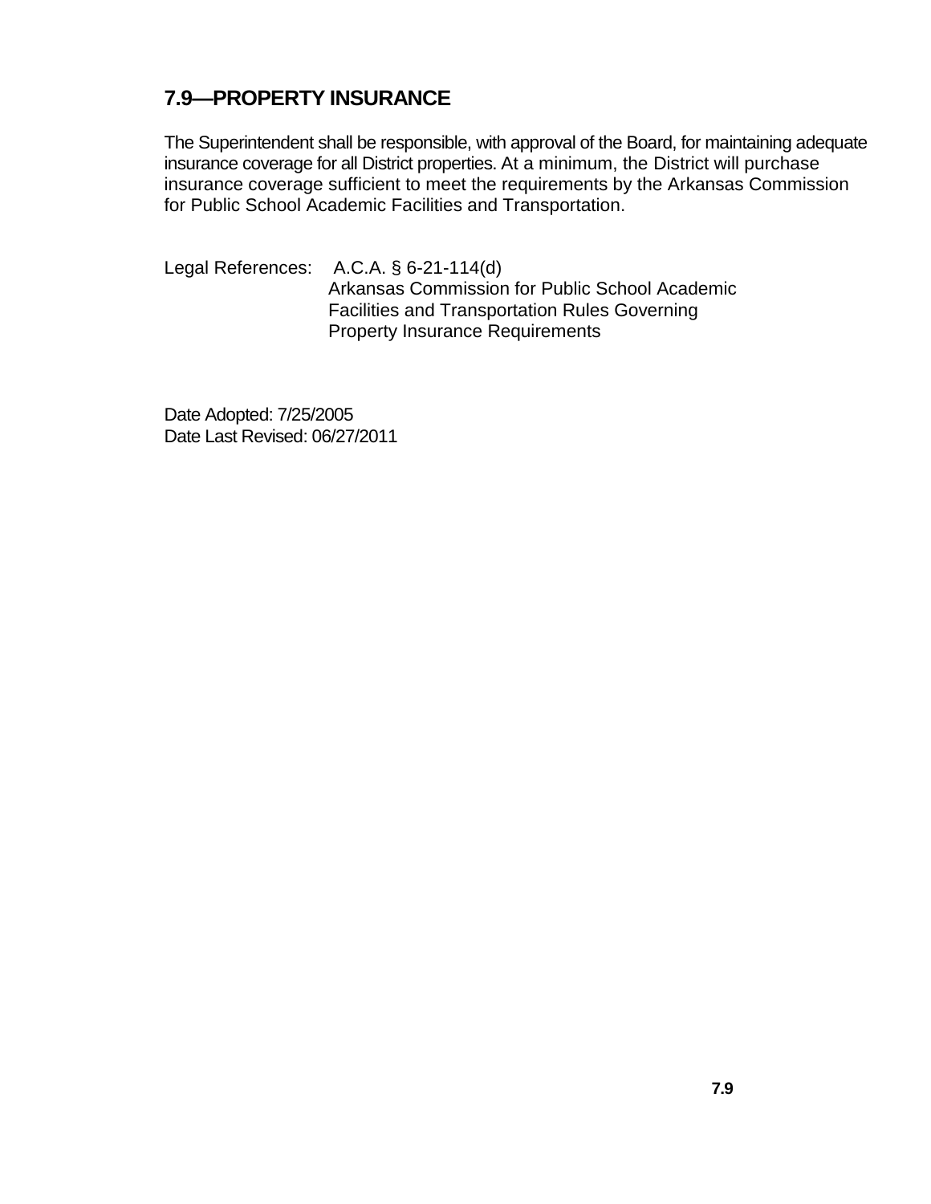## 7.9—PROPERTY INSURANCE

The Superintendent shall be responsible, with approval of the Board, for maintaining adequate insurance coverage for all District properties. At a minimum, the District will purchase insurance coverage sufficient to meet the requirements by the Arkansas Commission for Public School Academic Facilities and Transportation.

Legal References: A.C.A. § 6-21-114(d)
Arkansas Commission for Public School Academic Facilities and Transportation Rules Governing Property Insurance Requirements

Date Adopted: 7/25/2005
Date Last Revised: 06/27/2011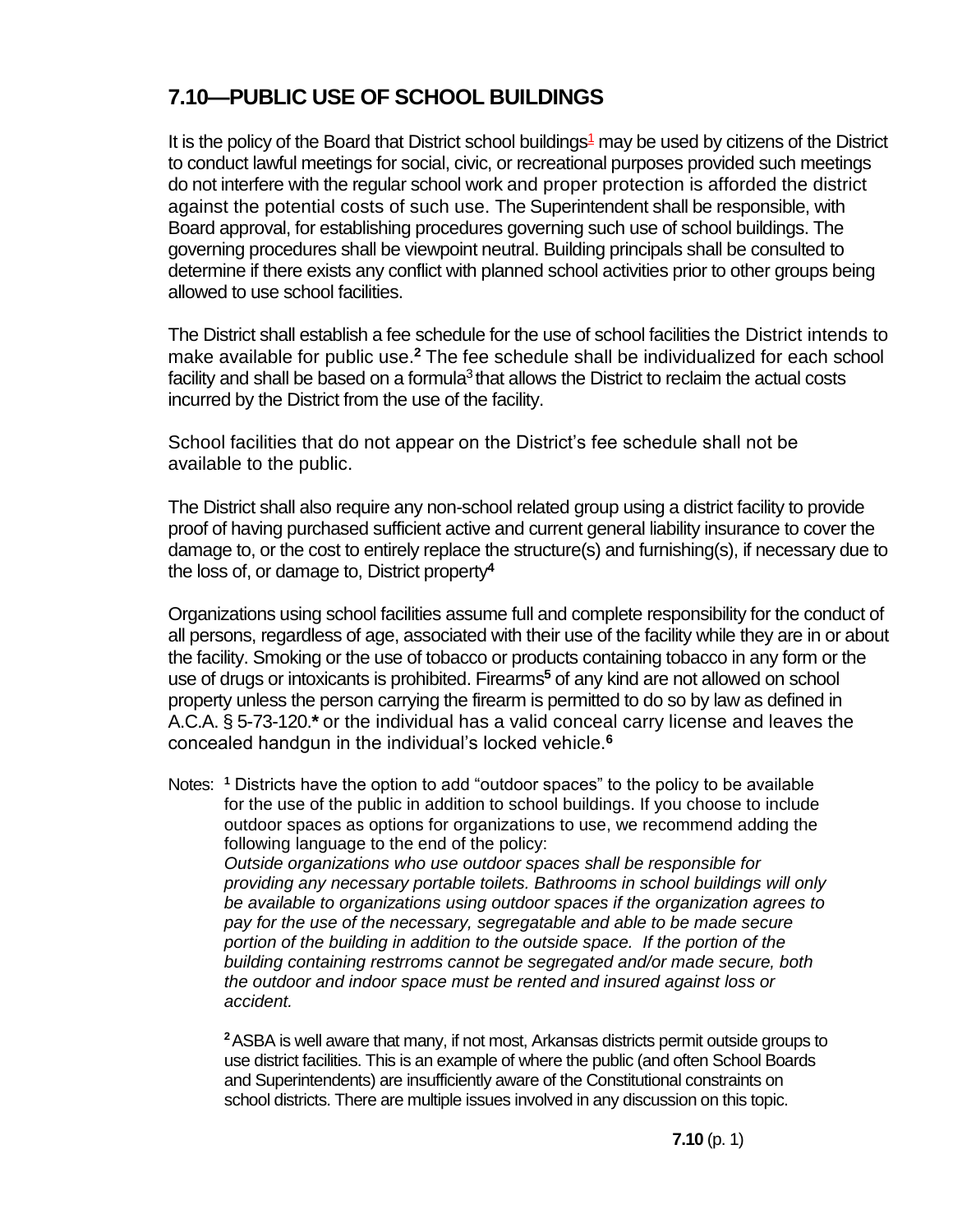## 7.10—PUBLIC USE OF SCHOOL BUILDINGS

It is the policy of the Board that District school buildings[1] may be used by citizens of the District to conduct lawful meetings for social, civic, or recreational purposes provided such meetings do not interfere with the regular school work and proper protection is afforded the district against the potential costs of such use. The Superintendent shall be responsible, with Board approval, for establishing procedures governing such use of school buildings. The governing procedures shall be viewpoint neutral. Building principals shall be consulted to determine if there exists any conflict with planned school activities prior to other groups being allowed to use school facilities.

The District shall establish a fee schedule for the use of school facilities the District intends to make available for public use.[2] The fee schedule shall be individualized for each school facility and shall be based on a formula[3] that allows the District to reclaim the actual costs incurred by the District from the use of the facility.

School facilities that do not appear on the District's fee schedule shall not be available to the public.

The District shall also require any non-school related group using a district facility to provide proof of having purchased sufficient active and current general liability insurance to cover the damage to, or the cost to entirely replace the structure(s) and furnishing(s), if necessary due to the loss of, or damage to, District property[4]

Organizations using school facilities assume full and complete responsibility for the conduct of all persons, regardless of age, associated with their use of the facility while they are in or about the facility. Smoking or the use of tobacco or products containing tobacco in any form or the use of drugs or intoxicants is prohibited. Firearms[5] of any kind are not allowed on school property unless the person carrying the firearm is permitted to do so by law as defined in A.C.A. § 5-73-120.* or the individual has a valid conceal carry license and leaves the concealed handgun in the individual's locked vehicle.[6]

Notes: [1] Districts have the option to add "outdoor spaces" to the policy to be available for the use of the public in addition to school buildings. If you choose to include outdoor spaces as options for organizations to use, we recommend adding the following language to the end of the policy:
*Outside organizations who use outdoor spaces shall be responsible for providing any necessary portable toilets. Bathrooms in school buildings will only be available to organizations using outdoor spaces if the organization agrees to pay for the use of the necessary, segregatable and able to be made secure portion of the building in addition to the outside space. If the portion of the building containing restrroms cannot be segregated and/or made secure, both the outdoor and indoor space must be rented and insured against loss or accident.*

[2] ASBA is well aware that many, if not most, Arkansas districts permit outside groups to use district facilities. This is an example of where the public (and often School Boards and Superintendents) are insufficiently aware of the Constitutional constraints on school districts. There are multiple issues involved in any discussion on this topic.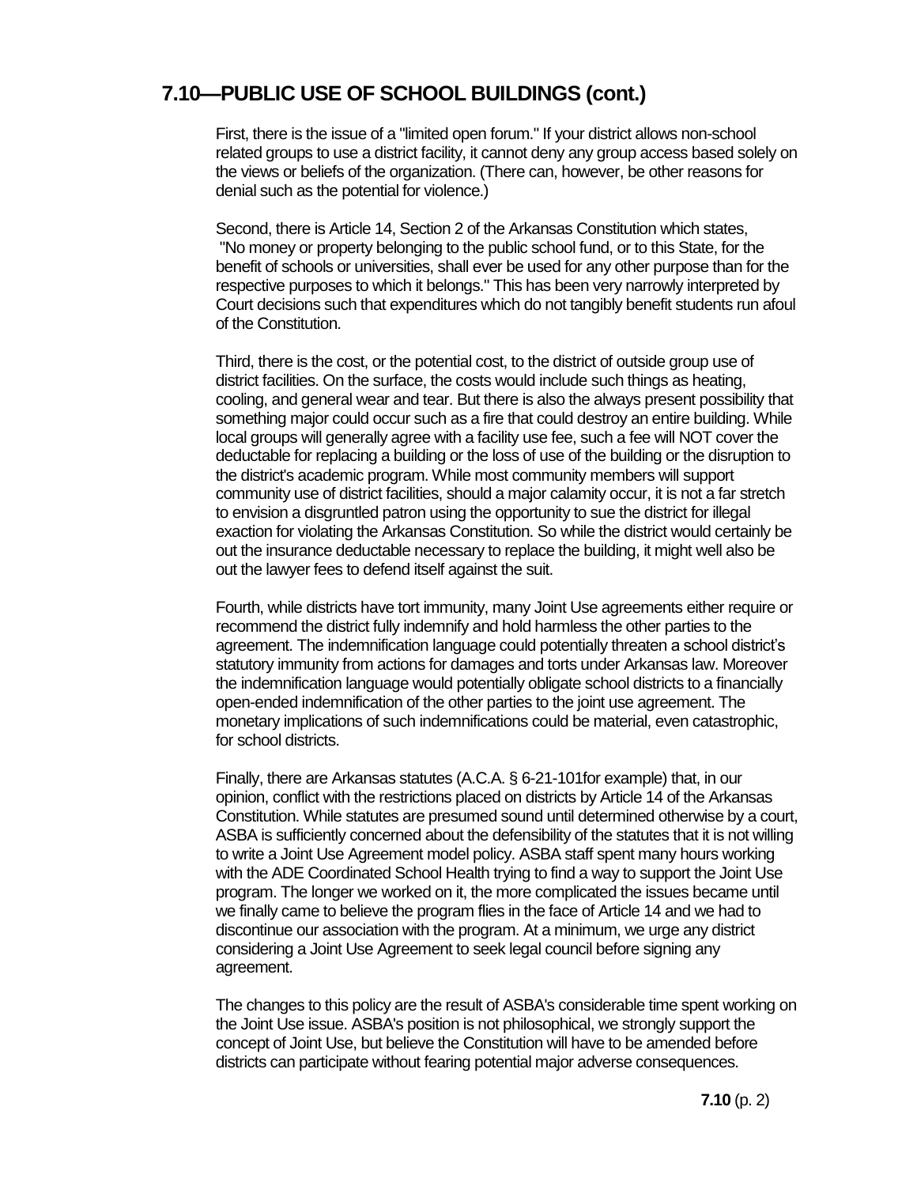## 7.10—PUBLIC USE OF SCHOOL BUILDINGS (cont.)

First, there is the issue of a "limited open forum." If your district allows non-school related groups to use a district facility, it cannot deny any group access based solely on the views or beliefs of the organization. (There can, however, be other reasons for denial such as the potential for violence.)

Second, there is Article 14, Section 2 of the Arkansas Constitution which states, "No money or property belonging to the public school fund, or to this State, for the benefit of schools or universities, shall ever be used for any other purpose than for the respective purposes to which it belongs." This has been very narrowly interpreted by Court decisions such that expenditures which do not tangibly benefit students run afoul of the Constitution.

Third, there is the cost, or the potential cost, to the district of outside group use of district facilities. On the surface, the costs would include such things as heating, cooling, and general wear and tear. But there is also the always present possibility that something major could occur such as a fire that could destroy an entire building. While local groups will generally agree with a facility use fee, such a fee will NOT cover the deductable for replacing a building or the loss of use of the building or the disruption to the district's academic program. While most community members will support community use of district facilities, should a major calamity occur, it is not a far stretch to envision a disgruntled patron using the opportunity to sue the district for illegal exaction for violating the Arkansas Constitution. So while the district would certainly be out the insurance deductable necessary to replace the building, it might well also be out the lawyer fees to defend itself against the suit.

Fourth, while districts have tort immunity, many Joint Use agreements either require or recommend the district fully indemnify and hold harmless the other parties to the agreement. The indemnification language could potentially threaten a school district's statutory immunity from actions for damages and torts under Arkansas law. Moreover the indemnification language would potentially obligate school districts to a financially open-ended indemnification of the other parties to the joint use agreement. The monetary implications of such indemnifications could be material, even catastrophic, for school districts.

Finally, there are Arkansas statutes (A.C.A. § 6-21-101for example) that, in our opinion, conflict with the restrictions placed on districts by Article 14 of the Arkansas Constitution. While statutes are presumed sound until determined otherwise by a court, ASBA is sufficiently concerned about the defensibility of the statutes that it is not willing to write a Joint Use Agreement model policy. ASBA staff spent many hours working with the ADE Coordinated School Health trying to find a way to support the Joint Use program. The longer we worked on it, the more complicated the issues became until we finally came to believe the program flies in the face of Article 14 and we had to discontinue our association with the program. At a minimum, we urge any district considering a Joint Use Agreement to seek legal council before signing any agreement.

The changes to this policy are the result of ASBA's considerable time spent working on the Joint Use issue. ASBA's position is not philosophical, we strongly support the concept of Joint Use, but believe the Constitution will have to be amended before districts can participate without fearing potential major adverse consequences.

**7.10** (p. 2)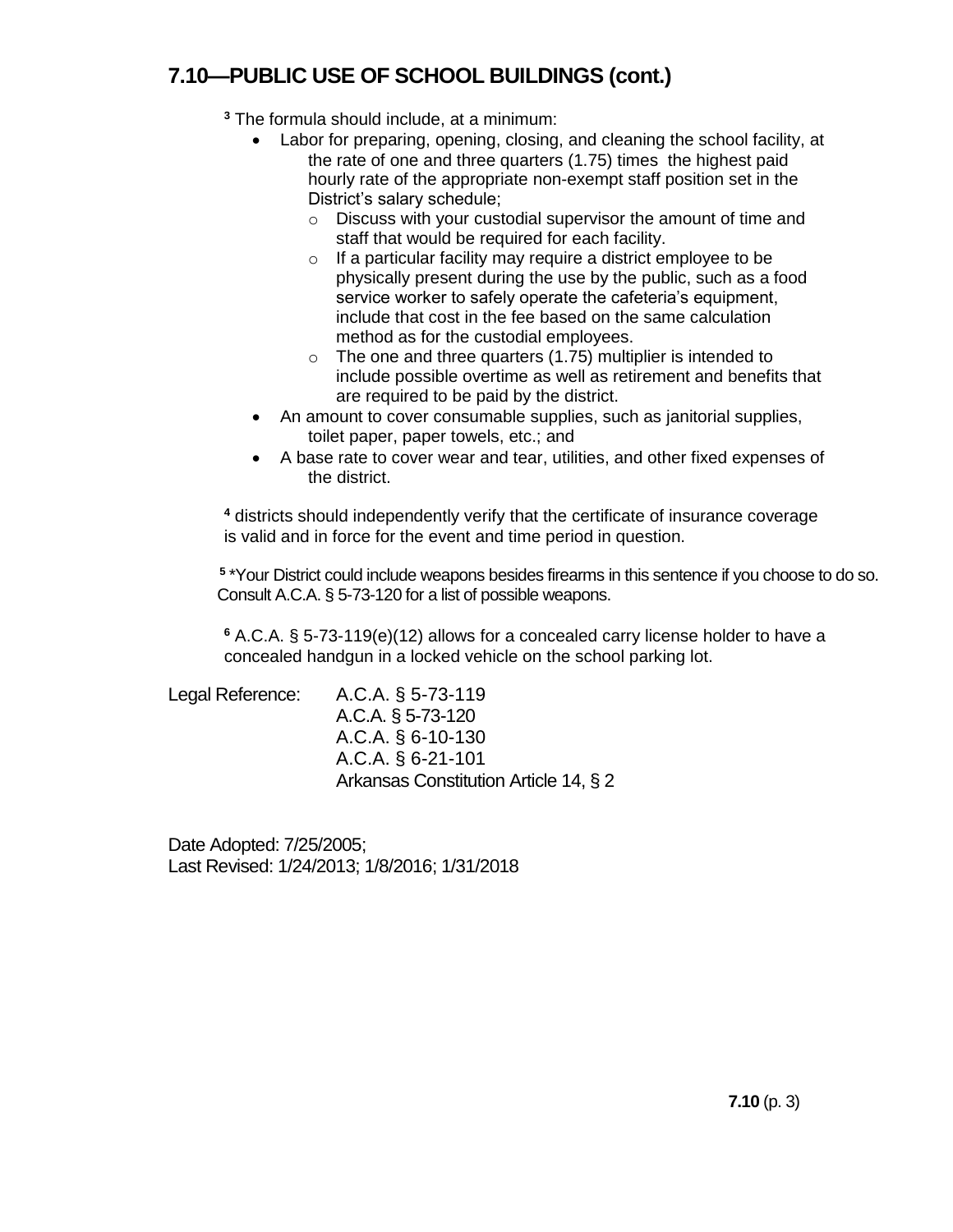## 7.10—PUBLIC USE OF SCHOOL BUILDINGS (cont.)

[3] The formula should include, at a minimum:

- Labor for preparing, opening, closing, and cleaning the school facility, at the rate of one and three quarters (1.75) times the highest paid hourly rate of the appropriate non-exempt staff position set in the District's salary schedule;
  - Discuss with your custodial supervisor the amount of time and staff that would be required for each facility.
  - If a particular facility may require a district employee to be physically present during the use by the public, such as a food service worker to safely operate the cafeteria's equipment, include that cost in the fee based on the same calculation method as for the custodial employees.
  - The one and three quarters (1.75) multiplier is intended to include possible overtime as well as retirement and benefits that are required to be paid by the district.
- An amount to cover consumable supplies, such as janitorial supplies, toilet paper, paper towels, etc.; and
- A base rate to cover wear and tear, utilities, and other fixed expenses of the district.

[4] districts should independently verify that the certificate of insurance coverage is valid and in force for the event and time period in question.

[5] *Your District could include weapons besides firearms in this sentence if you choose to do so. Consult A.C.A. § 5-73-120 for a list of possible weapons.

[6] A.C.A. § 5-73-119(e)(12) allows for a concealed carry license holder to have a concealed handgun in a locked vehicle on the school parking lot.

Legal Reference: A.C.A. § 5-73-119
A.C.A. § 5-73-120
A.C.A. § 6-10-130
A.C.A. § 6-21-101
Arkansas Constitution Article 14, § 2

Date Adopted: 7/25/2005;
Last Revised: 1/24/2013; 1/8/2016; 1/31/2018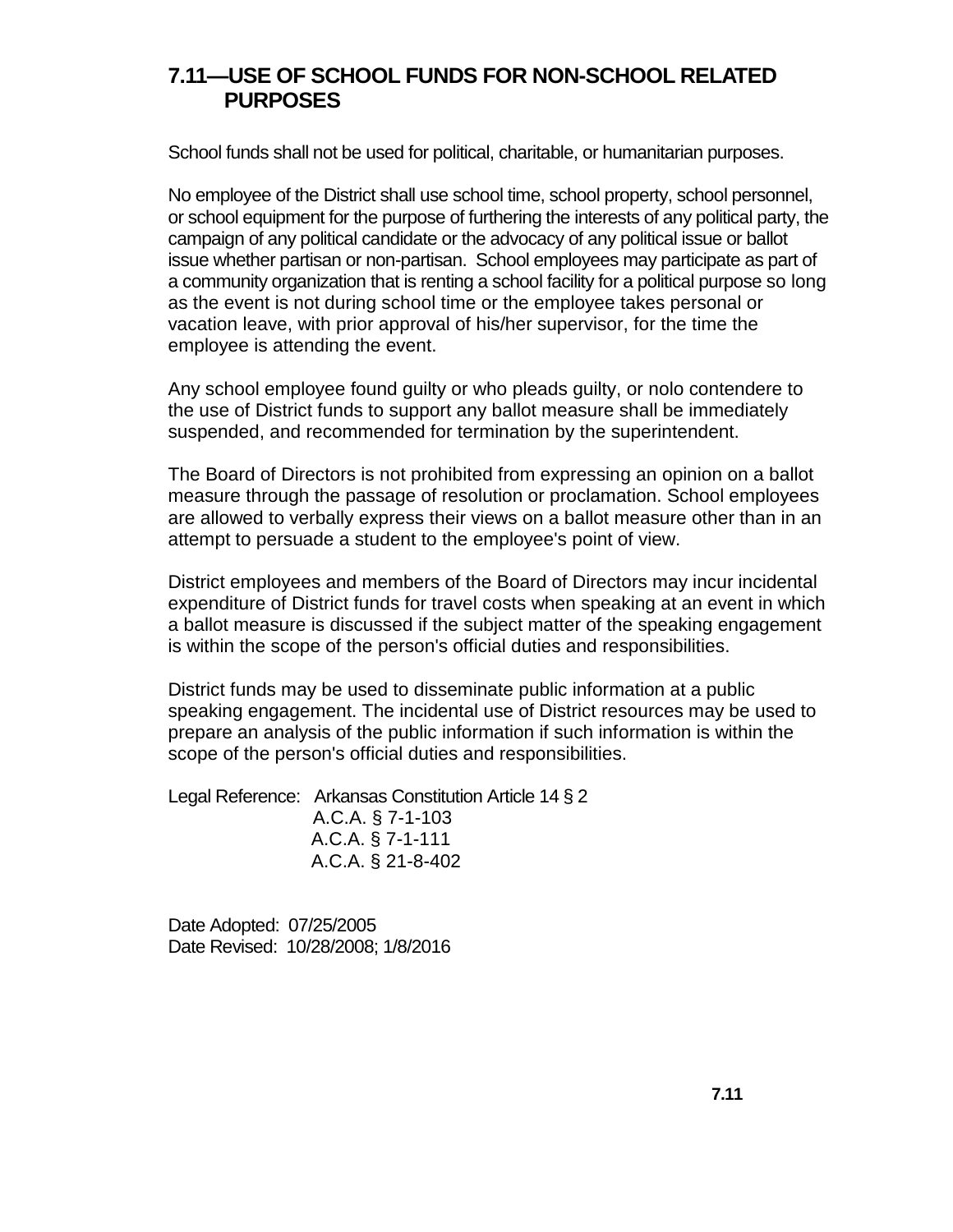## 7.11—USE OF SCHOOL FUNDS FOR NON-SCHOOL RELATED PURPOSES

School funds shall not be used for political, charitable, or humanitarian purposes.

No employee of the District shall use school time, school property, school personnel, or school equipment for the purpose of furthering the interests of any political party, the campaign of any political candidate or the advocacy of any political issue or ballot issue whether partisan or non-partisan. School employees may participate as part of a community organization that is renting a school facility for a political purpose so long as the event is not during school time or the employee takes personal or vacation leave, with prior approval of his/her supervisor, for the time the employee is attending the event.

Any school employee found guilty or who pleads guilty, or nolo contendere to the use of District funds to support any ballot measure shall be immediately suspended, and recommended for termination by the superintendent.

The Board of Directors is not prohibited from expressing an opinion on a ballot measure through the passage of resolution or proclamation. School employees are allowed to verbally express their views on a ballot measure other than in an attempt to persuade a student to the employee's point of view.

District employees and members of the Board of Directors may incur incidental expenditure of District funds for travel costs when speaking at an event in which a ballot measure is discussed if the subject matter of the speaking engagement is within the scope of the person's official duties and responsibilities.

District funds may be used to disseminate public information at a public speaking engagement. The incidental use of District resources may be used to prepare an analysis of the public information if such information is within the scope of the person's official duties and responsibilities.

Legal Reference: Arkansas Constitution Article 14 § 2
A.C.A. § 7-1-103
A.C.A. § 7-1-111
A.C.A. § 21-8-402

Date Adopted: 07/25/2005
Date Revised: 10/28/2008; 1/8/2016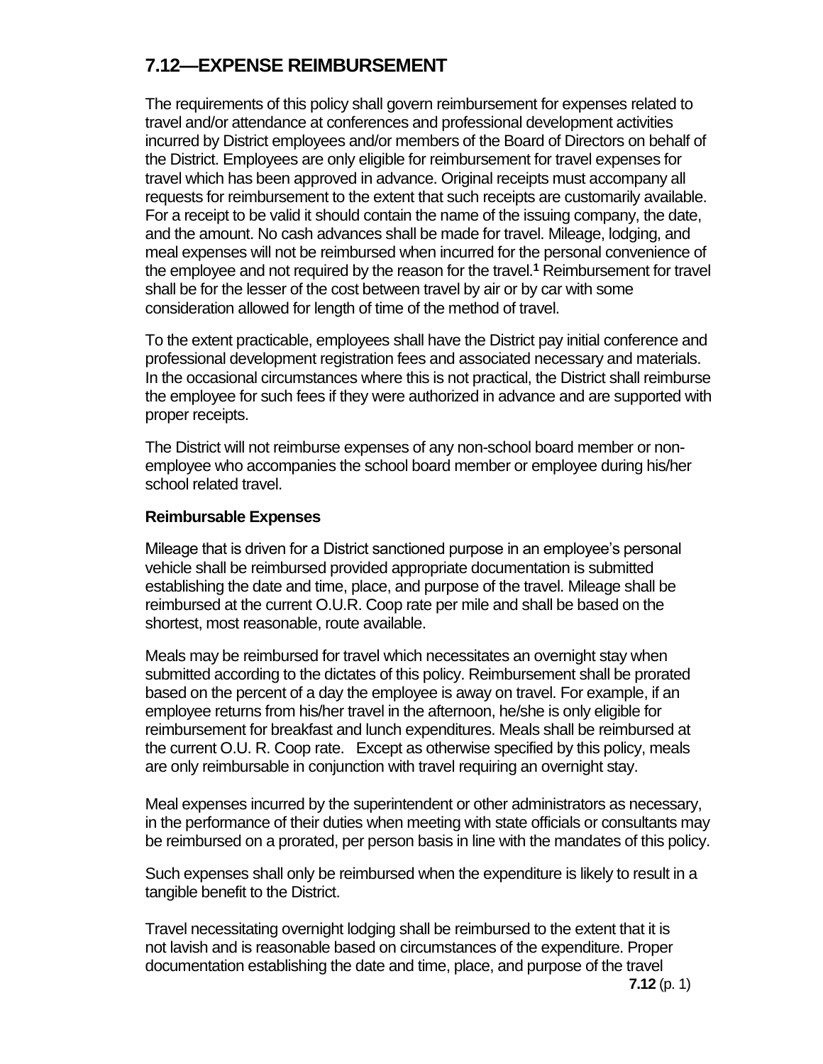## 7.12—EXPENSE REIMBURSEMENT

The requirements of this policy shall govern reimbursement for expenses related to travel and/or attendance at conferences and professional development activities incurred by District employees and/or members of the Board of Directors on behalf of the District. Employees are only eligible for reimbursement for travel expenses for travel which has been approved in advance. Original receipts must accompany all requests for reimbursement to the extent that such receipts are customarily available. For a receipt to be valid it should contain the name of the issuing company, the date, and the amount. No cash advances shall be made for travel. Mileage, lodging, and meal expenses will not be reimbursed when incurred for the personal convenience of the employee and not required by the reason for the travel.[1] Reimbursement for travel shall be for the lesser of the cost between travel by air or by car with some consideration allowed for length of time of the method of travel.

To the extent practicable, employees shall have the District pay initial conference and professional development registration fees and associated necessary and materials. In the occasional circumstances where this is not practical, the District shall reimburse the employee for such fees if they were authorized in advance and are supported with proper receipts.

The District will not reimburse expenses of any non-school board member or non-employee who accompanies the school board member or employee during his/her school related travel.

### Reimbursable Expenses

Mileage that is driven for a District sanctioned purpose in an employee's personal vehicle shall be reimbursed provided appropriate documentation is submitted establishing the date and time, place, and purpose of the travel. Mileage shall be reimbursed at the current O.U.R. Coop rate per mile and shall be based on the shortest, most reasonable, route available.

Meals may be reimbursed for travel which necessitates an overnight stay when submitted according to the dictates of this policy. Reimbursement shall be prorated based on the percent of a day the employee is away on travel. For example, if an employee returns from his/her travel in the afternoon, he/she is only eligible for reimbursement for breakfast and lunch expenditures. Meals shall be reimbursed at the current O.U. R. Coop rate. Except as otherwise specified by this policy, meals are only reimbursable in conjunction with travel requiring an overnight stay.

Meal expenses incurred by the superintendent or other administrators as necessary, in the performance of their duties when meeting with state officials or consultants may be reimbursed on a prorated, per person basis in line with the mandates of this policy.

Such expenses shall only be reimbursed when the expenditure is likely to result in a tangible benefit to the District.

Travel necessitating overnight lodging shall be reimbursed to the extent that it is not lavish and is reasonable based on circumstances of the expenditure. Proper documentation establishing the date and time, place, and purpose of the travel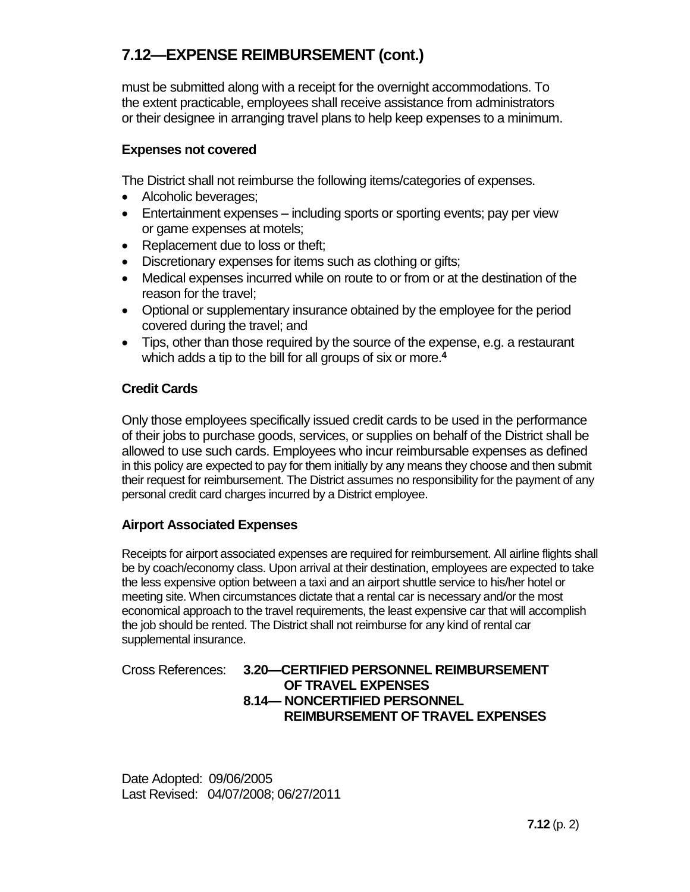## 7.12—EXPENSE REIMBURSEMENT (cont.)

must be submitted along with a receipt for the overnight accommodations. To the extent practicable, employees shall receive assistance from administrators or their designee in arranging travel plans to help keep expenses to a minimum.

### Expenses not covered

The District shall not reimburse the following items/categories of expenses.

- Alcoholic beverages;
- Entertainment expenses – including sports or sporting events; pay per view or game expenses at motels;
- Replacement due to loss or theft;
- Discretionary expenses for items such as clothing or gifts;
- Medical expenses incurred while on route to or from or at the destination of the reason for the travel;
- Optional or supplementary insurance obtained by the employee for the period covered during the travel; and
- Tips, other than those required by the source of the expense, e.g. a restaurant which adds a tip to the bill for all groups of six or more.[4]

### Credit Cards

Only those employees specifically issued credit cards to be used in the performance of their jobs to purchase goods, services, or supplies on behalf of the District shall be allowed to use such cards. Employees who incur reimbursable expenses as defined in this policy are expected to pay for them initially by any means they choose and then submit their request for reimbursement. The District assumes no responsibility for the payment of any personal credit card charges incurred by a District employee.

### Airport Associated Expenses

Receipts for airport associated expenses are required for reimbursement. All airline flights shall be by coach/economy class. Upon arrival at their destination, employees are expected to take the less expensive option between a taxi and an airport shuttle service to his/her hotel or meeting site. When circumstances dictate that a rental car is necessary and/or the most economical approach to the travel requirements, the least expensive car that will accomplish the job should be rented. The District shall not reimburse for any kind of rental car supplemental insurance.

Cross References: **3.20—CERTIFIED PERSONNEL REIMBURSEMENT OF TRAVEL EXPENSES**
**8.14— NONCERTIFIED PERSONNEL REIMBURSEMENT OF TRAVEL EXPENSES**

Date Adopted: 09/06/2005
Last Revised: 04/07/2008; 06/27/2011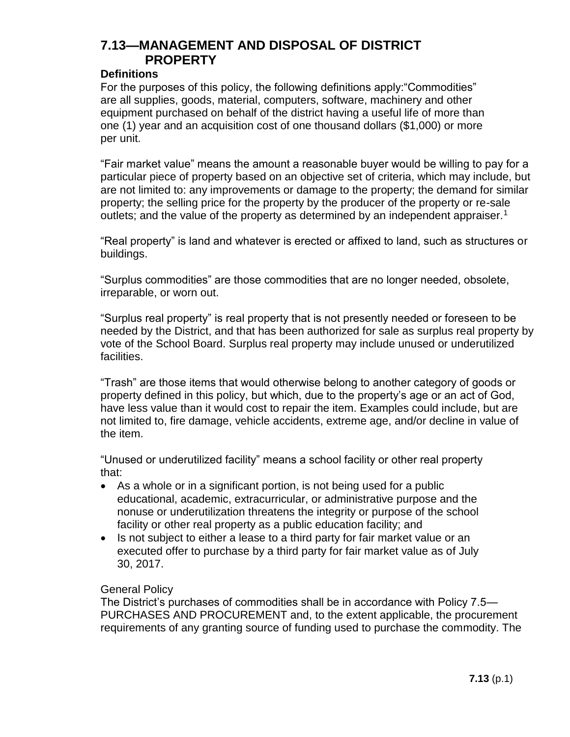## 7.13—MANAGEMENT AND DISPOSAL OF DISTRICT PROPERTY

**Definitions**

For the purposes of this policy, the following definitions apply:"Commodities" are all supplies, goods, material, computers, software, machinery and other equipment purchased on behalf of the district having a useful life of more than one (1) year and an acquisition cost of one thousand dollars ($1,000) or more per unit.

"Fair market value" means the amount a reasonable buyer would be willing to pay for a particular piece of property based on an objective set of criteria, which may include, but are not limited to: any improvements or damage to the property; the demand for similar property; the selling price for the property by the producer of the property or re-sale outlets; and the value of the property as determined by an independent appraiser.[1]

"Real property" is land and whatever is erected or affixed to land, such as structures or buildings.

"Surplus commodities" are those commodities that are no longer needed, obsolete, irreparable, or worn out.

"Surplus real property" is real property that is not presently needed or foreseen to be needed by the District, and that has been authorized for sale as surplus real property by vote of the School Board. Surplus real property may include unused or underutilized facilities.

"Trash" are those items that would otherwise belong to another category of goods or property defined in this policy, but which, due to the property's age or an act of God, have less value than it would cost to repair the item. Examples could include, but are not limited to, fire damage, vehicle accidents, extreme age, and/or decline in value of the item.

"Unused or underutilized facility" means a school facility or other real property that:

- As a whole or in a significant portion, is not being used for a public educational, academic, extracurricular, or administrative purpose and the nonuse or underutilization threatens the integrity or purpose of the school facility or other real property as a public education facility; and
- Is not subject to either a lease to a third party for fair market value or an executed offer to purchase by a third party for fair market value as of July 30, 2017.

General Policy

The District's purchases of commodities shall be in accordance with Policy 7.5—PURCHASES AND PROCUREMENT and, to the extent applicable, the procurement requirements of any granting source of funding used to purchase the commodity. The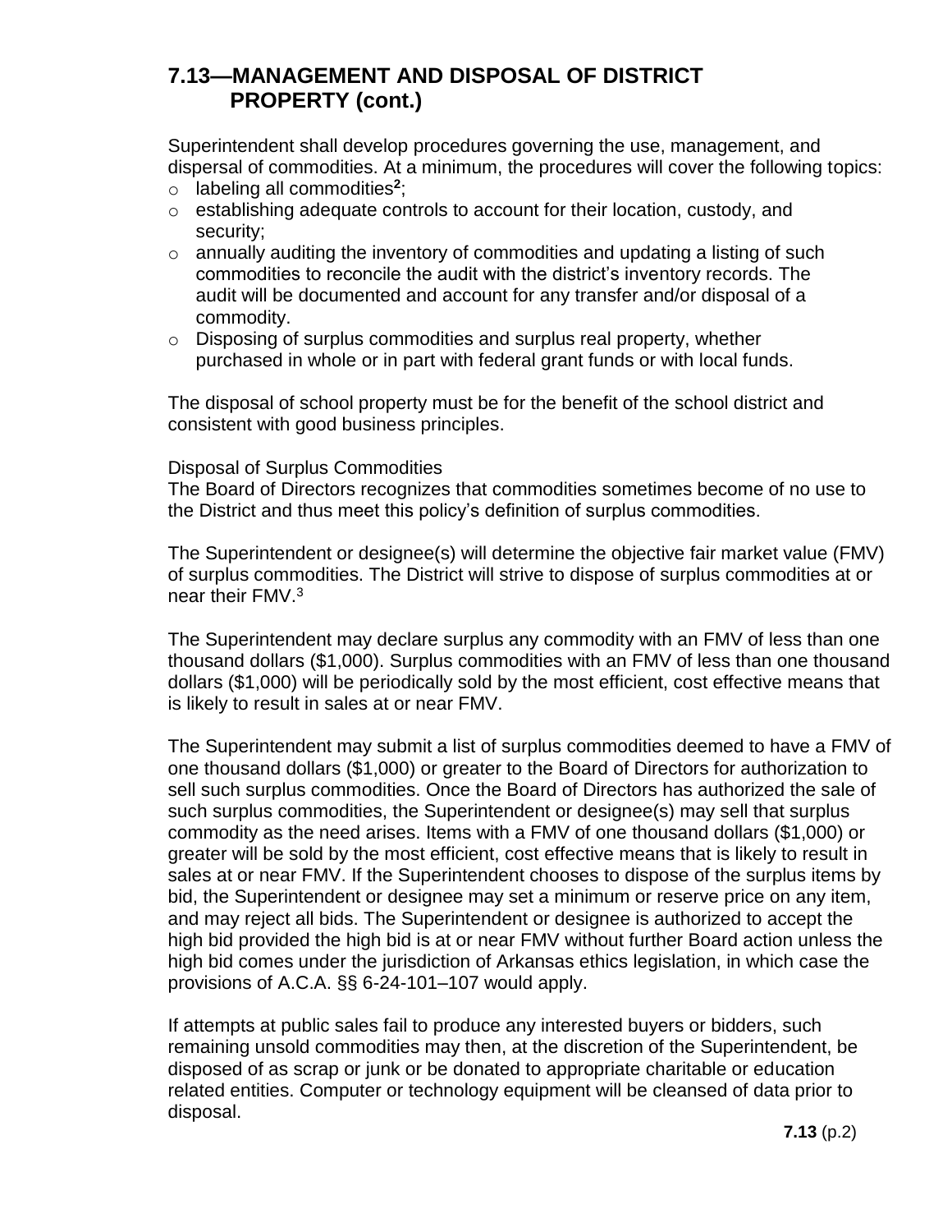## 7.13—MANAGEMENT AND DISPOSAL OF DISTRICT PROPERTY (cont.)

Superintendent shall develop procedures governing the use, management, and dispersal of commodities. At a minimum, the procedures will cover the following topics:

- labeling all commodities[2];
- establishing adequate controls to account for their location, custody, and security;
- annually auditing the inventory of commodities and updating a listing of such commodities to reconcile the audit with the district's inventory records. The audit will be documented and account for any transfer and/or disposal of a commodity.
- Disposing of surplus commodities and surplus real property, whether purchased in whole or in part with federal grant funds or with local funds.

The disposal of school property must be for the benefit of the school district and consistent with good business principles.

Disposal of Surplus Commodities

The Board of Directors recognizes that commodities sometimes become of no use to the District and thus meet this policy's definition of surplus commodities.

The Superintendent or designee(s) will determine the objective fair market value (FMV) of surplus commodities. The District will strive to dispose of surplus commodities at or near their FMV.[3]

The Superintendent may declare surplus any commodity with an FMV of less than one thousand dollars ($1,000). Surplus commodities with an FMV of less than one thousand dollars ($1,000) will be periodically sold by the most efficient, cost effective means that is likely to result in sales at or near FMV.

The Superintendent may submit a list of surplus commodities deemed to have a FMV of one thousand dollars ($1,000) or greater to the Board of Directors for authorization to sell such surplus commodities. Once the Board of Directors has authorized the sale of such surplus commodities, the Superintendent or designee(s) may sell that surplus commodity as the need arises. Items with a FMV of one thousand dollars ($1,000) or greater will be sold by the most efficient, cost effective means that is likely to result in sales at or near FMV. If the Superintendent chooses to dispose of the surplus items by bid, the Superintendent or designee may set a minimum or reserve price on any item, and may reject all bids. The Superintendent or designee is authorized to accept the high bid provided the high bid is at or near FMV without further Board action unless the high bid comes under the jurisdiction of Arkansas ethics legislation, in which case the provisions of A.C.A. §§ 6-24-101–107 would apply.

If attempts at public sales fail to produce any interested buyers or bidders, such remaining unsold commodities may then, at the discretion of the Superintendent, be disposed of as scrap or junk or be donated to appropriate charitable or education related entities. Computer or technology equipment will be cleansed of data prior to disposal.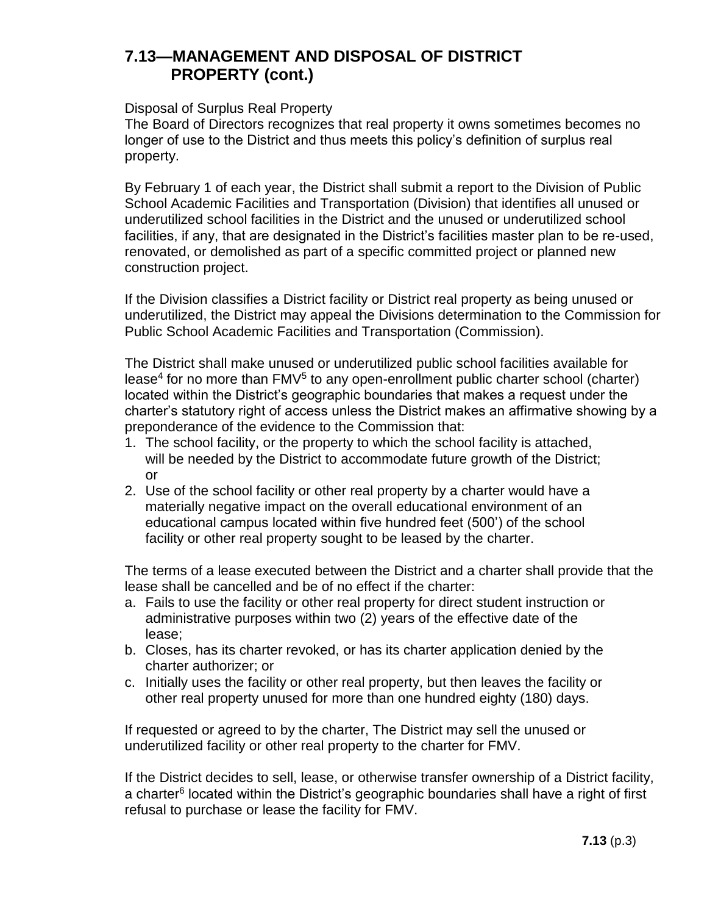## 7.13—MANAGEMENT AND DISPOSAL OF DISTRICT PROPERTY (cont.)

Disposal of Surplus Real Property

The Board of Directors recognizes that real property it owns sometimes becomes no longer of use to the District and thus meets this policy's definition of surplus real property.

By February 1 of each year, the District shall submit a report to the Division of Public School Academic Facilities and Transportation (Division) that identifies all unused or underutilized school facilities in the District and the unused or underutilized school facilities, if any, that are designated in the District's facilities master plan to be re-used, renovated, or demolished as part of a specific committed project or planned new construction project.

If the Division classifies a District facility or District real property as being unused or underutilized, the District may appeal the Divisions determination to the Commission for Public School Academic Facilities and Transportation (Commission).

The District shall make unused or underutilized public school facilities available for lease[4] for no more than FMV[5] to any open-enrollment public charter school (charter) located within the District's geographic boundaries that makes a request under the charter's statutory right of access unless the District makes an affirmative showing by a preponderance of the evidence to the Commission that:

1. The school facility, or the property to which the school facility is attached, will be needed by the District to accommodate future growth of the District; or
2. Use of the school facility or other real property by a charter would have a materially negative impact on the overall educational environment of an educational campus located within five hundred feet (500') of the school facility or other real property sought to be leased by the charter.

The terms of a lease executed between the District and a charter shall provide that the lease shall be cancelled and be of no effect if the charter:

a. Fails to use the facility or other real property for direct student instruction or administrative purposes within two (2) years of the effective date of the lease;
b. Closes, has its charter revoked, or has its charter application denied by the charter authorizer; or
c. Initially uses the facility or other real property, but then leaves the facility or other real property unused for more than one hundred eighty (180) days.

If requested or agreed to by the charter, The District may sell the unused or underutilized facility or other real property to the charter for FMV.

If the District decides to sell, lease, or otherwise transfer ownership of a District facility, a charter[6] located within the District's geographic boundaries shall have a right of first refusal to purchase or lease the facility for FMV.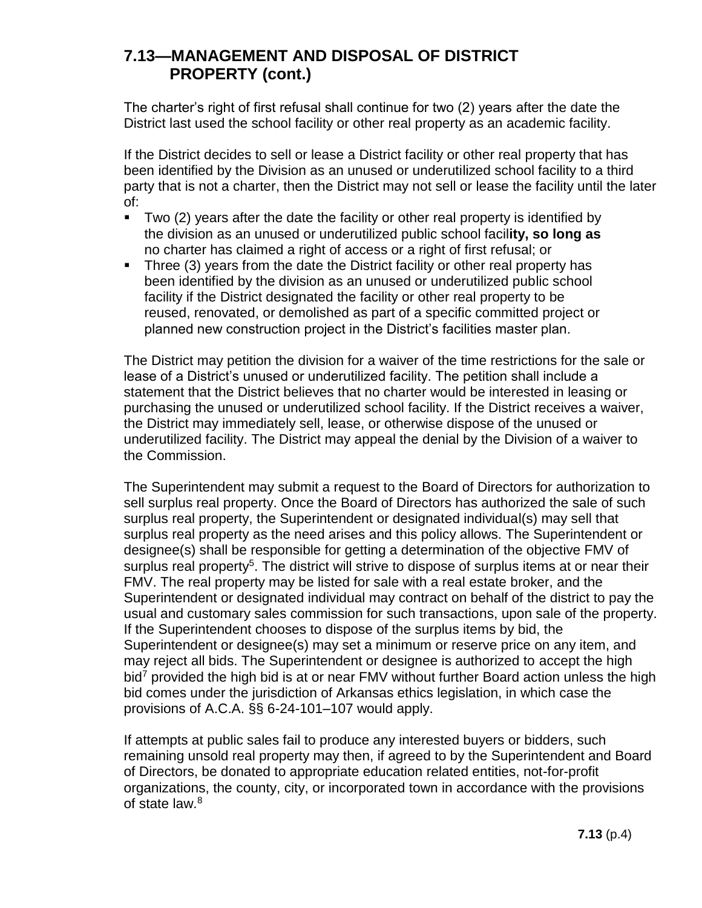## 7.13—MANAGEMENT AND DISPOSAL OF DISTRICT PROPERTY (cont.)

The charter's right of first refusal shall continue for two (2) years after the date the District last used the school facility or other real property as an academic facility.

If the District decides to sell or lease a District facility or other real property that has been identified by the Division as an unused or underutilized school facility to a third party that is not a charter, then the District may not sell or lease the facility until the later of:

- Two (2) years after the date the facility or other real property is identified by the division as an unused or underutilized public school facil**ity, so long as** no charter has claimed a right of access or a right of first refusal; or
- Three (3) years from the date the District facility or other real property has been identified by the division as an unused or underutilized public school facility if the District designated the facility or other real property to be reused, renovated, or demolished as part of a specific committed project or planned new construction project in the District's facilities master plan.

The District may petition the division for a waiver of the time restrictions for the sale or lease of a District's unused or underutilized facility. The petition shall include a statement that the District believes that no charter would be interested in leasing or purchasing the unused or underutilized school facility. If the District receives a waiver, the District may immediately sell, lease, or otherwise dispose of the unused or underutilized facility. The District may appeal the denial by the Division of a waiver to the Commission.

The Superintendent may submit a request to the Board of Directors for authorization to sell surplus real property. Once the Board of Directors has authorized the sale of such surplus real property, the Superintendent or designated individual(s) may sell that surplus real property as the need arises and this policy allows. The Superintendent or designee(s) shall be responsible for getting a determination of the objective FMV of surplus real property[5]. The district will strive to dispose of surplus items at or near their FMV. The real property may be listed for sale with a real estate broker, and the Superintendent or designated individual may contract on behalf of the district to pay the usual and customary sales commission for such transactions, upon sale of the property. If the Superintendent chooses to dispose of the surplus items by bid, the Superintendent or designee(s) may set a minimum or reserve price on any item, and may reject all bids. The Superintendent or designee is authorized to accept the high bid[7] provided the high bid is at or near FMV without further Board action unless the high bid comes under the jurisdiction of Arkansas ethics legislation, in which case the provisions of A.C.A. §§ 6-24-101–107 would apply.

If attempts at public sales fail to produce any interested buyers or bidders, such remaining unsold real property may then, if agreed to by the Superintendent and Board of Directors, be donated to appropriate education related entities, not-for-profit organizations, the county, city, or incorporated town in accordance with the provisions of state law.[8]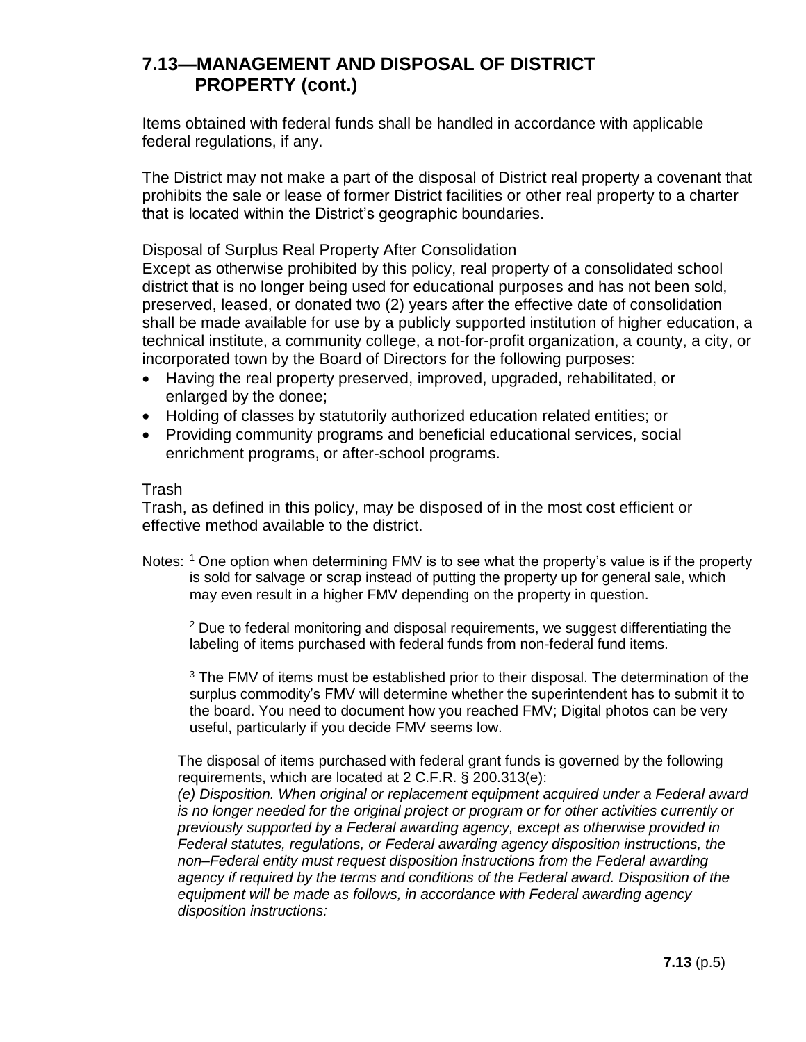## 7.13—MANAGEMENT AND DISPOSAL OF DISTRICT PROPERTY (cont.)

Items obtained with federal funds shall be handled in accordance with applicable federal regulations, if any.

The District may not make a part of the disposal of District real property a covenant that prohibits the sale or lease of former District facilities or other real property to a charter that is located within the District's geographic boundaries.

Disposal of Surplus Real Property After Consolidation

Except as otherwise prohibited by this policy, real property of a consolidated school district that is no longer being used for educational purposes and has not been sold, preserved, leased, or donated two (2) years after the effective date of consolidation shall be made available for use by a publicly supported institution of higher education, a technical institute, a community college, a not-for-profit organization, a county, a city, or incorporated town by the Board of Directors for the following purposes:

- Having the real property preserved, improved, upgraded, rehabilitated, or enlarged by the donee;
- Holding of classes by statutorily authorized education related entities; or
- Providing community programs and beneficial educational services, social enrichment programs, or after-school programs.

Trash

Trash, as defined in this policy, may be disposed of in the most cost efficient or effective method available to the district.

Notes: [1] One option when determining FMV is to see what the property's value is if the property is sold for salvage or scrap instead of putting the property up for general sale, which may even result in a higher FMV depending on the property in question.

[2] Due to federal monitoring and disposal requirements, we suggest differentiating the labeling of items purchased with federal funds from non-federal fund items.

[3] The FMV of items must be established prior to their disposal. The determination of the surplus commodity's FMV will determine whether the superintendent has to submit it to the board. You need to document how you reached FMV; Digital photos can be very useful, particularly if you decide FMV seems low.

The disposal of items purchased with federal grant funds is governed by the following requirements, which are located at 2 C.F.R. § 200.313(e):

*(e) Disposition. When original or replacement equipment acquired under a Federal award is no longer needed for the original project or program or for other activities currently or previously supported by a Federal awarding agency, except as otherwise provided in Federal statutes, regulations, or Federal awarding agency disposition instructions, the non–Federal entity must request disposition instructions from the Federal awarding agency if required by the terms and conditions of the Federal award. Disposition of the equipment will be made as follows, in accordance with Federal awarding agency disposition instructions:*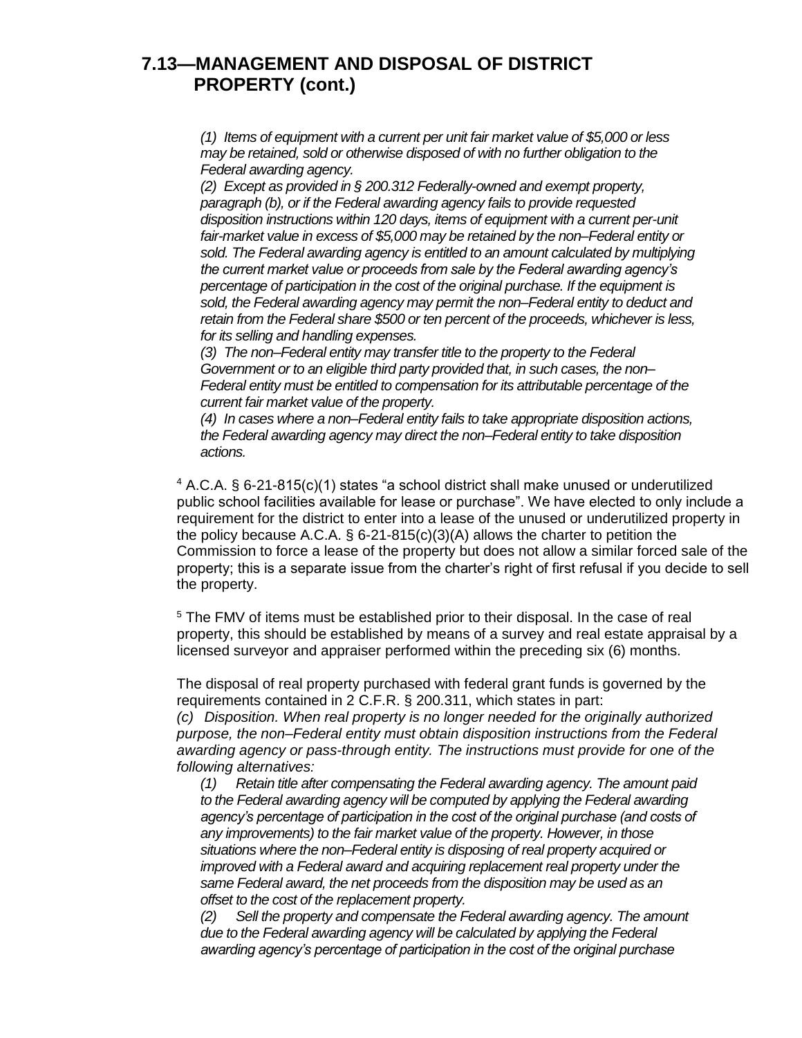## 7.13—MANAGEMENT AND DISPOSAL OF DISTRICT PROPERTY (cont.)

*(1) Items of equipment with a current per unit fair market value of $5,000 or less may be retained, sold or otherwise disposed of with no further obligation to the Federal awarding agency.*

*(2) Except as provided in § 200.312 Federally-owned and exempt property, paragraph (b), or if the Federal awarding agency fails to provide requested disposition instructions within 120 days, items of equipment with a current per-unit fair-market value in excess of $5,000 may be retained by the non–Federal entity or sold. The Federal awarding agency is entitled to an amount calculated by multiplying the current market value or proceeds from sale by the Federal awarding agency's percentage of participation in the cost of the original purchase. If the equipment is sold, the Federal awarding agency may permit the non–Federal entity to deduct and retain from the Federal share $500 or ten percent of the proceeds, whichever is less, for its selling and handling expenses.*

*(3) The non–Federal entity may transfer title to the property to the Federal Government or to an eligible third party provided that, in such cases, the non–Federal entity must be entitled to compensation for its attributable percentage of the current fair market value of the property.*

*(4) In cases where a non–Federal entity fails to take appropriate disposition actions, the Federal awarding agency may direct the non–Federal entity to take disposition actions.*

[4] A.C.A. § 6-21-815(c)(1) states "a school district shall make unused or underutilized public school facilities available for lease or purchase". We have elected to only include a requirement for the district to enter into a lease of the unused or underutilized property in the policy because A.C.A. § 6-21-815(c)(3)(A) allows the charter to petition the Commission to force a lease of the property but does not allow a similar forced sale of the property; this is a separate issue from the charter's right of first refusal if you decide to sell the property.

[5] The FMV of items must be established prior to their disposal. In the case of real property, this should be established by means of a survey and real estate appraisal by a licensed surveyor and appraiser performed within the preceding six (6) months.

The disposal of real property purchased with federal grant funds is governed by the requirements contained in 2 C.F.R. § 200.311, which states in part:

*(c) Disposition. When real property is no longer needed for the originally authorized purpose, the non–Federal entity must obtain disposition instructions from the Federal awarding agency or pass-through entity. The instructions must provide for one of the following alternatives:*

*(1) Retain title after compensating the Federal awarding agency. The amount paid to the Federal awarding agency will be computed by applying the Federal awarding agency's percentage of participation in the cost of the original purchase (and costs of any improvements) to the fair market value of the property. However, in those situations where the non–Federal entity is disposing of real property acquired or improved with a Federal award and acquiring replacement real property under the same Federal award, the net proceeds from the disposition may be used as an offset to the cost of the replacement property.*

*(2) Sell the property and compensate the Federal awarding agency. The amount due to the Federal awarding agency will be calculated by applying the Federal awarding agency's percentage of participation in the cost of the original purchase*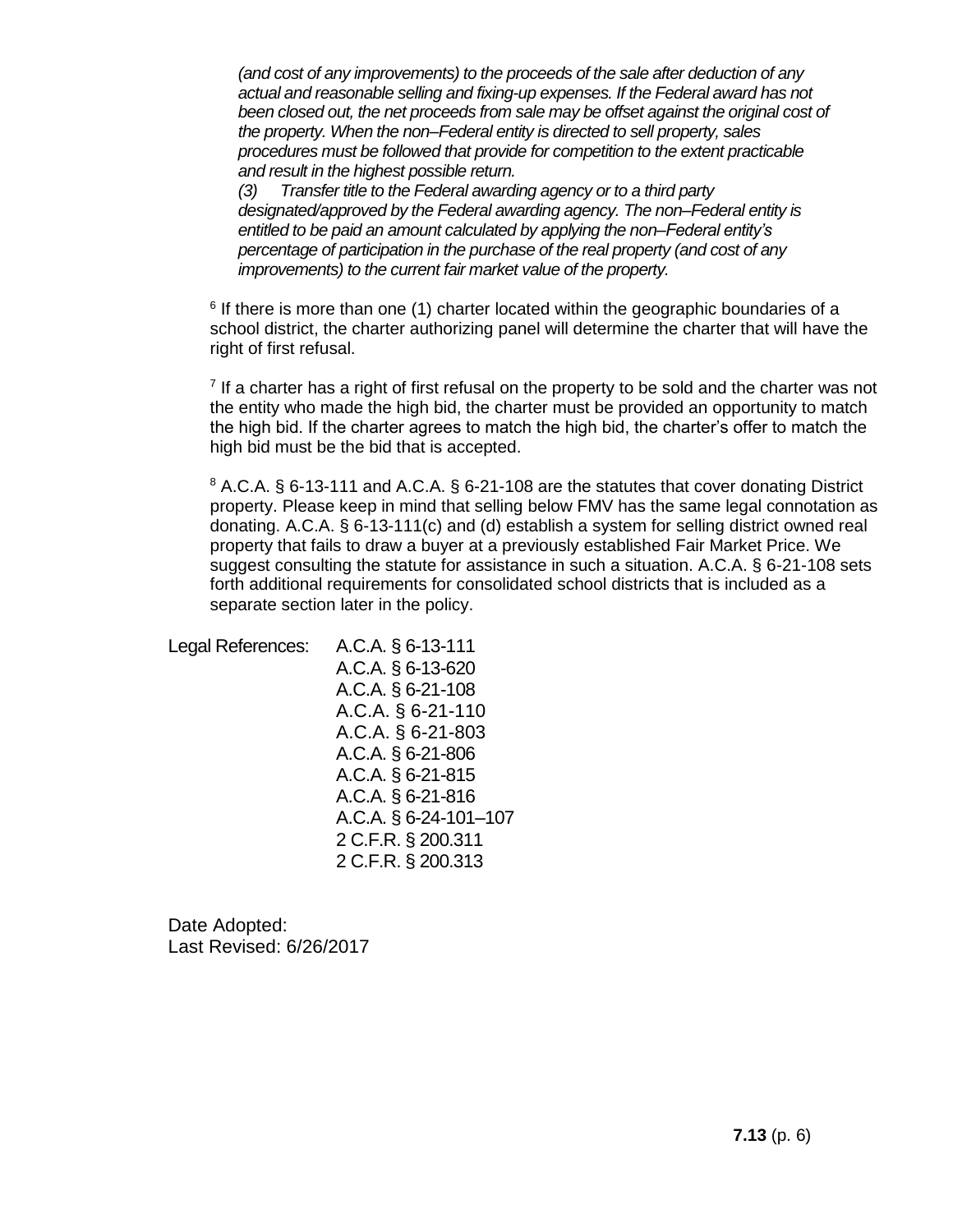*(and cost of any improvements) to the proceeds of the sale after deduction of any actual and reasonable selling and fixing-up expenses. If the Federal award has not been closed out, the net proceeds from sale may be offset against the original cost of the property. When the non–Federal entity is directed to sell property, sales procedures must be followed that provide for competition to the extent practicable and result in the highest possible return.*

*(3) Transfer title to the Federal awarding agency or to a third party designated/approved by the Federal awarding agency. The non–Federal entity is entitled to be paid an amount calculated by applying the non–Federal entity's percentage of participation in the purchase of the real property (and cost of any improvements) to the current fair market value of the property.*

[6] If there is more than one (1) charter located within the geographic boundaries of a school district, the charter authorizing panel will determine the charter that will have the right of first refusal.

[7] If a charter has a right of first refusal on the property to be sold and the charter was not the entity who made the high bid, the charter must be provided an opportunity to match the high bid. If the charter agrees to match the high bid, the charter's offer to match the high bid must be the bid that is accepted.

[8] A.C.A. § 6-13-111 and A.C.A. § 6-21-108 are the statutes that cover donating District property. Please keep in mind that selling below FMV has the same legal connotation as donating. A.C.A. § 6-13-111(c) and (d) establish a system for selling district owned real property that fails to draw a buyer at a previously established Fair Market Price. We suggest consulting the statute for assistance in such a situation. A.C.A. § 6-21-108 sets forth additional requirements for consolidated school districts that is included as a separate section later in the policy.

Legal References:
A.C.A. § 6-13-111
A.C.A. § 6-13-620
A.C.A. § 6-21-108
A.C.A. § 6-21-110
A.C.A. § 6-21-803
A.C.A. § 6-21-806
A.C.A. § 6-21-815
A.C.A. § 6-21-816
A.C.A. § 6-24-101–107
2 C.F.R. § 200.311
2 C.F.R. § 200.313

Date Adopted:
Last Revised: 6/26/2017

**7.13** (p. 6)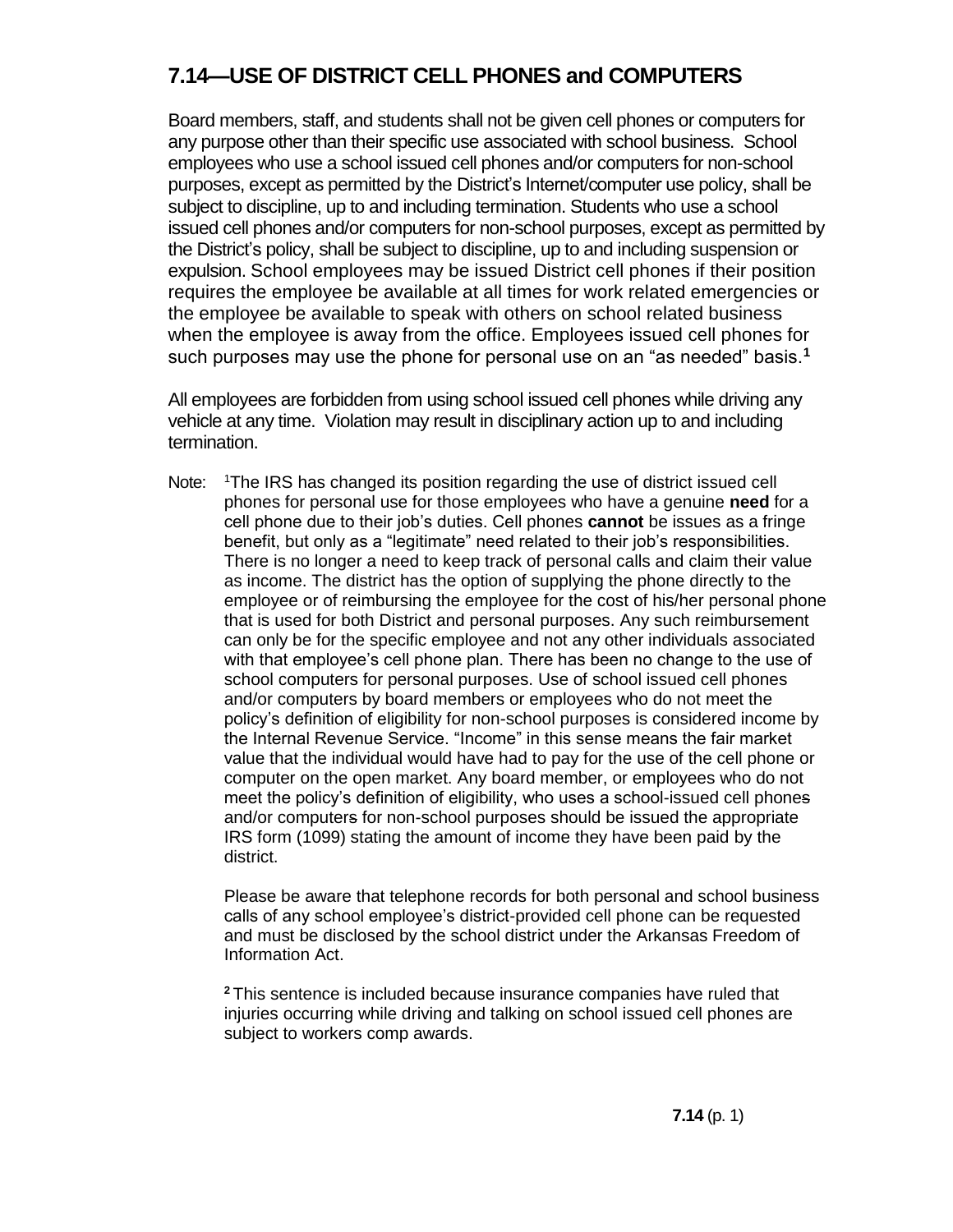## 7.14—USE OF DISTRICT CELL PHONES and COMPUTERS

Board members, staff, and students shall not be given cell phones or computers for any purpose other than their specific use associated with school business. School employees who use a school issued cell phones and/or computers for non-school purposes, except as permitted by the District's Internet/computer use policy, shall be subject to discipline, up to and including termination. Students who use a school issued cell phones and/or computers for non-school purposes, except as permitted by the District's policy, shall be subject to discipline, up to and including suspension or expulsion. School employees may be issued District cell phones if their position requires the employee be available at all times for work related emergencies or the employee be available to speak with others on school related business when the employee is away from the office. Employees issued cell phones for such purposes may use the phone for personal use on an "as needed" basis.[1]

All employees are forbidden from using school issued cell phones while driving any vehicle at any time. Violation may result in disciplinary action up to and including termination.

Note: [1]The IRS has changed its position regarding the use of district issued cell phones for personal use for those employees who have a genuine **need** for a cell phone due to their job's duties. Cell phones **cannot** be issues as a fringe benefit, but only as a "legitimate" need related to their job's responsibilities. There is no longer a need to keep track of personal calls and claim their value as income. The district has the option of supplying the phone directly to the employee or of reimbursing the employee for the cost of his/her personal phone that is used for both District and personal purposes. Any such reimbursement can only be for the specific employee and not any other individuals associated with that employee's cell phone plan. There has been no change to the use of school computers for personal purposes. Use of school issued cell phones and/or computers by board members or employees who do not meet the policy's definition of eligibility for non-school purposes is considered income by the Internal Revenue Service. "Income" in this sense means the fair market value that the individual would have had to pay for the use of the cell phone or computer on the open market. Any board member, or employees who do not meet the policy's definition of eligibility, who uses a school-issued cell phones and/or computers for non-school purposes should be issued the appropriate IRS form (1099) stating the amount of income they have been paid by the district.

Please be aware that telephone records for both personal and school business calls of any school employee's district-provided cell phone can be requested and must be disclosed by the school district under the Arkansas Freedom of Information Act.

[2] This sentence is included because insurance companies have ruled that injuries occurring while driving and talking on school issued cell phones are subject to workers comp awards.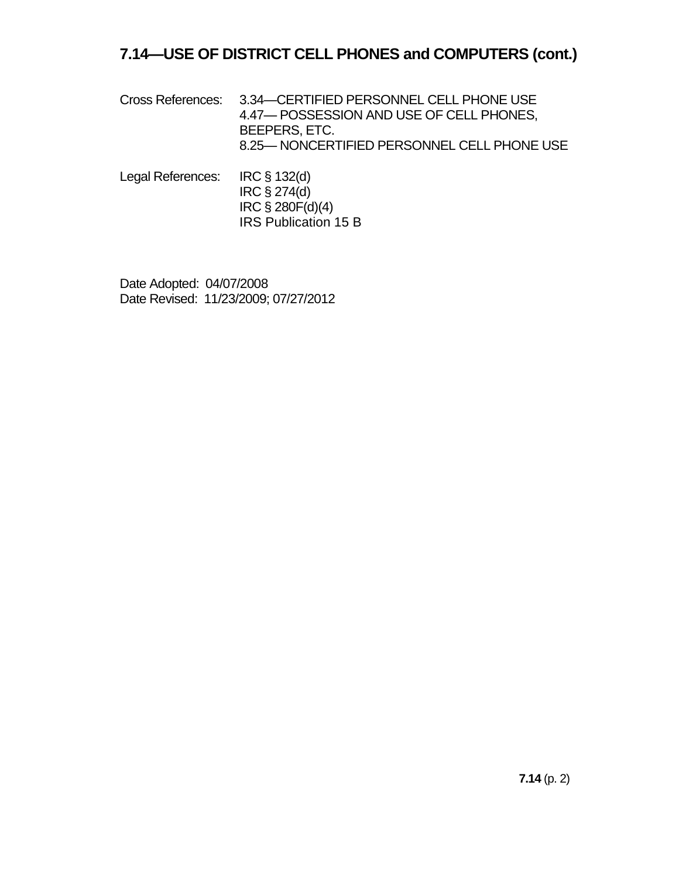## 7.14—USE OF DISTRICT CELL PHONES and COMPUTERS (cont.)

Cross References:
3.34—CERTIFIED PERSONNEL CELL PHONE USE
4.47— POSSESSION AND USE OF CELL PHONES, BEEPERS, ETC.
8.25— NONCERTIFIED PERSONNEL CELL PHONE USE

Legal References:
IRC § 132(d)
IRC § 274(d)
IRC § 280F(d)(4)
IRS Publication 15 B

Date Adopted: 04/07/2008
Date Revised: 11/23/2009; 07/27/2012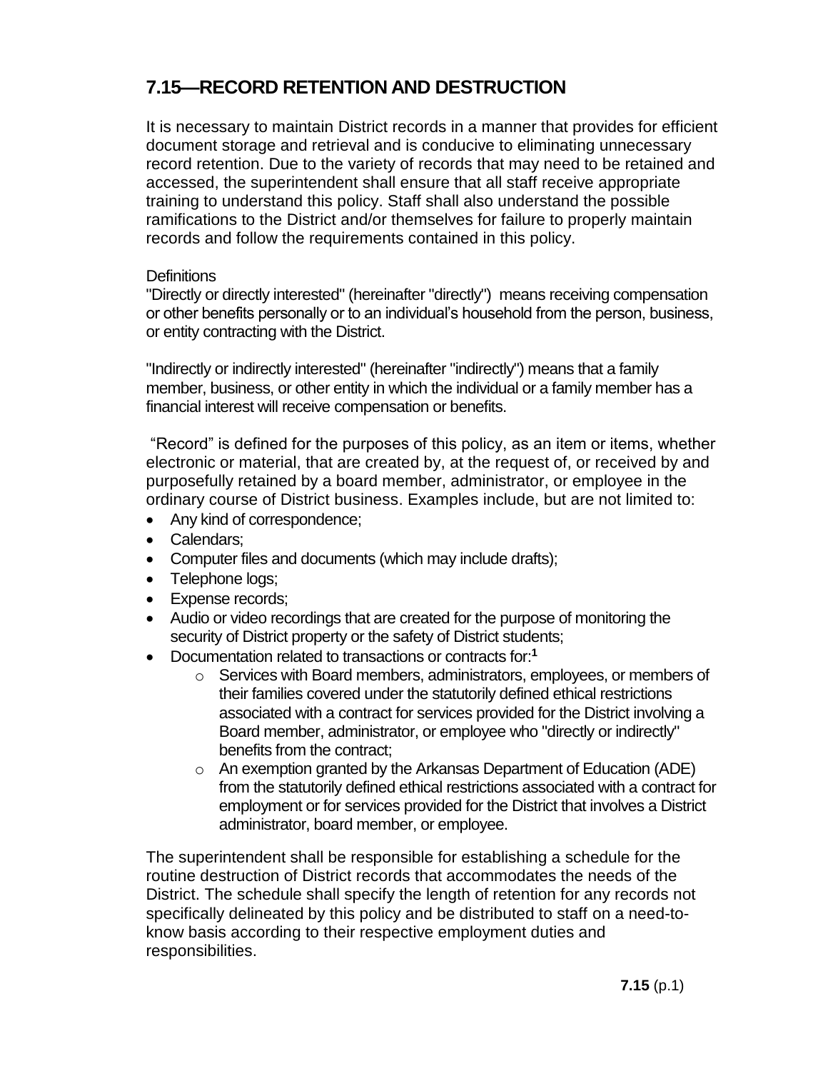## 7.15—RECORD RETENTION AND DESTRUCTION

It is necessary to maintain District records in a manner that provides for efficient document storage and retrieval and is conducive to eliminating unnecessary record retention. Due to the variety of records that may need to be retained and accessed, the superintendent shall ensure that all staff receive appropriate training to understand this policy. Staff shall also understand the possible ramifications to the District and/or themselves for failure to properly maintain records and follow the requirements contained in this policy.

Definitions

"Directly or directly interested" (hereinafter "directly") means receiving compensation or other benefits personally or to an individual's household from the person, business, or entity contracting with the District.

"Indirectly or indirectly interested" (hereinafter "indirectly") means that a family member, business, or other entity in which the individual or a family member has a financial interest will receive compensation or benefits.

"Record" is defined for the purposes of this policy, as an item or items, whether electronic or material, that are created by, at the request of, or received by and purposefully retained by a board member, administrator, or employee in the ordinary course of District business. Examples include, but are not limited to:

- Any kind of correspondence;
- Calendars;
- Computer files and documents (which may include drafts);
- Telephone logs;
- Expense records;
- Audio or video recordings that are created for the purpose of monitoring the security of District property or the safety of District students;
- Documentation related to transactions or contracts for:[1]
  - Services with Board members, administrators, employees, or members of their families covered under the statutorily defined ethical restrictions associated with a contract for services provided for the District involving a Board member, administrator, or employee who "directly or indirectly" benefits from the contract;
  - An exemption granted by the Arkansas Department of Education (ADE) from the statutorily defined ethical restrictions associated with a contract for employment or for services provided for the District that involves a District administrator, board member, or employee.

The superintendent shall be responsible for establishing a schedule for the routine destruction of District records that accommodates the needs of the District. The schedule shall specify the length of retention for any records not specifically delineated by this policy and be distributed to staff on a need-to-know basis according to their respective employment duties and responsibilities.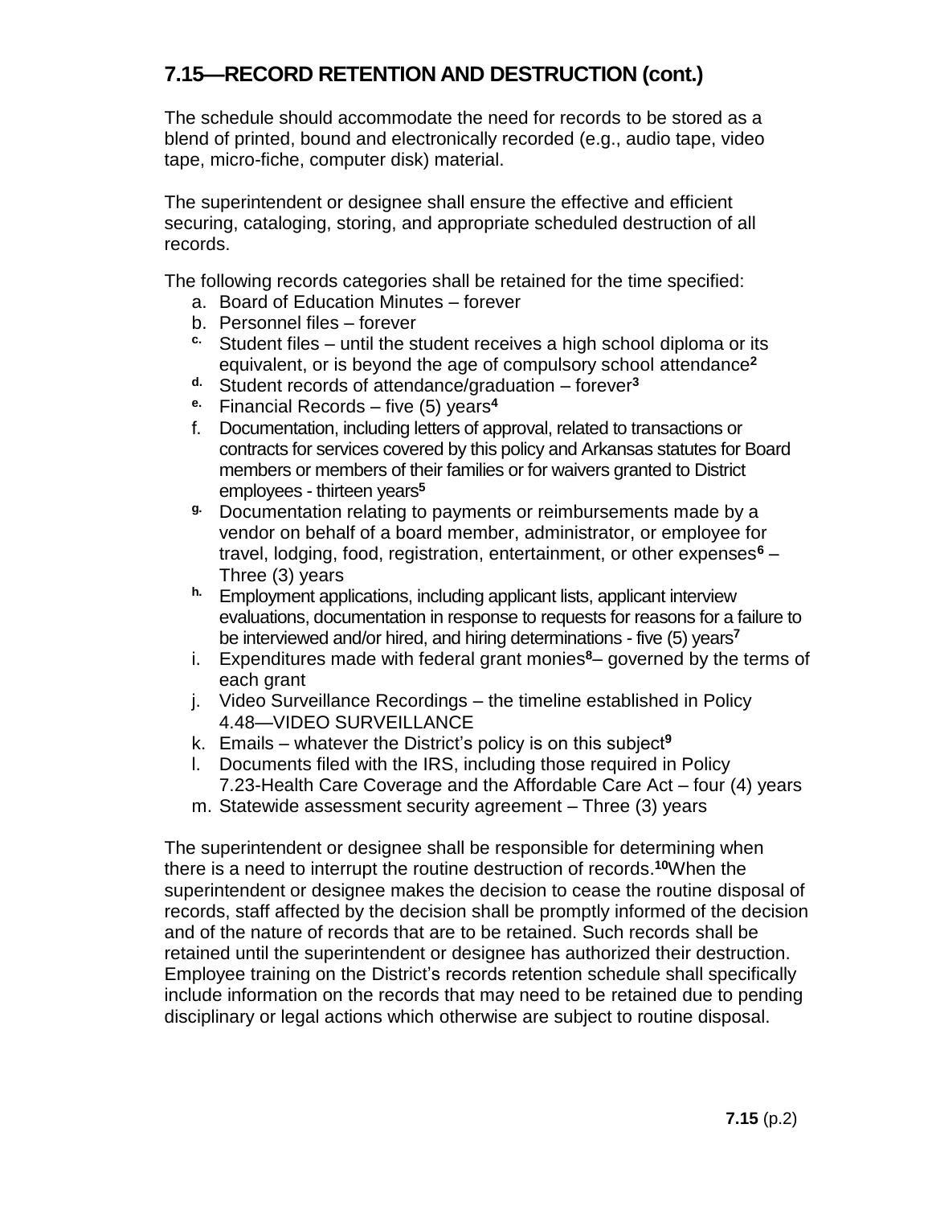## 7.15—RECORD RETENTION AND DESTRUCTION (cont.)

The schedule should accommodate the need for records to be stored as a blend of printed, bound and electronically recorded (e.g., audio tape, video tape, micro-fiche, computer disk) material.

The superintendent or designee shall ensure the effective and efficient securing, cataloging, storing, and appropriate scheduled destruction of all records.

The following records categories shall be retained for the time specified:

a. Board of Education Minutes – forever
b. Personnel files – forever
c. Student files – until the student receives a high school diploma or its equivalent, or is beyond the age of compulsory school attendance[2]
d. Student records of attendance/graduation – forever[3]
e. Financial Records – five (5) years[4]
f. Documentation, including letters of approval, related to transactions or contracts for services covered by this policy and Arkansas statutes for Board members or members of their families or for waivers granted to District employees - thirteen years[5]
g. Documentation relating to payments or reimbursements made by a vendor on behalf of a board member, administrator, or employee for travel, lodging, food, registration, entertainment, or other expenses[6] – Three (3) years
h. Employment applications, including applicant lists, applicant interview evaluations, documentation in response to requests for reasons for a failure to be interviewed and/or hired, and hiring determinations - five (5) years[7]
i. Expenditures made with federal grant monies[8]– governed by the terms of each grant
j. Video Surveillance Recordings – the timeline established in Policy 4.48—VIDEO SURVEILLANCE
k. Emails – whatever the District's policy is on this subject[9]
l. Documents filed with the IRS, including those required in Policy 7.23-Health Care Coverage and the Affordable Care Act – four (4) years
m. Statewide assessment security agreement – Three (3) years

The superintendent or designee shall be responsible for determining when there is a need to interrupt the routine destruction of records.[10]When the superintendent or designee makes the decision to cease the routine disposal of records, staff affected by the decision shall be promptly informed of the decision and of the nature of records that are to be retained. Such records shall be retained until the superintendent or designee has authorized their destruction. Employee training on the District's records retention schedule shall specifically include information on the records that may need to be retained due to pending disciplinary or legal actions which otherwise are subject to routine disposal.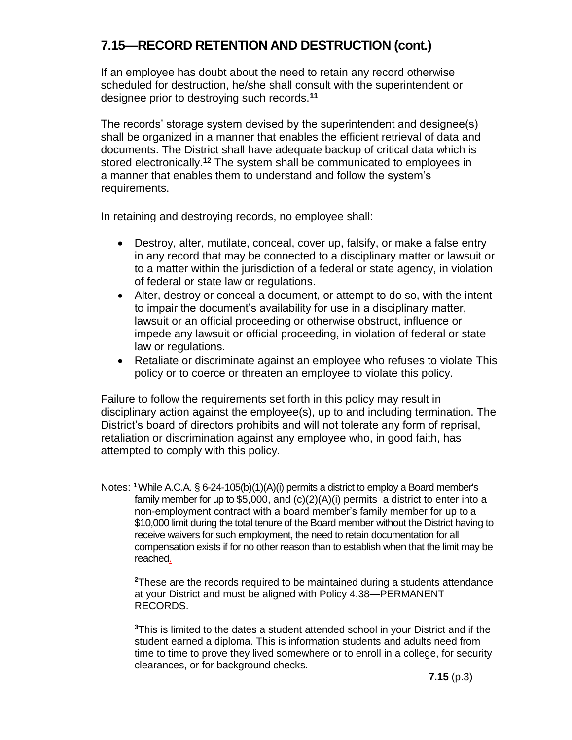## 7.15—RECORD RETENTION AND DESTRUCTION (cont.)

If an employee has doubt about the need to retain any record otherwise scheduled for destruction, he/she shall consult with the superintendent or designee prior to destroying such records.[11]

The records' storage system devised by the superintendent and designee(s) shall be organized in a manner that enables the efficient retrieval of data and documents. The District shall have adequate backup of critical data which is stored electronically.[12] The system shall be communicated to employees in a manner that enables them to understand and follow the system's requirements.

In retaining and destroying records, no employee shall:

- Destroy, alter, mutilate, conceal, cover up, falsify, or make a false entry in any record that may be connected to a disciplinary matter or lawsuit or to a matter within the jurisdiction of a federal or state agency, in violation of federal or state law or regulations.
- Alter, destroy or conceal a document, or attempt to do so, with the intent to impair the document's availability for use in a disciplinary matter, lawsuit or an official proceeding or otherwise obstruct, influence or impede any lawsuit or official proceeding, in violation of federal or state law or regulations.
- Retaliate or discriminate against an employee who refuses to violate This policy or to coerce or threaten an employee to violate this policy.

Failure to follow the requirements set forth in this policy may result in disciplinary action against the employee(s), up to and including termination. The District's board of directors prohibits and will not tolerate any form of reprisal, retaliation or discrimination against any employee who, in good faith, has attempted to comply with this policy.

Notes: [1] While A.C.A. § 6-24-105(b)(1)(A)(i) permits a district to employ a Board member's family member for up to $5,000, and (c)(2)(A)(i) permits a district to enter into a non-employment contract with a board member's family member for up to a $10,000 limit during the total tenure of the Board member without the District having to receive waivers for such employment, the need to retain documentation for all compensation exists if for no other reason than to establish when that the limit may be reached.

[2] These are the records required to be maintained during a students attendance at your District and must be aligned with Policy 4.38—PERMANENT RECORDS.

[3] This is limited to the dates a student attended school in your District and if the student earned a diploma. This is information students and adults need from time to time to prove they lived somewhere or to enroll in a college, for security clearances, or for background checks.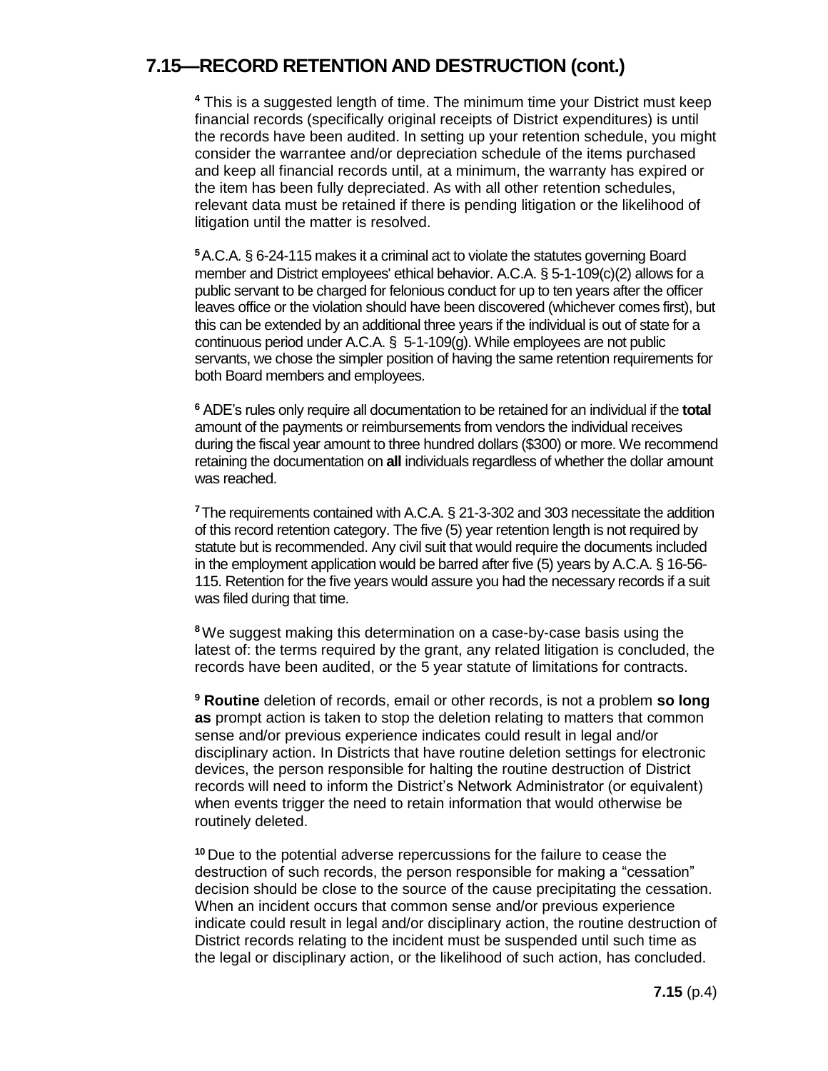## 7.15—RECORD RETENTION AND DESTRUCTION (cont.)

[4] This is a suggested length of time. The minimum time your District must keep financial records (specifically original receipts of District expenditures) is until the records have been audited. In setting up your retention schedule, you might consider the warrantee and/or depreciation schedule of the items purchased and keep all financial records until, at a minimum, the warranty has expired or the item has been fully depreciated. As with all other retention schedules, relevant data must be retained if there is pending litigation or the likelihood of litigation until the matter is resolved.

[5] A.C.A. § 6-24-115 makes it a criminal act to violate the statutes governing Board member and District employees' ethical behavior. A.C.A. § 5-1-109(c)(2) allows for a public servant to be charged for felonious conduct for up to ten years after the officer leaves office or the violation should have been discovered (whichever comes first), but this can be extended by an additional three years if the individual is out of state for a continuous period under A.C.A. § 5-1-109(g). While employees are not public servants, we chose the simpler position of having the same retention requirements for both Board members and employees.

[6] ADE's rules only require all documentation to be retained for an individual if the **total** amount of the payments or reimbursements from vendors the individual receives during the fiscal year amount to three hundred dollars ($300) or more. We recommend retaining the documentation on **all** individuals regardless of whether the dollar amount was reached.

[7] The requirements contained with A.C.A. § 21-3-302 and 303 necessitate the addition of this record retention category. The five (5) year retention length is not required by statute but is recommended. Any civil suit that would require the documents included in the employment application would be barred after five (5) years by A.C.A. § 16-56-115. Retention for the five years would assure you had the necessary records if a suit was filed during that time.

[8] We suggest making this determination on a case-by-case basis using the latest of: the terms required by the grant, any related litigation is concluded, the records have been audited, or the 5 year statute of limitations for contracts.

[9] **Routine** deletion of records, email or other records, is not a problem **so long as** prompt action is taken to stop the deletion relating to matters that common sense and/or previous experience indicates could result in legal and/or disciplinary action. In Districts that have routine deletion settings for electronic devices, the person responsible for halting the routine destruction of District records will need to inform the District's Network Administrator (or equivalent) when events trigger the need to retain information that would otherwise be routinely deleted.

[10] Due to the potential adverse repercussions for the failure to cease the destruction of such records, the person responsible for making a "cessation" decision should be close to the source of the cause precipitating the cessation. When an incident occurs that common sense and/or previous experience indicate could result in legal and/or disciplinary action, the routine destruction of District records relating to the incident must be suspended until such time as the legal or disciplinary action, or the likelihood of such action, has concluded.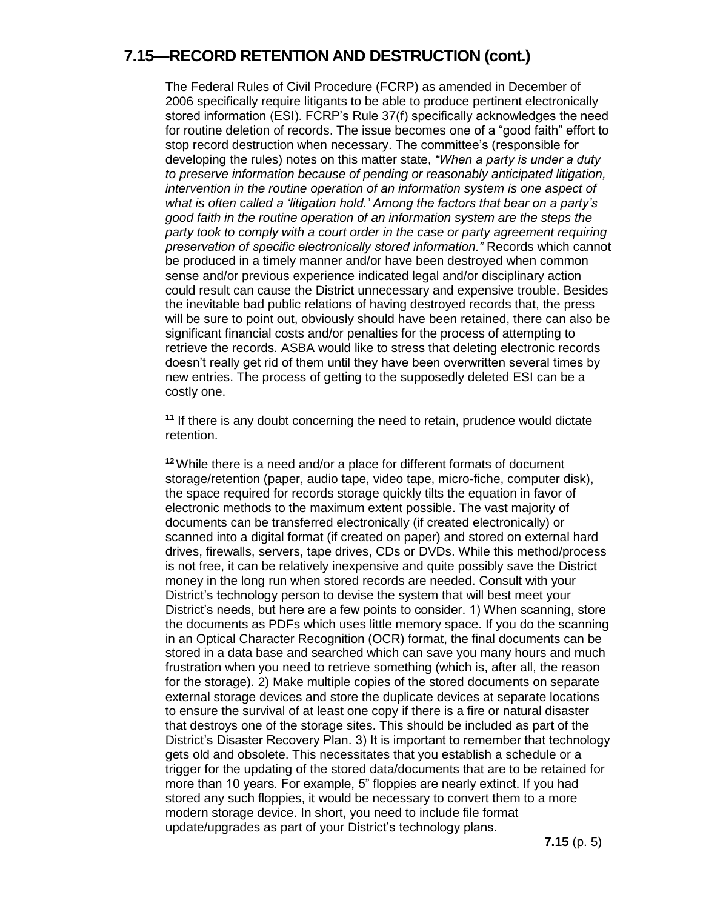## 7.15—RECORD RETENTION AND DESTRUCTION (cont.)

The Federal Rules of Civil Procedure (FCRP) as amended in December of 2006 specifically require litigants to be able to produce pertinent electronically stored information (ESI). FCRP's Rule 37(f) specifically acknowledges the need for routine deletion of records. The issue becomes one of a "good faith" effort to stop record destruction when necessary. The committee's (responsible for developing the rules) notes on this matter state, *"When a party is under a duty to preserve information because of pending or reasonably anticipated litigation, intervention in the routine operation of an information system is one aspect of what is often called a 'litigation hold.' Among the factors that bear on a party's good faith in the routine operation of an information system are the steps the party took to comply with a court order in the case or party agreement requiring preservation of specific electronically stored information."* Records which cannot be produced in a timely manner and/or have been destroyed when common sense and/or previous experience indicated legal and/or disciplinary action could result can cause the District unnecessary and expensive trouble. Besides the inevitable bad public relations of having destroyed records that, the press will be sure to point out, obviously should have been retained, there can also be significant financial costs and/or penalties for the process of attempting to retrieve the records. ASBA would like to stress that deleting electronic records doesn't really get rid of them until they have been overwritten several times by new entries. The process of getting to the supposedly deleted ESI can be a costly one.

[11] If there is any doubt concerning the need to retain, prudence would dictate retention.

[12] While there is a need and/or a place for different formats of document storage/retention (paper, audio tape, video tape, micro-fiche, computer disk), the space required for records storage quickly tilts the equation in favor of electronic methods to the maximum extent possible. The vast majority of documents can be transferred electronically (if created electronically) or scanned into a digital format (if created on paper) and stored on external hard drives, firewalls, servers, tape drives, CDs or DVDs. While this method/process is not free, it can be relatively inexpensive and quite possibly save the District money in the long run when stored records are needed. Consult with your District's technology person to devise the system that will best meet your District's needs, but here are a few points to consider. 1) When scanning, store the documents as PDFs which uses little memory space. If you do the scanning in an Optical Character Recognition (OCR) format, the final documents can be stored in a data base and searched which can save you many hours and much frustration when you need to retrieve something (which is, after all, the reason for the storage). 2) Make multiple copies of the stored documents on separate external storage devices and store the duplicate devices at separate locations to ensure the survival of at least one copy if there is a fire or natural disaster that destroys one of the storage sites. This should be included as part of the District's Disaster Recovery Plan. 3) It is important to remember that technology gets old and obsolete. This necessitates that you establish a schedule or a trigger for the updating of the stored data/documents that are to be retained for more than 10 years. For example, 5" floppies are nearly extinct. If you had stored any such floppies, it would be necessary to convert them to a more modern storage device. In short, you need to include file format update/upgrades as part of your District's technology plans.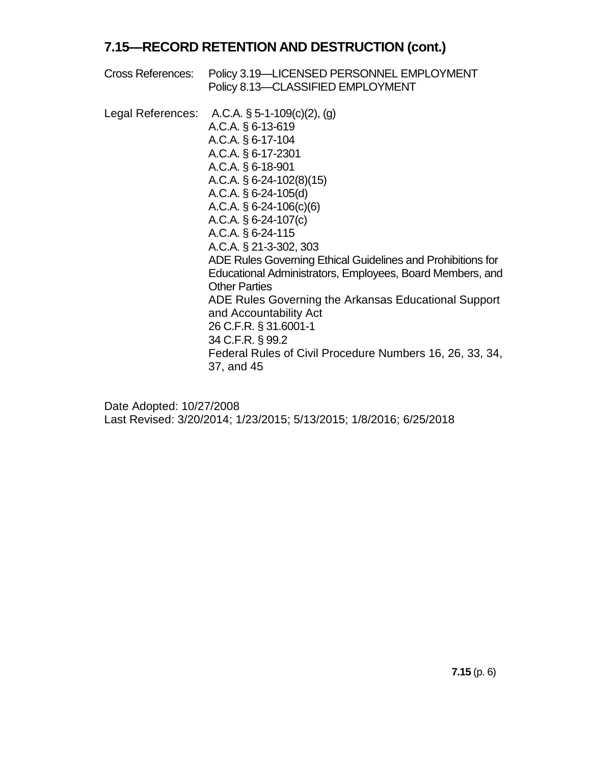## 7.15—RECORD RETENTION AND DESTRUCTION (cont.)

Cross References: Policy 3.19—LICENSED PERSONNEL EMPLOYMENT
Policy 8.13—CLASSIFIED EMPLOYMENT

Legal References: A.C.A. § 5-1-109(c)(2), (g)
A.C.A. § 6-13-619
A.C.A. § 6-17-104
A.C.A. § 6-17-2301
A.C.A. § 6-18-901
A.C.A. § 6-24-102(8)(15)
A.C.A. § 6-24-105(d)
A.C.A. § 6-24-106(c)(6)
A.C.A. § 6-24-107(c)
A.C.A. § 6-24-115
A.C.A. § 21-3-302, 303
ADE Rules Governing Ethical Guidelines and Prohibitions for Educational Administrators, Employees, Board Members, and Other Parties
ADE Rules Governing the Arkansas Educational Support and Accountability Act
26 C.F.R. § 31.6001-1
34 C.F.R. § 99.2
Federal Rules of Civil Procedure Numbers 16, 26, 33, 34, 37, and 45

Date Adopted: 10/27/2008
Last Revised: 3/20/2014; 1/23/2015; 5/13/2015; 1/8/2016; 6/25/2018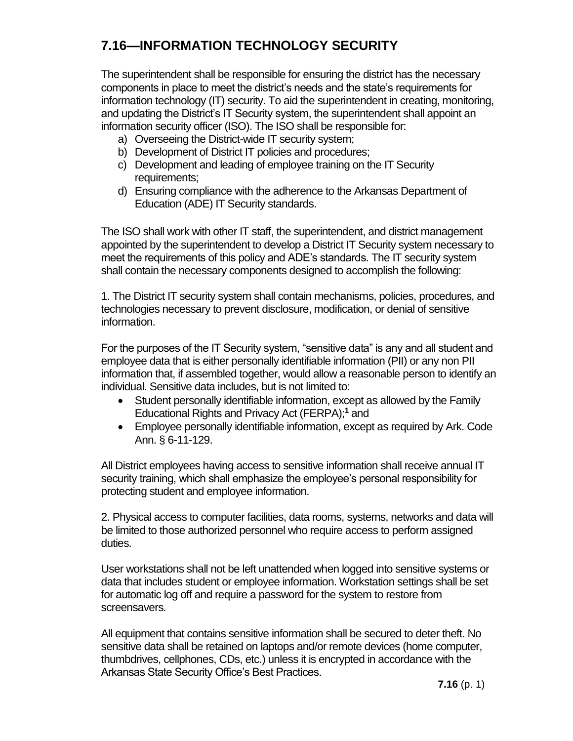## 7.16—INFORMATION TECHNOLOGY SECURITY

The superintendent shall be responsible for ensuring the district has the necessary components in place to meet the district's needs and the state's requirements for information technology (IT) security. To aid the superintendent in creating, monitoring, and updating the District's IT Security system, the superintendent shall appoint an information security officer (ISO). The ISO shall be responsible for:

a) Overseeing the District-wide IT security system;
b) Development of District IT policies and procedures;
c) Development and leading of employee training on the IT Security requirements;
d) Ensuring compliance with the adherence to the Arkansas Department of Education (ADE) IT Security standards.

The ISO shall work with other IT staff, the superintendent, and district management appointed by the superintendent to develop a District IT Security system necessary to meet the requirements of this policy and ADE's standards. The IT security system shall contain the necessary components designed to accomplish the following:

1. The District IT security system shall contain mechanisms, policies, procedures, and technologies necessary to prevent disclosure, modification, or denial of sensitive information.

For the purposes of the IT Security system, "sensitive data" is any and all student and employee data that is either personally identifiable information (PII) or any non PII information that, if assembled together, would allow a reasonable person to identify an individual. Sensitive data includes, but is not limited to:

- Student personally identifiable information, except as allowed by the Family Educational Rights and Privacy Act (FERPA);[1] and
- Employee personally identifiable information, except as required by Ark. Code Ann. § 6-11-129.

All District employees having access to sensitive information shall receive annual IT security training, which shall emphasize the employee's personal responsibility for protecting student and employee information.

2. Physical access to computer facilities, data rooms, systems, networks and data will be limited to those authorized personnel who require access to perform assigned duties.

User workstations shall not be left unattended when logged into sensitive systems or data that includes student or employee information. Workstation settings shall be set for automatic log off and require a password for the system to restore from screensavers.

All equipment that contains sensitive information shall be secured to deter theft. No sensitive data shall be retained on laptops and/or remote devices (home computer, thumbdrives, cellphones, CDs, etc.) unless it is encrypted in accordance with the Arkansas State Security Office's Best Practices.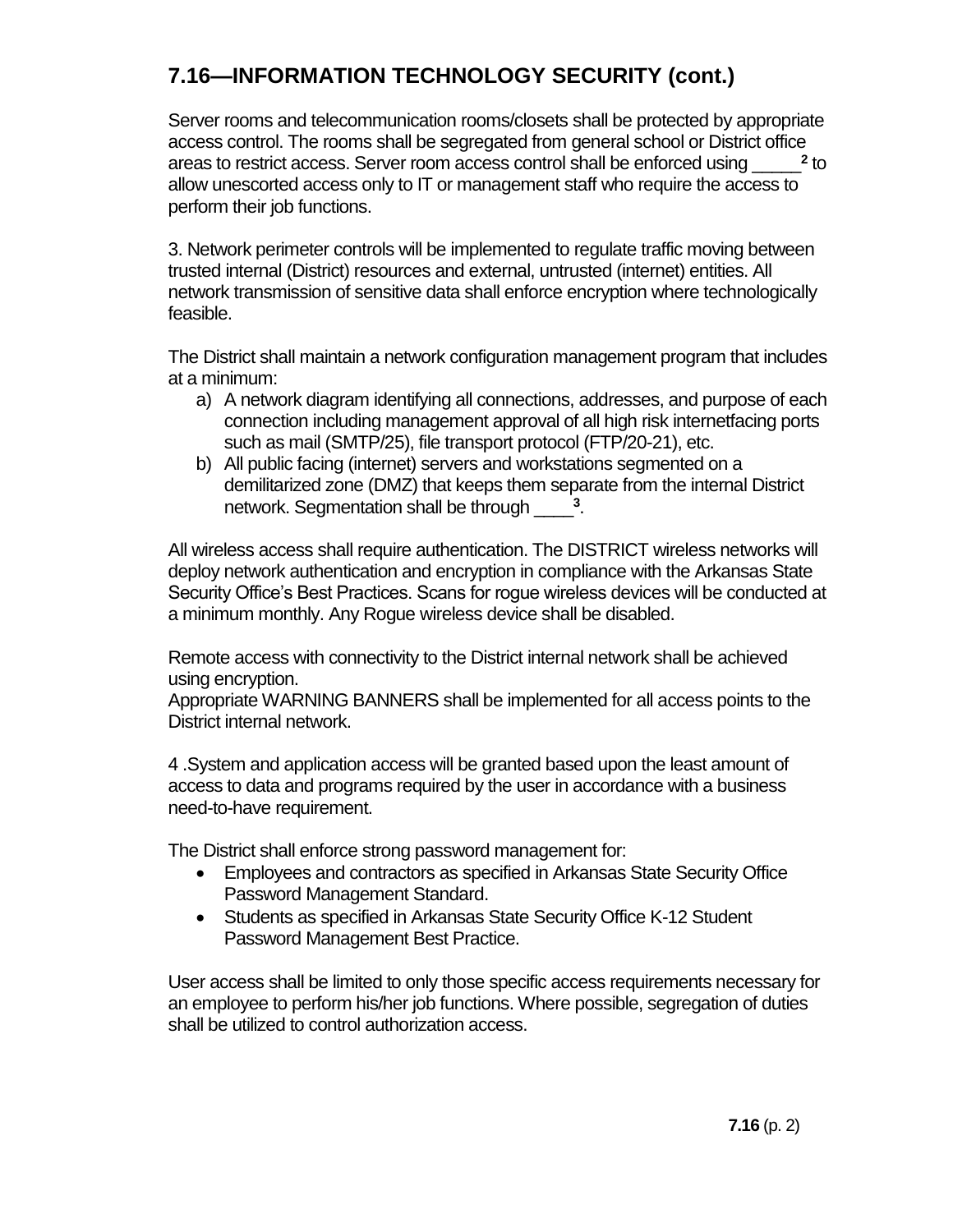## 7.16—INFORMATION TECHNOLOGY SECURITY (cont.)

Server rooms and telecommunication rooms/closets shall be protected by appropriate access control. The rooms shall be segregated from general school or District office areas to restrict access. Server room access control shall be enforced using _____[2] to allow unescorted access only to IT or management staff who require the access to perform their job functions.

3. Network perimeter controls will be implemented to regulate traffic moving between trusted internal (District) resources and external, untrusted (internet) entities. All network transmission of sensitive data shall enforce encryption where technologically feasible.

The District shall maintain a network configuration management program that includes at a minimum:

a) A network diagram identifying all connections, addresses, and purpose of each connection including management approval of all high risk internetfacing ports such as mail (SMTP/25), file transport protocol (FTP/20-21), etc.
b) All public facing (internet) servers and workstations segmented on a demilitarized zone (DMZ) that keeps them separate from the internal District network. Segmentation shall be through ____[3].

All wireless access shall require authentication. The DISTRICT wireless networks will deploy network authentication and encryption in compliance with the Arkansas State Security Office's Best Practices. Scans for rogue wireless devices will be conducted at a minimum monthly. Any Rogue wireless device shall be disabled.

Remote access with connectivity to the District internal network shall be achieved using encryption.
Appropriate WARNING BANNERS shall be implemented for all access points to the District internal network.

4 .System and application access will be granted based upon the least amount of access to data and programs required by the user in accordance with a business need-to-have requirement.

The District shall enforce strong password management for:

- Employees and contractors as specified in Arkansas State Security Office Password Management Standard.
- Students as specified in Arkansas State Security Office K-12 Student Password Management Best Practice.

User access shall be limited to only those specific access requirements necessary for an employee to perform his/her job functions. Where possible, segregation of duties shall be utilized to control authorization access.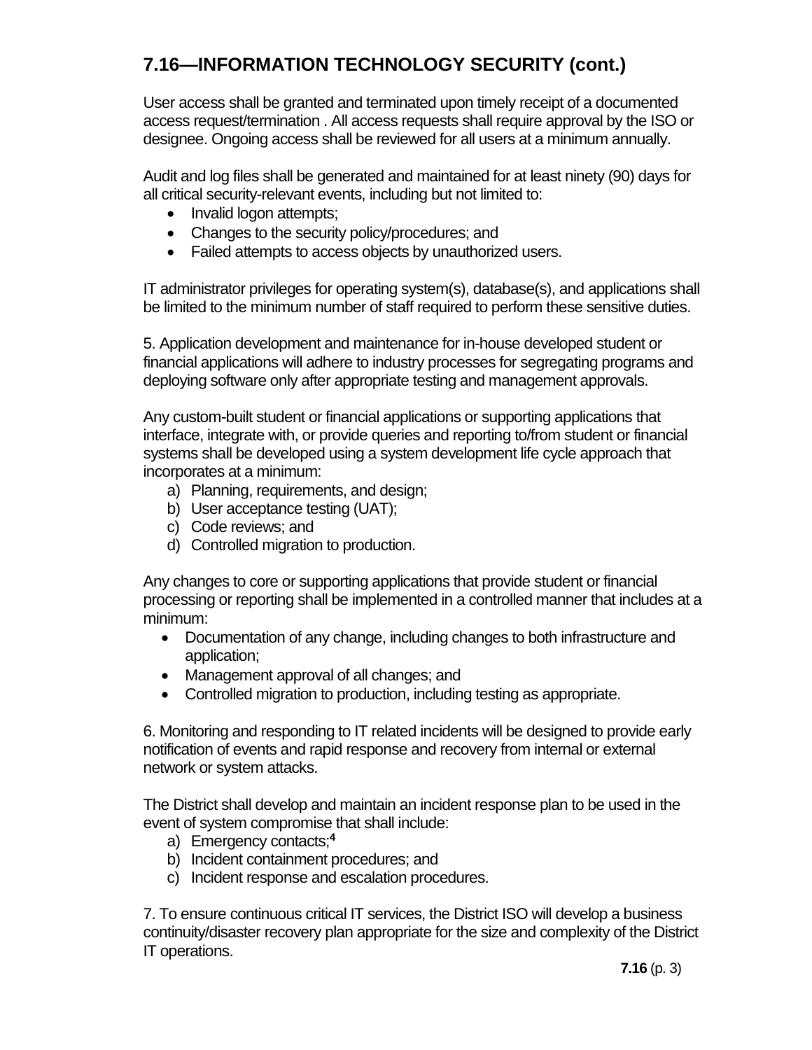## 7.16—INFORMATION TECHNOLOGY SECURITY (cont.)

User access shall be granted and terminated upon timely receipt of a documented access request/termination . All access requests shall require approval by the ISO or designee. Ongoing access shall be reviewed for all users at a minimum annually.

Audit and log files shall be generated and maintained for at least ninety (90) days for all critical security-relevant events, including but not limited to:

- Invalid logon attempts;
- Changes to the security policy/procedures; and
- Failed attempts to access objects by unauthorized users.

IT administrator privileges for operating system(s), database(s), and applications shall be limited to the minimum number of staff required to perform these sensitive duties.

5. Application development and maintenance for in-house developed student or financial applications will adhere to industry processes for segregating programs and deploying software only after appropriate testing and management approvals.

Any custom-built student or financial applications or supporting applications that interface, integrate with, or provide queries and reporting to/from student or financial systems shall be developed using a system development life cycle approach that incorporates at a minimum:

a) Planning, requirements, and design;
b) User acceptance testing (UAT);
c) Code reviews; and
d) Controlled migration to production.

Any changes to core or supporting applications that provide student or financial processing or reporting shall be implemented in a controlled manner that includes at a minimum:

- Documentation of any change, including changes to both infrastructure and application;
- Management approval of all changes; and
- Controlled migration to production, including testing as appropriate.

6. Monitoring and responding to IT related incidents will be designed to provide early notification of events and rapid response and recovery from internal or external network or system attacks.

The District shall develop and maintain an incident response plan to be used in the event of system compromise that shall include:

a) Emergency contacts;[4]
b) Incident containment procedures; and
c) Incident response and escalation procedures.

7. To ensure continuous critical IT services, the District ISO will develop a business continuity/disaster recovery plan appropriate for the size and complexity of the District IT operations.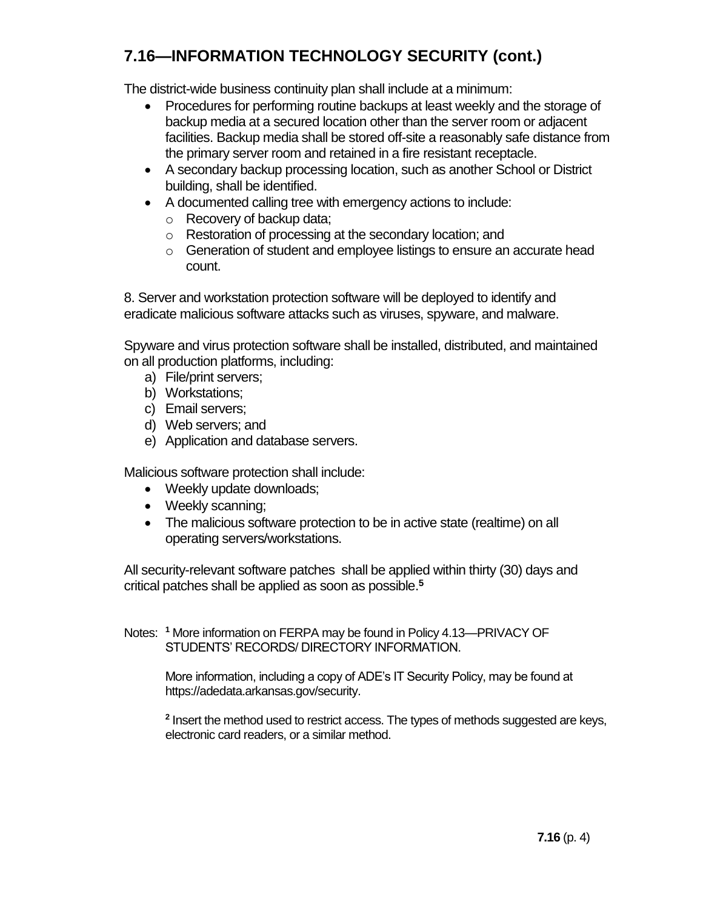## 7.16—INFORMATION TECHNOLOGY SECURITY (cont.)

The district-wide business continuity plan shall include at a minimum:

- Procedures for performing routine backups at least weekly and the storage of backup media at a secured location other than the server room or adjacent facilities. Backup media shall be stored off-site a reasonably safe distance from the primary server room and retained in a fire resistant receptacle.
- A secondary backup processing location, such as another School or District building, shall be identified.
- A documented calling tree with emergency actions to include:
  - Recovery of backup data;
  - Restoration of processing at the secondary location; and
  - Generation of student and employee listings to ensure an accurate head count.

8. Server and workstation protection software will be deployed to identify and eradicate malicious software attacks such as viruses, spyware, and malware.

Spyware and virus protection software shall be installed, distributed, and maintained on all production platforms, including:

a) File/print servers;
b) Workstations;
c) Email servers;
d) Web servers; and
e) Application and database servers.

Malicious software protection shall include:

- Weekly update downloads;
- Weekly scanning;
- The malicious software protection to be in active state (realtime) on all operating servers/workstations.

All security-relevant software patches shall be applied within thirty (30) days and critical patches shall be applied as soon as possible.[5]

Notes: [1] More information on FERPA may be found in Policy 4.13—PRIVACY OF STUDENTS' RECORDS/ DIRECTORY INFORMATION.

More information, including a copy of ADE's IT Security Policy, may be found at https://adedata.arkansas.gov/security.

[2] Insert the method used to restrict access. The types of methods suggested are keys, electronic card readers, or a similar method.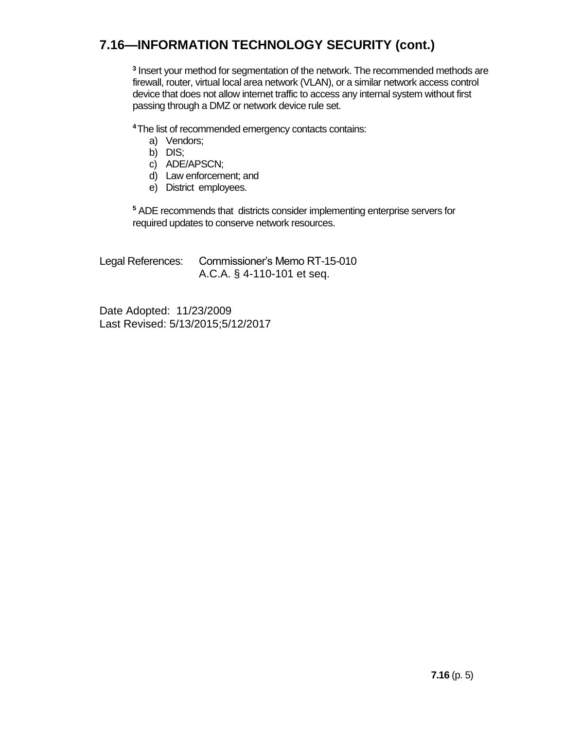## 7.16—INFORMATION TECHNOLOGY SECURITY (cont.)

[3] Insert your method for segmentation of the network. The recommended methods are firewall, router, virtual local area network (VLAN), or a similar network access control device that does not allow internet traffic to access any internal system without first passing through a DMZ or network device rule set.

[4] The list of recommended emergency contacts contains:

a) Vendors;
b) DIS;
c) ADE/APSCN;
d) Law enforcement; and
e) District employees.

[5] ADE recommends that districts consider implementing enterprise servers for required updates to conserve network resources.

Legal References: Commissioner's Memo RT-15-010
A.C.A. § 4-110-101 et seq.

Date Adopted: 11/23/2009
Last Revised: 5/13/2015;5/12/2017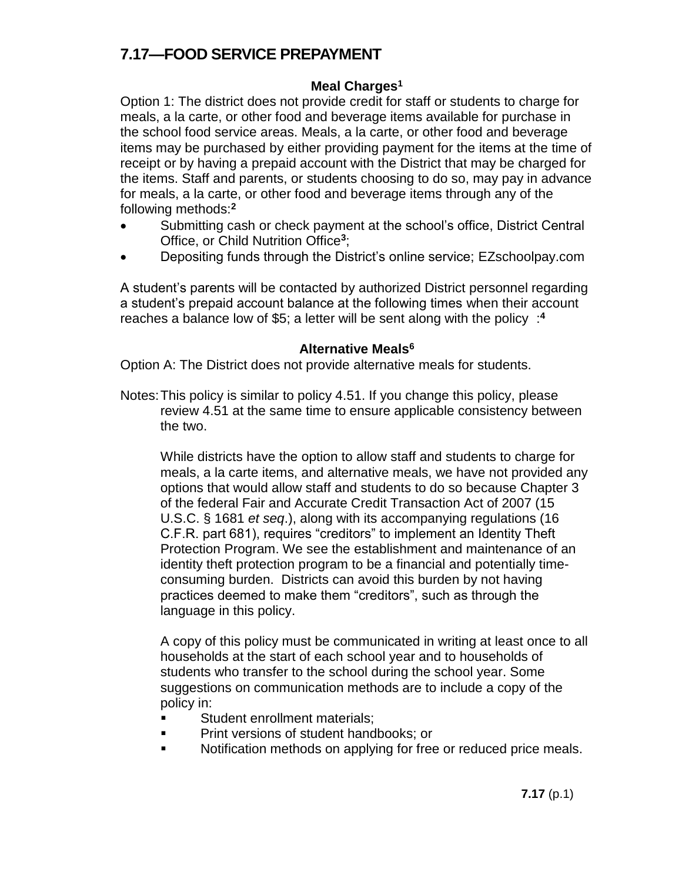## 7.17—FOOD SERVICE PREPAYMENT

**Meal Charges[1]**

Option 1: The district does not provide credit for staff or students to charge for meals, a la carte, or other food and beverage items available for purchase in the school food service areas. Meals, a la carte, or other food and beverage items may be purchased by either providing payment for the items at the time of receipt or by having a prepaid account with the District that may be charged for the items. Staff and parents, or students choosing to do so, may pay in advance for meals, a la carte, or other food and beverage items through any of the following methods:[2]

- Submitting cash or check payment at the school's office, District Central Office, or Child Nutrition Office[3];
- Depositing funds through the District's online service; EZschoolpay.com

A student's parents will be contacted by authorized District personnel regarding a student's prepaid account balance at the following times when their account reaches a balance low of $5; a letter will be sent along with the policy :[4]

**Alternative Meals[6]**

Option A: The District does not provide alternative meals for students.

Notes: This policy is similar to policy 4.51. If you change this policy, please review 4.51 at the same time to ensure applicable consistency between the two.

While districts have the option to allow staff and students to charge for meals, a la carte items, and alternative meals, we have not provided any options that would allow staff and students to do so because Chapter 3 of the federal Fair and Accurate Credit Transaction Act of 2007 (15 U.S.C. § 1681 *et seq*.), along with its accompanying regulations (16 C.F.R. part 681), requires "creditors" to implement an Identity Theft Protection Program. We see the establishment and maintenance of an identity theft protection program to be a financial and potentially time-consuming burden. Districts can avoid this burden by not having practices deemed to make them "creditors", such as through the language in this policy.

A copy of this policy must be communicated in writing at least once to all households at the start of each school year and to households of students who transfer to the school during the school year. Some suggestions on communication methods are to include a copy of the policy in:

- Student enrollment materials;
- Print versions of student handbooks; or
- Notification methods on applying for free or reduced price meals.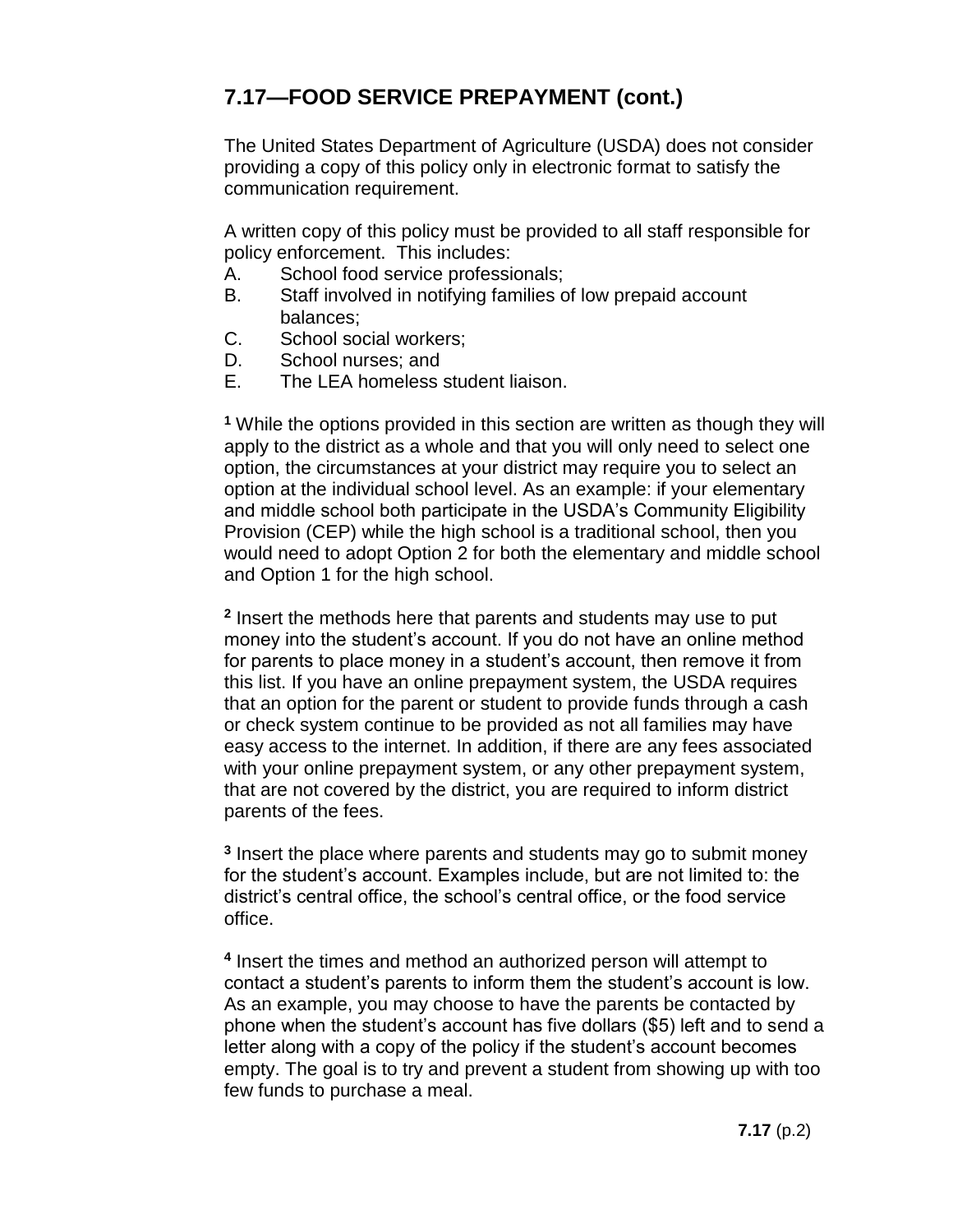## 7.17—FOOD SERVICE PREPAYMENT (cont.)

The United States Department of Agriculture (USDA) does not consider providing a copy of this policy only in electronic format to satisfy the communication requirement.

A written copy of this policy must be provided to all staff responsible for policy enforcement. This includes:

A. School food service professionals;
B. Staff involved in notifying families of low prepaid account balances;
C. School social workers;
D. School nurses; and
E. The LEA homeless student liaison.

[1] While the options provided in this section are written as though they will apply to the district as a whole and that you will only need to select one option, the circumstances at your district may require you to select an option at the individual school level. As an example: if your elementary and middle school both participate in the USDA's Community Eligibility Provision (CEP) while the high school is a traditional school, then you would need to adopt Option 2 for both the elementary and middle school and Option 1 for the high school.

[2] Insert the methods here that parents and students may use to put money into the student's account. If you do not have an online method for parents to place money in a student's account, then remove it from this list. If you have an online prepayment system, the USDA requires that an option for the parent or student to provide funds through a cash or check system continue to be provided as not all families may have easy access to the internet. In addition, if there are any fees associated with your online prepayment system, or any other prepayment system, that are not covered by the district, you are required to inform district parents of the fees.

[3] Insert the place where parents and students may go to submit money for the student's account. Examples include, but are not limited to: the district's central office, the school's central office, or the food service office.

[4] Insert the times and method an authorized person will attempt to contact a student's parents to inform them the student's account is low. As an example, you may choose to have the parents be contacted by phone when the student's account has five dollars ($5) left and to send a letter along with a copy of the policy if the student's account becomes empty. The goal is to try and prevent a student from showing up with too few funds to purchase a meal.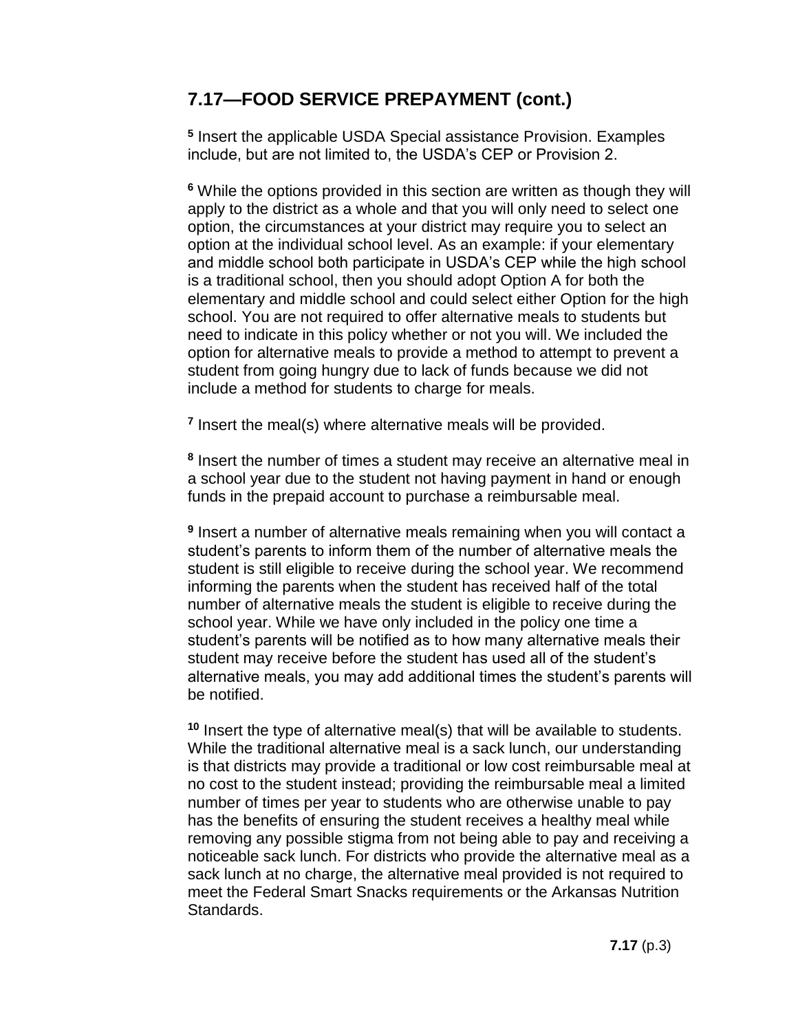## 7.17—FOOD SERVICE PREPAYMENT (cont.)

[5] Insert the applicable USDA Special assistance Provision. Examples include, but are not limited to, the USDA's CEP or Provision 2.

[6] While the options provided in this section are written as though they will apply to the district as a whole and that you will only need to select one option, the circumstances at your district may require you to select an option at the individual school level. As an example: if your elementary and middle school both participate in USDA's CEP while the high school is a traditional school, then you should adopt Option A for both the elementary and middle school and could select either Option for the high school. You are not required to offer alternative meals to students but need to indicate in this policy whether or not you will. We included the option for alternative meals to provide a method to attempt to prevent a student from going hungry due to lack of funds because we did not include a method for students to charge for meals.

[7] Insert the meal(s) where alternative meals will be provided.

[8] Insert the number of times a student may receive an alternative meal in a school year due to the student not having payment in hand or enough funds in the prepaid account to purchase a reimbursable meal.

[9] Insert a number of alternative meals remaining when you will contact a student's parents to inform them of the number of alternative meals the student is still eligible to receive during the school year. We recommend informing the parents when the student has received half of the total number of alternative meals the student is eligible to receive during the school year. While we have only included in the policy one time a student's parents will be notified as to how many alternative meals their student may receive before the student has used all of the student's alternative meals, you may add additional times the student's parents will be notified.

[10] Insert the type of alternative meal(s) that will be available to students. While the traditional alternative meal is a sack lunch, our understanding is that districts may provide a traditional or low cost reimbursable meal at no cost to the student instead; providing the reimbursable meal a limited number of times per year to students who are otherwise unable to pay has the benefits of ensuring the student receives a healthy meal while removing any possible stigma from not being able to pay and receiving a noticeable sack lunch. For districts who provide the alternative meal as a sack lunch at no charge, the alternative meal provided is not required to meet the Federal Smart Snacks requirements or the Arkansas Nutrition Standards.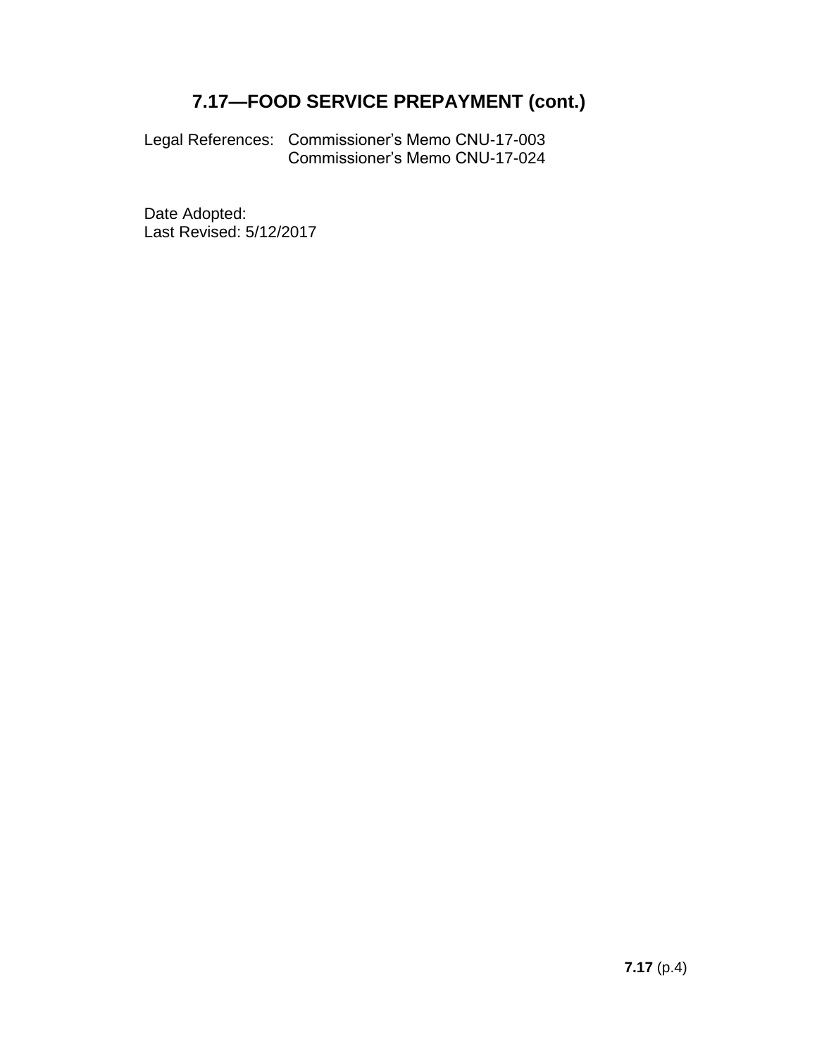## 7.17—FOOD SERVICE PREPAYMENT (cont.)

Legal References: Commissioner's Memo CNU-17-003
Commissioner's Memo CNU-17-024

Date Adopted:
Last Revised: 5/12/2017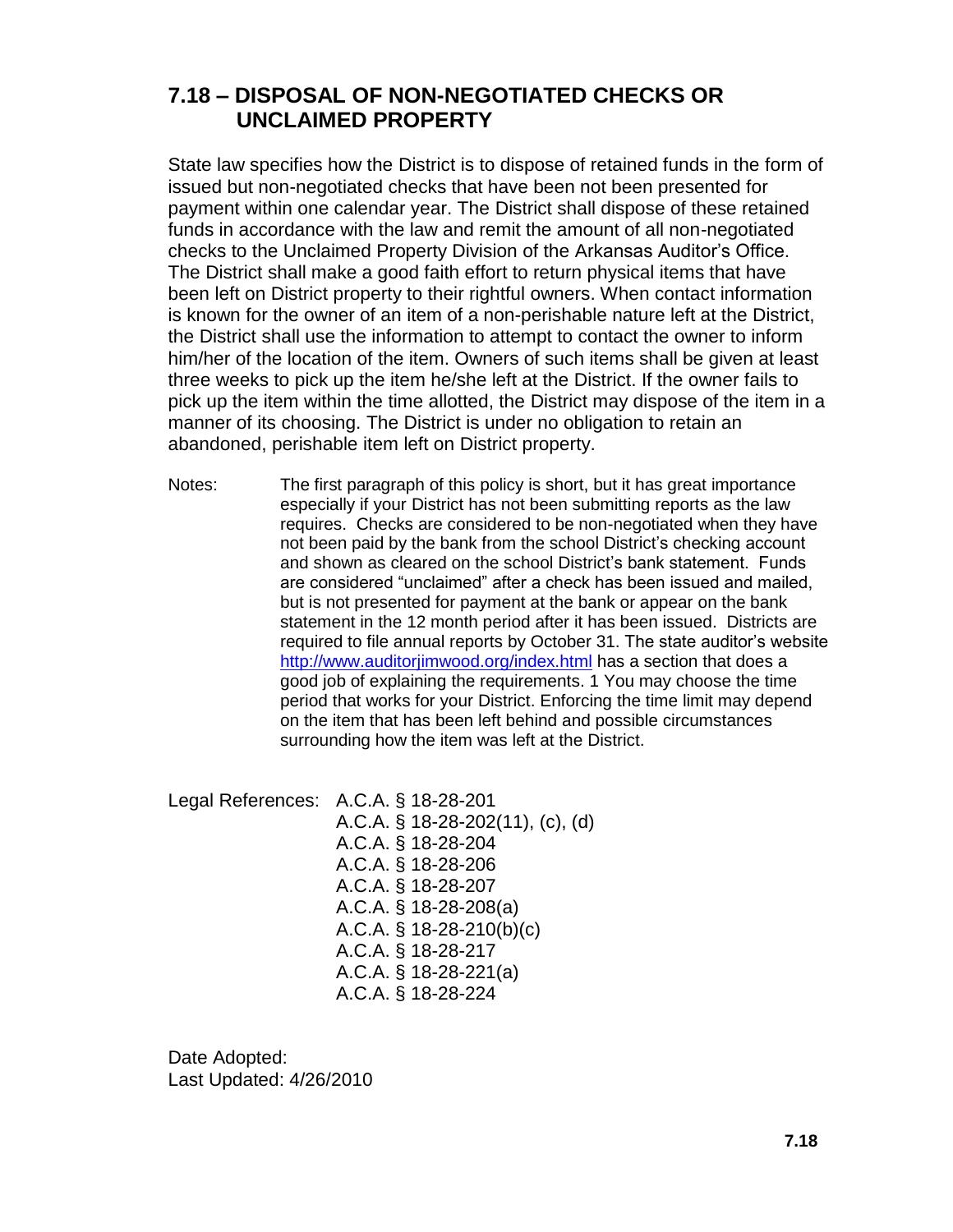## 7.18 – DISPOSAL OF NON-NEGOTIATED CHECKS OR UNCLAIMED PROPERTY

State law specifies how the District is to dispose of retained funds in the form of issued but non-negotiated checks that have been not been presented for payment within one calendar year. The District shall dispose of these retained funds in accordance with the law and remit the amount of all non-negotiated checks to the Unclaimed Property Division of the Arkansas Auditor's Office. The District shall make a good faith effort to return physical items that have been left on District property to their rightful owners. When contact information is known for the owner of an item of a non-perishable nature left at the District, the District shall use the information to attempt to contact the owner to inform him/her of the location of the item. Owners of such items shall be given at least three weeks to pick up the item he/she left at the District. If the owner fails to pick up the item within the time allotted, the District may dispose of the item in a manner of its choosing. The District is under no obligation to retain an abandoned, perishable item left on District property.

Notes: The first paragraph of this policy is short, but it has great importance especially if your District has not been submitting reports as the law requires. Checks are considered to be non-negotiated when they have not been paid by the bank from the school District's checking account and shown as cleared on the school District's bank statement. Funds are considered "unclaimed" after a check has been issued and mailed, but is not presented for payment at the bank or appear on the bank statement in the 12 month period after it has been issued. Districts are required to file annual reports by October 31. The state auditor's website http://www.auditorjimwood.org/index.html has a section that does a good job of explaining the requirements. 1 You may choose the time period that works for your District. Enforcing the time limit may depend on the item that has been left behind and possible circumstances surrounding how the item was left at the District.

Legal References: A.C.A. § 18-28-201
A.C.A. § 18-28-202(11), (c), (d)
A.C.A. § 18-28-204
A.C.A. § 18-28-206
A.C.A. § 18-28-207
A.C.A. § 18-28-208(a)
A.C.A. § 18-28-210(b)(c)
A.C.A. § 18-28-217
A.C.A. § 18-28-221(a)
A.C.A. § 18-28-224

Date Adopted:
Last Updated: 4/26/2010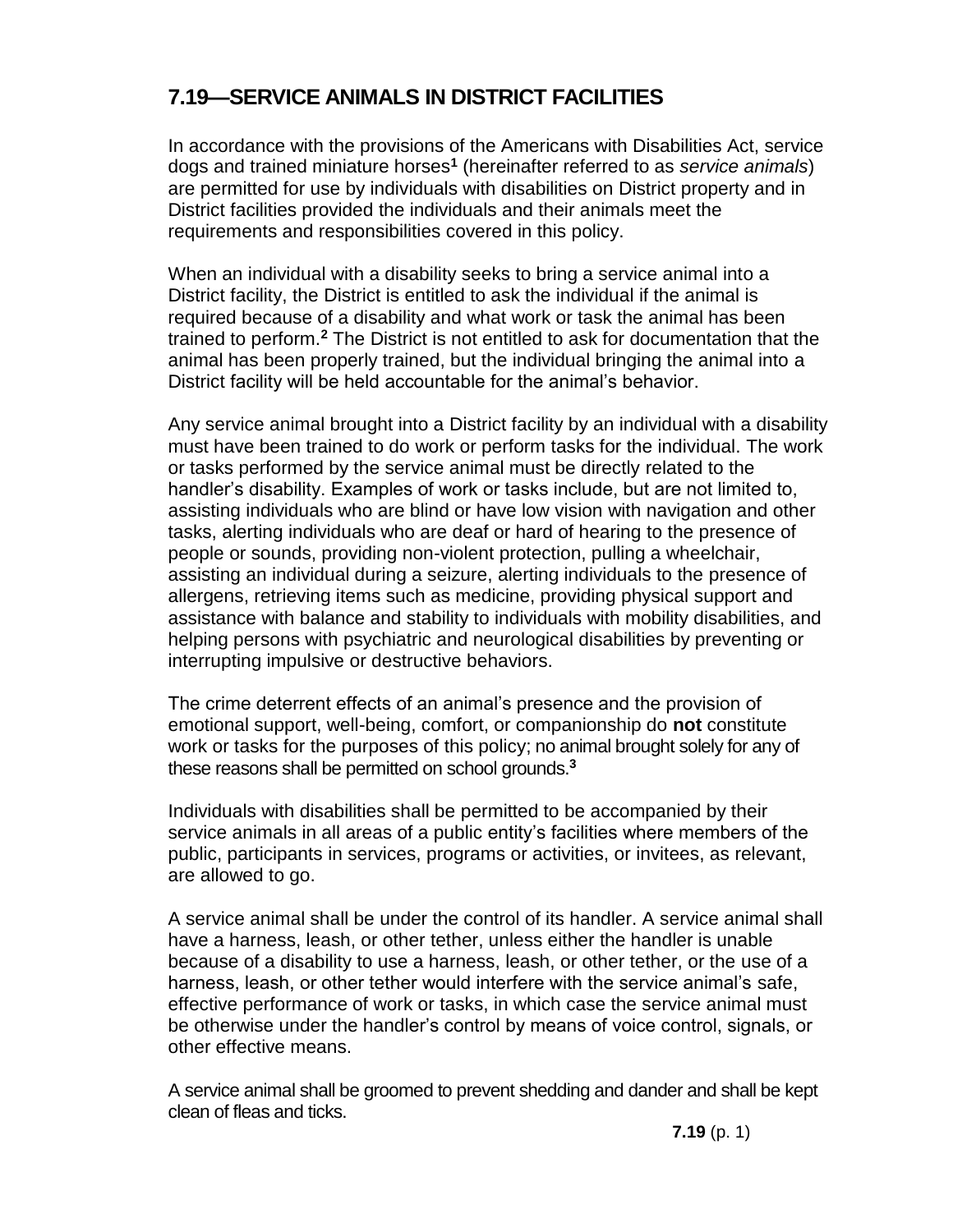## 7.19—SERVICE ANIMALS IN DISTRICT FACILITIES

In accordance with the provisions of the Americans with Disabilities Act, service dogs and trained miniature horses[1] (hereinafter referred to as *service animals*) are permitted for use by individuals with disabilities on District property and in District facilities provided the individuals and their animals meet the requirements and responsibilities covered in this policy.

When an individual with a disability seeks to bring a service animal into a District facility, the District is entitled to ask the individual if the animal is required because of a disability and what work or task the animal has been trained to perform.[2] The District is not entitled to ask for documentation that the animal has been properly trained, but the individual bringing the animal into a District facility will be held accountable for the animal's behavior.

Any service animal brought into a District facility by an individual with a disability must have been trained to do work or perform tasks for the individual. The work or tasks performed by the service animal must be directly related to the handler's disability. Examples of work or tasks include, but are not limited to, assisting individuals who are blind or have low vision with navigation and other tasks, alerting individuals who are deaf or hard of hearing to the presence of people or sounds, providing non-violent protection, pulling a wheelchair, assisting an individual during a seizure, alerting individuals to the presence of allergens, retrieving items such as medicine, providing physical support and assistance with balance and stability to individuals with mobility disabilities, and helping persons with psychiatric and neurological disabilities by preventing or interrupting impulsive or destructive behaviors.

The crime deterrent effects of an animal's presence and the provision of emotional support, well-being, comfort, or companionship do **not** constitute work or tasks for the purposes of this policy; no animal brought solely for any of these reasons shall be permitted on school grounds.[3]

Individuals with disabilities shall be permitted to be accompanied by their service animals in all areas of a public entity's facilities where members of the public, participants in services, programs or activities, or invitees, as relevant, are allowed to go.

A service animal shall be under the control of its handler. A service animal shall have a harness, leash, or other tether, unless either the handler is unable because of a disability to use a harness, leash, or other tether, or the use of a harness, leash, or other tether would interfere with the service animal's safe, effective performance of work or tasks, in which case the service animal must be otherwise under the handler's control by means of voice control, signals, or other effective means.

A service animal shall be groomed to prevent shedding and dander and shall be kept clean of fleas and ticks.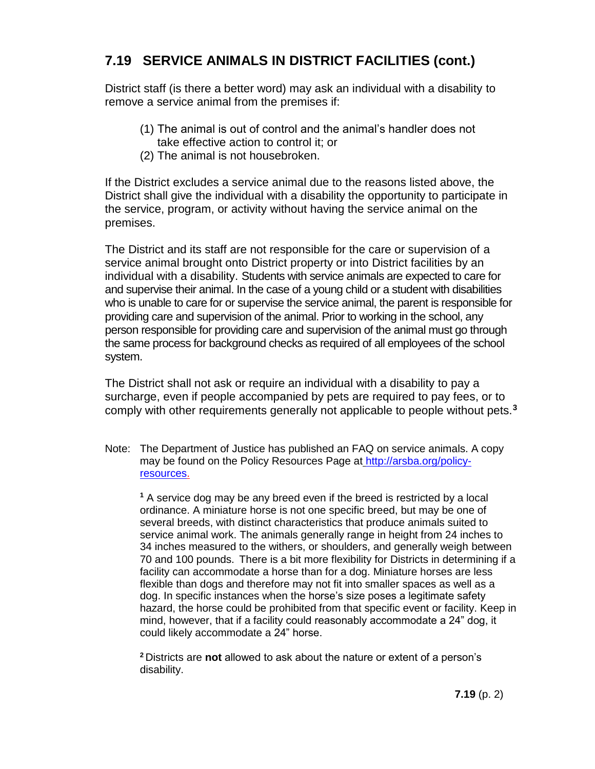## 7.19 SERVICE ANIMALS IN DISTRICT FACILITIES (cont.)

District staff (is there a better word) may ask an individual with a disability to remove a service animal from the premises if:

(1) The animal is out of control and the animal's handler does not take effective action to control it; or
(2) The animal is not housebroken.

If the District excludes a service animal due to the reasons listed above, the District shall give the individual with a disability the opportunity to participate in the service, program, or activity without having the service animal on the premises.

The District and its staff are not responsible for the care or supervision of a service animal brought onto District property or into District facilities by an individual with a disability. Students with service animals are expected to care for and supervise their animal. In the case of a young child or a student with disabilities who is unable to care for or supervise the service animal, the parent is responsible for providing care and supervision of the animal. Prior to working in the school, any person responsible for providing care and supervision of the animal must go through the same process for background checks as required of all employees of the school system.

The District shall not ask or require an individual with a disability to pay a surcharge, even if people accompanied by pets are required to pay fees, or to comply with other requirements generally not applicable to people without pets.[3]

Note: The Department of Justice has published an FAQ on service animals. A copy may be found on the Policy Resources Page at http://arsba.org/policy-resources.

[1] A service dog may be any breed even if the breed is restricted by a local ordinance. A miniature horse is not one specific breed, but may be one of several breeds, with distinct characteristics that produce animals suited to service animal work. The animals generally range in height from 24 inches to 34 inches measured to the withers, or shoulders, and generally weigh between 70 and 100 pounds. There is a bit more flexibility for Districts in determining if a facility can accommodate a horse than for a dog. Miniature horses are less flexible than dogs and therefore may not fit into smaller spaces as well as a dog. In specific instances when the horse's size poses a legitimate safety hazard, the horse could be prohibited from that specific event or facility. Keep in mind, however, that if a facility could reasonably accommodate a 24" dog, it could likely accommodate a 24" horse.

[2] Districts are **not** allowed to ask about the nature or extent of a person's disability.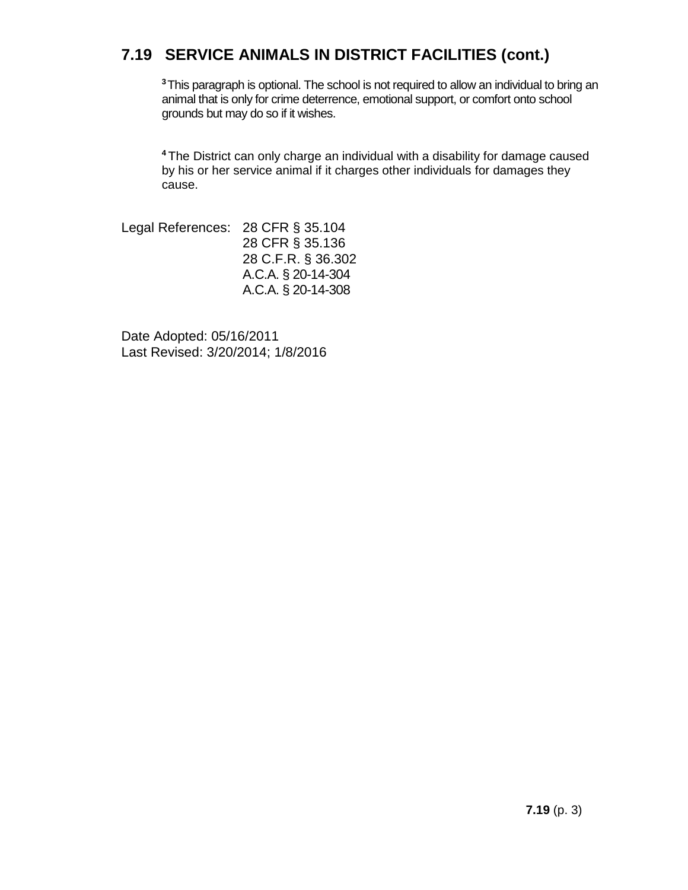## 7.19 SERVICE ANIMALS IN DISTRICT FACILITIES (cont.)

[3] This paragraph is optional. The school is not required to allow an individual to bring an animal that is only for crime deterrence, emotional support, or comfort onto school grounds but may do so if it wishes.

[4] The District can only charge an individual with a disability for damage caused by his or her service animal if it charges other individuals for damages they cause.

Legal References: 28 CFR § 35.104
28 CFR § 35.136
28 C.F.R. § 36.302
A.C.A. § 20-14-304
A.C.A. § 20-14-308

Date Adopted: 05/16/2011
Last Revised: 3/20/2014; 1/8/2016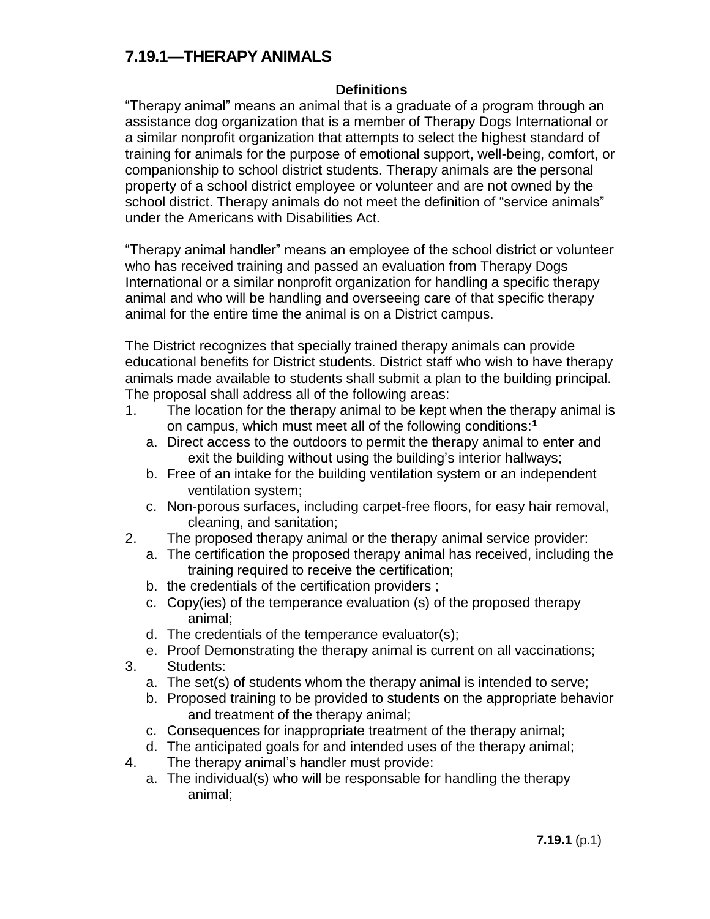## 7.19.1—THERAPY ANIMALS

**Definitions**

"Therapy animal" means an animal that is a graduate of a program through an assistance dog organization that is a member of Therapy Dogs International or a similar nonprofit organization that attempts to select the highest standard of training for animals for the purpose of emotional support, well-being, comfort, or companionship to school district students. Therapy animals are the personal property of a school district employee or volunteer and are not owned by the school district. Therapy animals do not meet the definition of "service animals" under the Americans with Disabilities Act.

"Therapy animal handler" means an employee of the school district or volunteer who has received training and passed an evaluation from Therapy Dogs International or a similar nonprofit organization for handling a specific therapy animal and who will be handling and overseeing care of that specific therapy animal for the entire time the animal is on a District campus.

The District recognizes that specially trained therapy animals can provide educational benefits for District students. District staff who wish to have therapy animals made available to students shall submit a plan to the building principal. The proposal shall address all of the following areas:

1. The location for the therapy animal to be kept when the therapy animal is on campus, which must meet all of the following conditions:[1]
   a. Direct access to the outdoors to permit the therapy animal to enter and exit the building without using the building's interior hallways;
   b. Free of an intake for the building ventilation system or an independent ventilation system;
   c. Non-porous surfaces, including carpet-free floors, for easy hair removal, cleaning, and sanitation;
2. The proposed therapy animal or the therapy animal service provider:
   a. The certification the proposed therapy animal has received, including the training required to receive the certification;
   b. the credentials of the certification providers ;
   c. Copy(ies) of the temperance evaluation (s) of the proposed therapy animal;
   d. The credentials of the temperance evaluator(s);
   e. Proof Demonstrating the therapy animal is current on all vaccinations;
3. Students:
   a. The set(s) of students whom the therapy animal is intended to serve;
   b. Proposed training to be provided to students on the appropriate behavior and treatment of the therapy animal;
   c. Consequences for inappropriate treatment of the therapy animal;
   d. The anticipated goals for and intended uses of the therapy animal;
4. The therapy animal's handler must provide:
   a. The individual(s) who will be responsable for handling the therapy animal;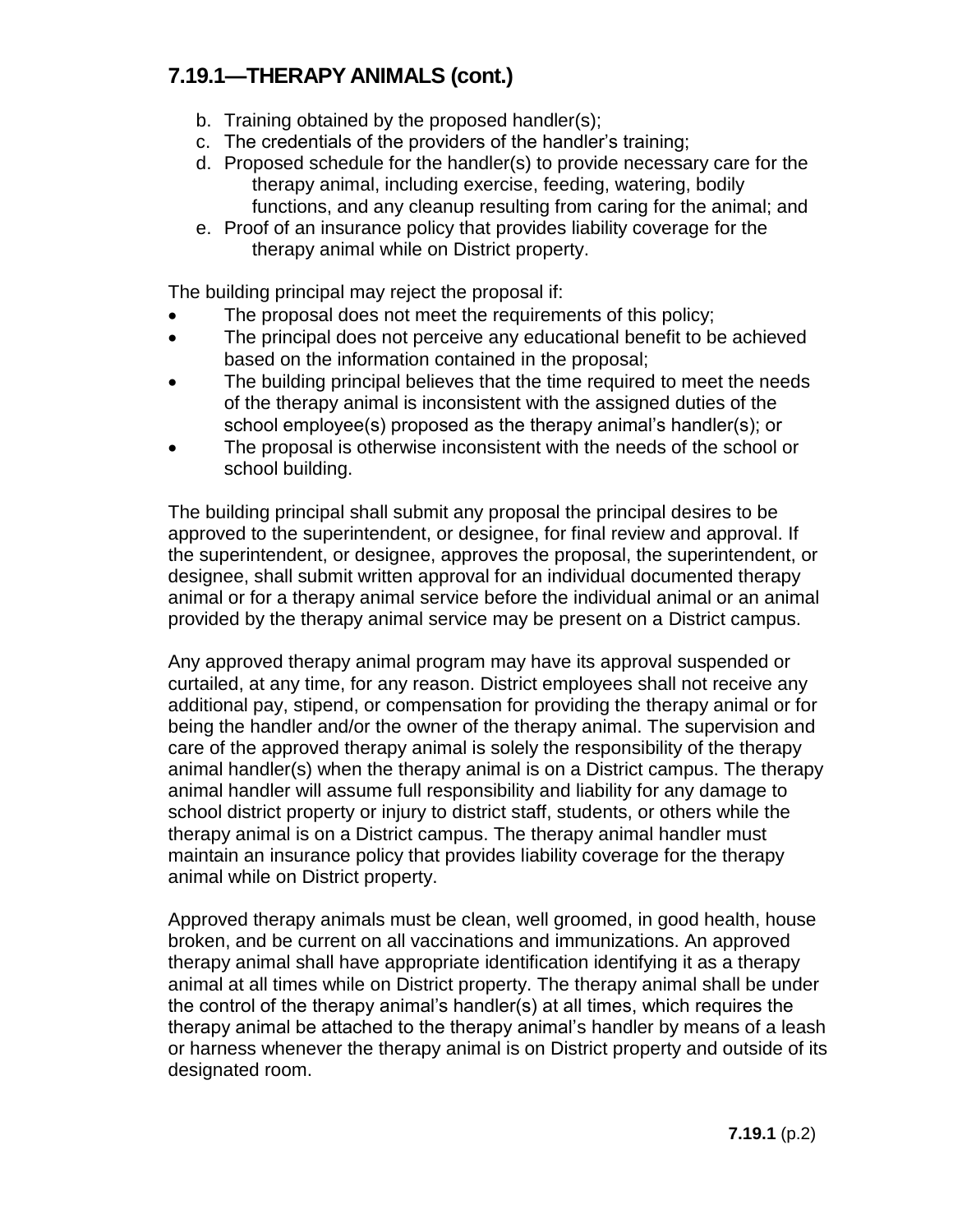## 7.19.1—THERAPY ANIMALS (cont.)

b. Training obtained by the proposed handler(s);
c. The credentials of the providers of the handler's training;
d. Proposed schedule for the handler(s) to provide necessary care for the therapy animal, including exercise, feeding, watering, bodily functions, and any cleanup resulting from caring for the animal; and
e. Proof of an insurance policy that provides liability coverage for the therapy animal while on District property.

The building principal may reject the proposal if:

- The proposal does not meet the requirements of this policy;
- The principal does not perceive any educational benefit to be achieved based on the information contained in the proposal;
- The building principal believes that the time required to meet the needs of the therapy animal is inconsistent with the assigned duties of the school employee(s) proposed as the therapy animal's handler(s); or
- The proposal is otherwise inconsistent with the needs of the school or school building.

The building principal shall submit any proposal the principal desires to be approved to the superintendent, or designee, for final review and approval. If the superintendent, or designee, approves the proposal, the superintendent, or designee, shall submit written approval for an individual documented therapy animal or for a therapy animal service before the individual animal or an animal provided by the therapy animal service may be present on a District campus.

Any approved therapy animal program may have its approval suspended or curtailed, at any time, for any reason. District employees shall not receive any additional pay, stipend, or compensation for providing the therapy animal or for being the handler and/or the owner of the therapy animal. The supervision and care of the approved therapy animal is solely the responsibility of the therapy animal handler(s) when the therapy animal is on a District campus. The therapy animal handler will assume full responsibility and liability for any damage to school district property or injury to district staff, students, or others while the therapy animal is on a District campus. The therapy animal handler must maintain an insurance policy that provides liability coverage for the therapy animal while on District property.

Approved therapy animals must be clean, well groomed, in good health, house broken, and be current on all vaccinations and immunizations. An approved therapy animal shall have appropriate identification identifying it as a therapy animal at all times while on District property. The therapy animal shall be under the control of the therapy animal's handler(s) at all times, which requires the therapy animal be attached to the therapy animal's handler by means of a leash or harness whenever the therapy animal is on District property and outside of its designated room.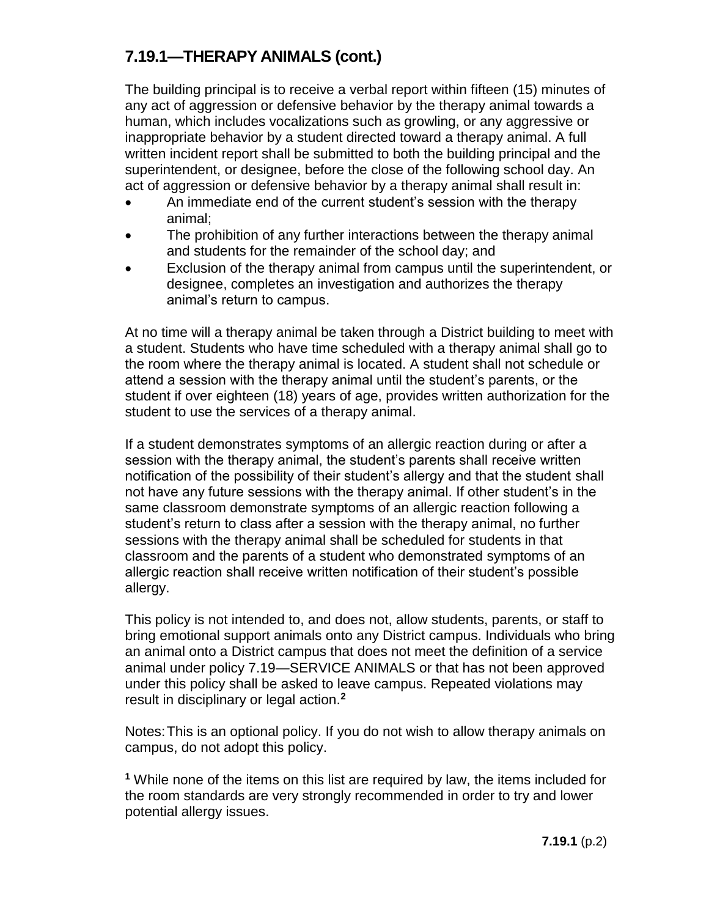## 7.19.1—THERAPY ANIMALS (cont.)

The building principal is to receive a verbal report within fifteen (15) minutes of any act of aggression or defensive behavior by the therapy animal towards a human, which includes vocalizations such as growling, or any aggressive or inappropriate behavior by a student directed toward a therapy animal. A full written incident report shall be submitted to both the building principal and the superintendent, or designee, before the close of the following school day. An act of aggression or defensive behavior by a therapy animal shall result in:

- An immediate end of the current student's session with the therapy animal;
- The prohibition of any further interactions between the therapy animal and students for the remainder of the school day; and
- Exclusion of the therapy animal from campus until the superintendent, or designee, completes an investigation and authorizes the therapy animal's return to campus.

At no time will a therapy animal be taken through a District building to meet with a student. Students who have time scheduled with a therapy animal shall go to the room where the therapy animal is located. A student shall not schedule or attend a session with the therapy animal until the student's parents, or the student if over eighteen (18) years of age, provides written authorization for the student to use the services of a therapy animal.

If a student demonstrates symptoms of an allergic reaction during or after a session with the therapy animal, the student's parents shall receive written notification of the possibility of their student's allergy and that the student shall not have any future sessions with the therapy animal. If other student's in the same classroom demonstrate symptoms of an allergic reaction following a student's return to class after a session with the therapy animal, no further sessions with the therapy animal shall be scheduled for students in that classroom and the parents of a student who demonstrated symptoms of an allergic reaction shall receive written notification of their student's possible allergy.

This policy is not intended to, and does not, allow students, parents, or staff to bring emotional support animals onto any District campus. Individuals who bring an animal onto a District campus that does not meet the definition of a service animal under policy 7.19—SERVICE ANIMALS or that has not been approved under this policy shall be asked to leave campus. Repeated violations may result in disciplinary or legal action.[2]

Notes: This is an optional policy. If you do not wish to allow therapy animals on campus, do not adopt this policy.

[1] While none of the items on this list are required by law, the items included for the room standards are very strongly recommended in order to try and lower potential allergy issues.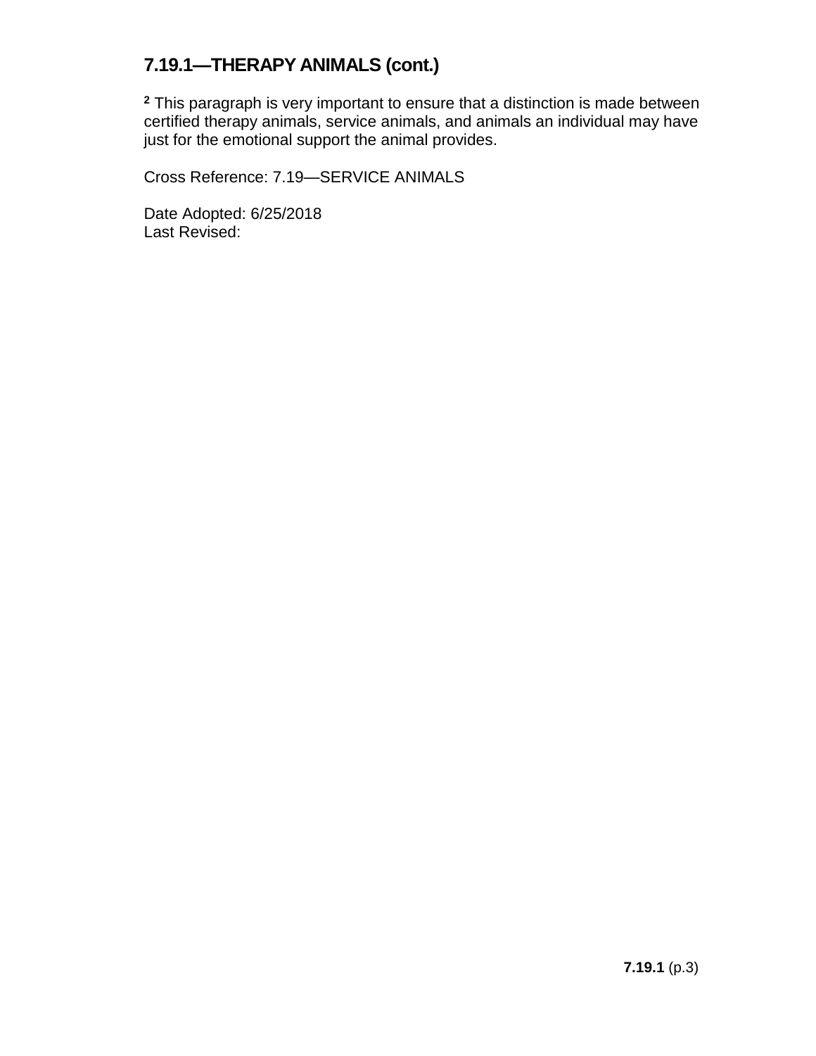## 7.19.1—THERAPY ANIMALS (cont.)

[2] This paragraph is very important to ensure that a distinction is made between certified therapy animals, service animals, and animals an individual may have just for the emotional support the animal provides.

Cross Reference: 7.19—SERVICE ANIMALS

Date Adopted: 6/25/2018
Last Revised: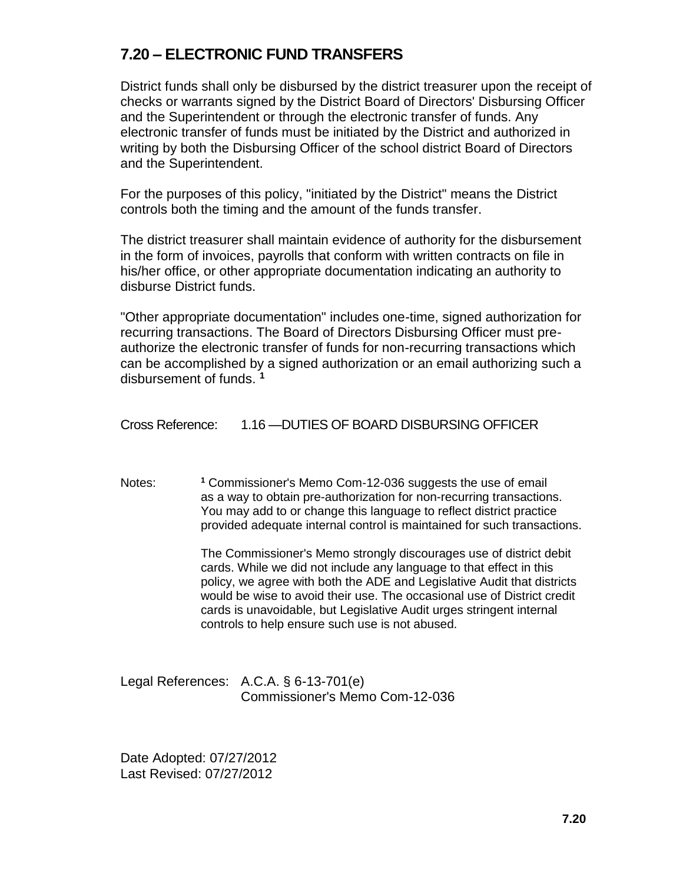## 7.20 – ELECTRONIC FUND TRANSFERS

District funds shall only be disbursed by the district treasurer upon the receipt of checks or warrants signed by the District Board of Directors' Disbursing Officer and the Superintendent or through the electronic transfer of funds. Any electronic transfer of funds must be initiated by the District and authorized in writing by both the Disbursing Officer of the school district Board of Directors and the Superintendent.

For the purposes of this policy, "initiated by the District" means the District controls both the timing and the amount of the funds transfer.

The district treasurer shall maintain evidence of authority for the disbursement in the form of invoices, payrolls that conform with written contracts on file in his/her office, or other appropriate documentation indicating an authority to disburse District funds.

"Other appropriate documentation" includes one-time, signed authorization for recurring transactions. The Board of Directors Disbursing Officer must pre-authorize the electronic transfer of funds for non-recurring transactions which can be accomplished by a signed authorization or an email authorizing such a disbursement of funds. [1]

Cross Reference: 1.16 —DUTIES OF BOARD DISBURSING OFFICER

Notes: [1] Commissioner's Memo Com-12-036 suggests the use of email as a way to obtain pre-authorization for non-recurring transactions. You may add to or change this language to reflect district practice provided adequate internal control is maintained for such transactions.

The Commissioner's Memo strongly discourages use of district debit cards. While we did not include any language to that effect in this policy, we agree with both the ADE and Legislative Audit that districts would be wise to avoid their use. The occasional use of District credit cards is unavoidable, but Legislative Audit urges stringent internal controls to help ensure such use is not abused.

Legal References: A.C.A. § 6-13-701(e)
Commissioner's Memo Com-12-036

Date Adopted: 07/27/2012
Last Revised: 07/27/2012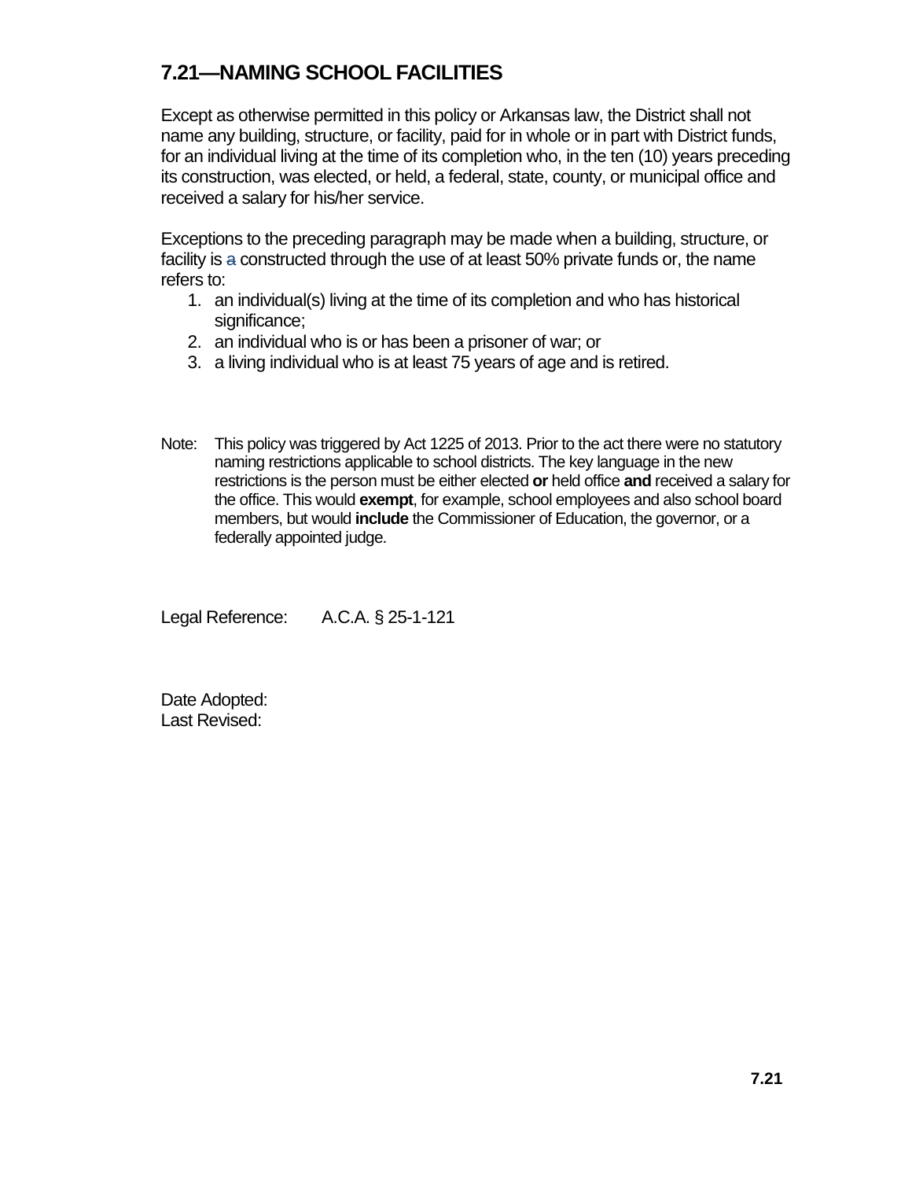# 7.21—NAMING SCHOOL FACILITIES

Except as otherwise permitted in this policy or Arkansas law, the District shall not name any building, structure, or facility, paid for in whole or in part with District funds, for an individual living at the time of its completion who, in the ten (10) years preceding its construction, was elected, or held, a federal, state, county, or municipal office and received a salary for his/her service.

Exceptions to the preceding paragraph may be made when a building, structure, or facility is ~~a~~ constructed through the use of at least 50% private funds or, the name refers to:

1. an individual(s) living at the time of its completion and who has historical significance;
2. an individual who is or has been a prisoner of war; or
3. a living individual who is at least 75 years of age and is retired.

Note: This policy was triggered by Act 1225 of 2013. Prior to the act there were no statutory naming restrictions applicable to school districts. The key language in the new restrictions is the person must be either elected **or** held office **and** received a salary for the office. This would **exempt**, for example, school employees and also school board members, but would **include** the Commissioner of Education, the governor, or a federally appointed judge.

Legal Reference: A.C.A. § 25-1-121

Date Adopted:
Last Revised: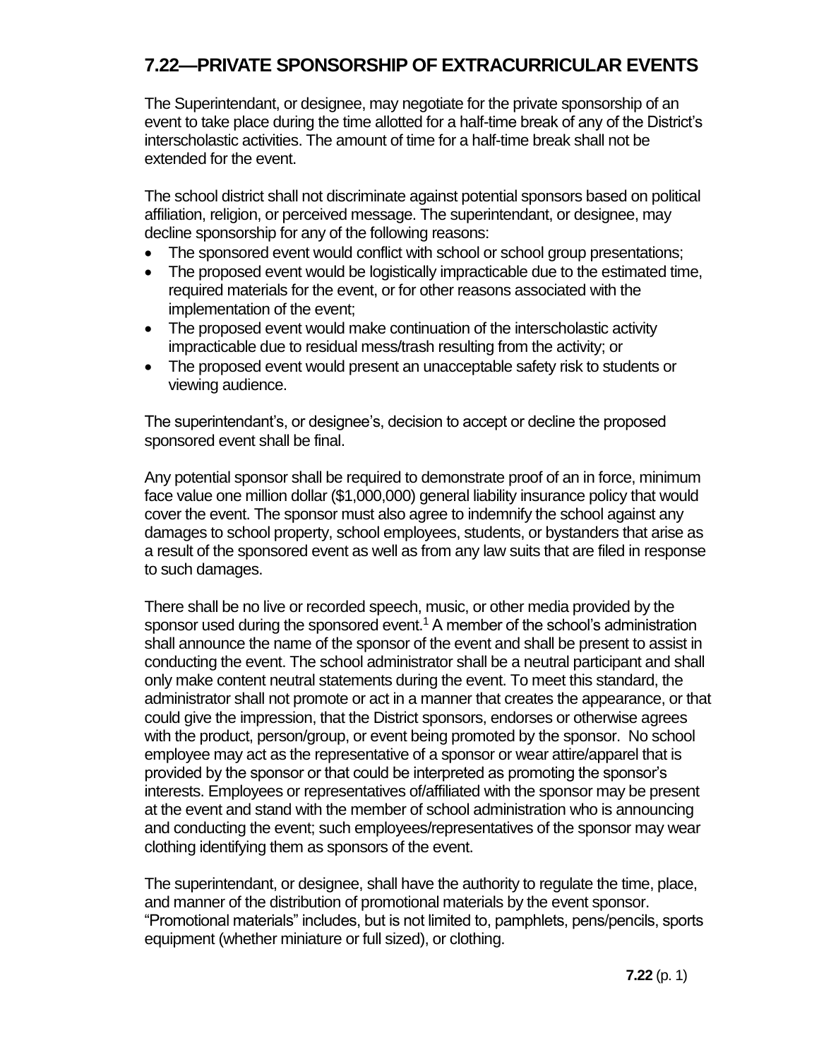## 7.22—PRIVATE SPONSORSHIP OF EXTRACURRICULAR EVENTS

The Superintendant, or designee, may negotiate for the private sponsorship of an event to take place during the time allotted for a half-time break of any of the District's interscholastic activities. The amount of time for a half-time break shall not be extended for the event.

The school district shall not discriminate against potential sponsors based on political affiliation, religion, or perceived message. The superintendant, or designee, may decline sponsorship for any of the following reasons:

- The sponsored event would conflict with school or school group presentations;
- The proposed event would be logistically impracticable due to the estimated time, required materials for the event, or for other reasons associated with the implementation of the event;
- The proposed event would make continuation of the interscholastic activity impracticable due to residual mess/trash resulting from the activity; or
- The proposed event would present an unacceptable safety risk to students or viewing audience.

The superintendant's, or designee's, decision to accept or decline the proposed sponsored event shall be final.

Any potential sponsor shall be required to demonstrate proof of an in force, minimum face value one million dollar ($1,000,000) general liability insurance policy that would cover the event. The sponsor must also agree to indemnify the school against any damages to school property, school employees, students, or bystanders that arise as a result of the sponsored event as well as from any law suits that are filed in response to such damages.

There shall be no live or recorded speech, music, or other media provided by the sponsor used during the sponsored event.[1] A member of the school's administration shall announce the name of the sponsor of the event and shall be present to assist in conducting the event. The school administrator shall be a neutral participant and shall only make content neutral statements during the event. To meet this standard, the administrator shall not promote or act in a manner that creates the appearance, or that could give the impression, that the District sponsors, endorses or otherwise agrees with the product, person/group, or event being promoted by the sponsor. No school employee may act as the representative of a sponsor or wear attire/apparel that is provided by the sponsor or that could be interpreted as promoting the sponsor's interests. Employees or representatives of/affiliated with the sponsor may be present at the event and stand with the member of school administration who is announcing and conducting the event; such employees/representatives of the sponsor may wear clothing identifying them as sponsors of the event.

The superintendant, or designee, shall have the authority to regulate the time, place, and manner of the distribution of promotional materials by the event sponsor. "Promotional materials" includes, but is not limited to, pamphlets, pens/pencils, sports equipment (whether miniature or full sized), or clothing.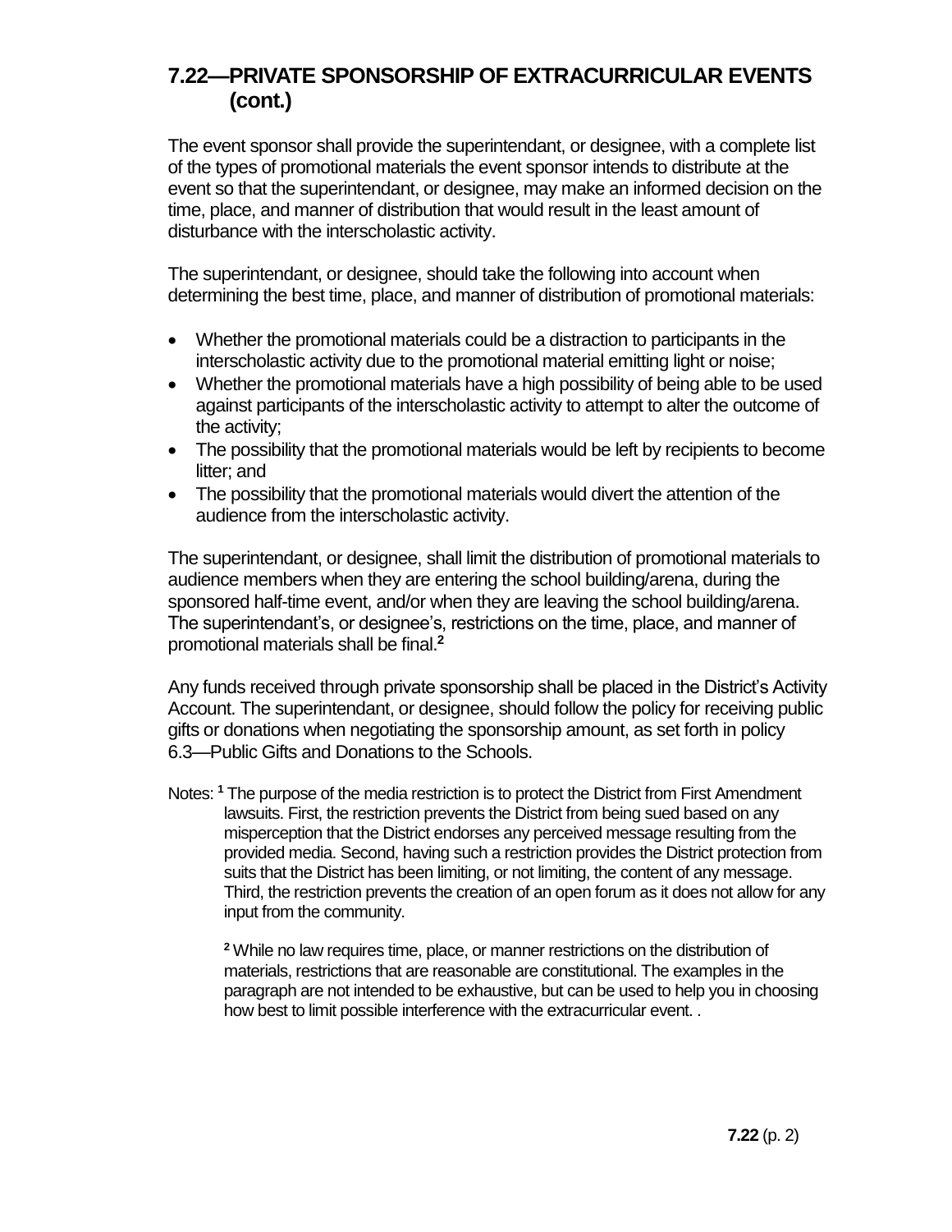## 7.22—PRIVATE SPONSORSHIP OF EXTRACURRICULAR EVENTS (cont.)

The event sponsor shall provide the superintendant, or designee, with a complete list of the types of promotional materials the event sponsor intends to distribute at the event so that the superintendant, or designee, may make an informed decision on the time, place, and manner of distribution that would result in the least amount of disturbance with the interscholastic activity.

The superintendant, or designee, should take the following into account when determining the best time, place, and manner of distribution of promotional materials:

- Whether the promotional materials could be a distraction to participants in the interscholastic activity due to the promotional material emitting light or noise;
- Whether the promotional materials have a high possibility of being able to be used against participants of the interscholastic activity to attempt to alter the outcome of the activity;
- The possibility that the promotional materials would be left by recipients to become litter; and
- The possibility that the promotional materials would divert the attention of the audience from the interscholastic activity.

The superintendant, or designee, shall limit the distribution of promotional materials to audience members when they are entering the school building/arena, during the sponsored half-time event, and/or when they are leaving the school building/arena. The superintendant's, or designee's, restrictions on the time, place, and manner of promotional materials shall be final.[2]

Any funds received through private sponsorship shall be placed in the District's Activity Account. The superintendant, or designee, should follow the policy for receiving public gifts or donations when negotiating the sponsorship amount, as set forth in policy 6.3—Public Gifts and Donations to the Schools.

Notes: [1] The purpose of the media restriction is to protect the District from First Amendment lawsuits. First, the restriction prevents the District from being sued based on any misperception that the District endorses any perceived message resulting from the provided media. Second, having such a restriction provides the District protection from suits that the District has been limiting, or not limiting, the content of any message. Third, the restriction prevents the creation of an open forum as it does not allow for any input from the community.

[2] While no law requires time, place, or manner restrictions on the distribution of materials, restrictions that are reasonable are constitutional. The examples in the paragraph are not intended to be exhaustive, but can be used to help you in choosing how best to limit possible interference with the extracurricular event. .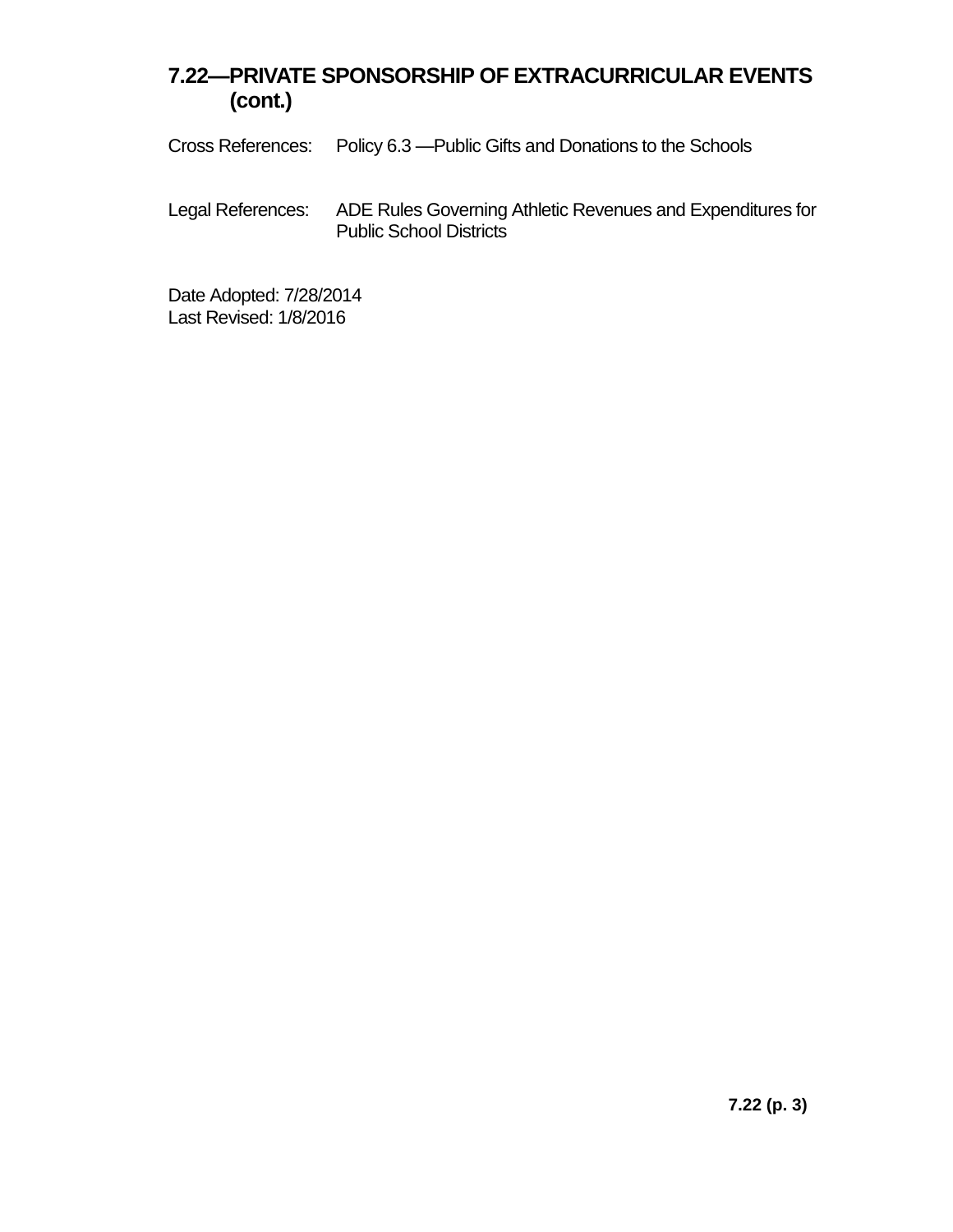## 7.22—PRIVATE SPONSORSHIP OF EXTRACURRICULAR EVENTS (cont.)

Cross References: Policy 6.3 —Public Gifts and Donations to the Schools

Legal References: ADE Rules Governing Athletic Revenues and Expenditures for Public School Districts

Date Adopted: 7/28/2014
Last Revised: 1/8/2016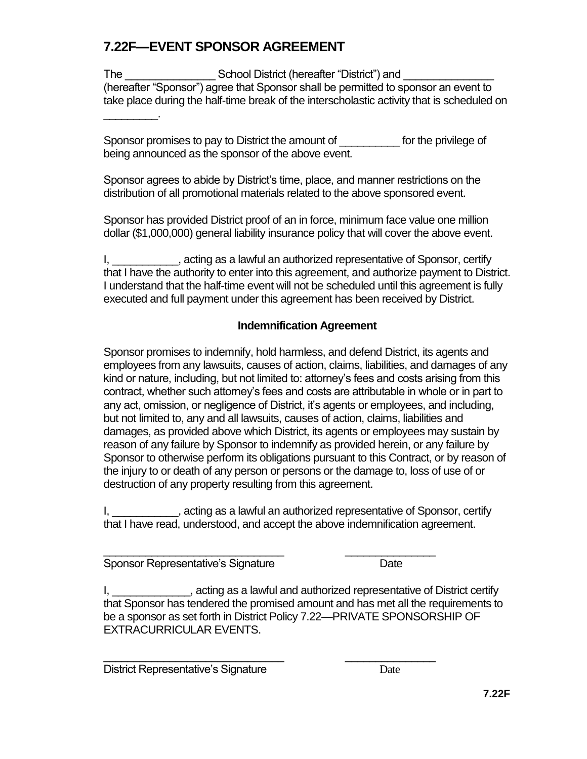# 7.22F—EVENT SPONSOR AGREEMENT

The _______________ School District (hereafter "District") and _______________ (hereafter "Sponsor") agree that Sponsor shall be permitted to sponsor an event to take place during the half-time break of the interscholastic activity that is scheduled on _________.

Sponsor promises to pay to District the amount of __________ for the privilege of being announced as the sponsor of the above event.

Sponsor agrees to abide by District's time, place, and manner restrictions on the distribution of all promotional materials related to the above sponsored event.

Sponsor has provided District proof of an in force, minimum face value one million dollar ($1,000,000) general liability insurance policy that will cover the above event.

I, ___________, acting as a lawful an authorized representative of Sponsor, certify that I have the authority to enter into this agreement, and authorize payment to District. I understand that the half-time event will not be scheduled until this agreement is fully executed and full payment under this agreement has been received by District.

**Indemnification Agreement**

Sponsor promises to indemnify, hold harmless, and defend District, its agents and employees from any lawsuits, causes of action, claims, liabilities, and damages of any kind or nature, including, but not limited to: attorney's fees and costs arising from this contract, whether such attorney's fees and costs are attributable in whole or in part to any act, omission, or negligence of District, it's agents or employees, and including, but not limited to, any and all lawsuits, causes of action, claims, liabilities and damages, as provided above which District, its agents or employees may sustain by reason of any failure by Sponsor to indemnify as provided herein, or any failure by Sponsor to otherwise perform its obligations pursuant to this Contract, or by reason of the injury to or death of any person or persons or the damage to, loss of use of or destruction of any property resulting from this agreement.

I, ___________, acting as a lawful an authorized representative of Sponsor, certify that I have read, understood, and accept the above indemnification agreement.

_______________________________ _______________
Sponsor Representative's Signature Date

I, _____________, acting as a lawful and authorized representative of District certify that Sponsor has tendered the promised amount and has met all the requirements to be a sponsor as set forth in District Policy 7.22—PRIVATE SPONSORSHIP OF EXTRACURRICULAR EVENTS.

_______________________________ _______________
District Representative's Signature Date

7.22F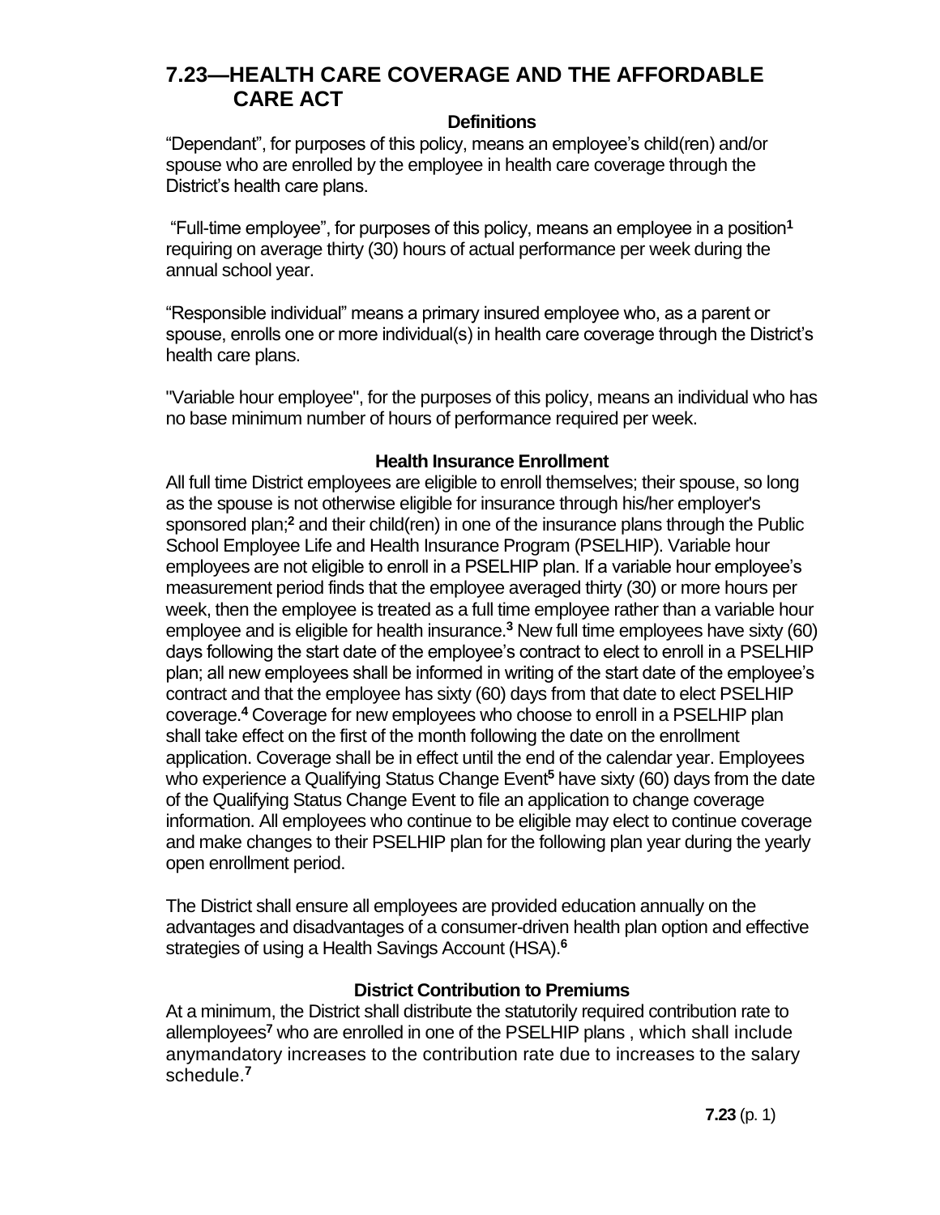# 7.23—HEALTH CARE COVERAGE AND THE AFFORDABLE CARE ACT

### Definitions

"Dependant", for purposes of this policy, means an employee's child(ren) and/or spouse who are enrolled by the employee in health care coverage through the District's health care plans.

"Full-time employee", for purposes of this policy, means an employee in a position[1] requiring on average thirty (30) hours of actual performance per week during the annual school year.

"Responsible individual" means a primary insured employee who, as a parent or spouse, enrolls one or more individual(s) in health care coverage through the District's health care plans.

"Variable hour employee", for the purposes of this policy, means an individual who has no base minimum number of hours of performance required per week.

### Health Insurance Enrollment

All full time District employees are eligible to enroll themselves; their spouse, so long as the spouse is not otherwise eligible for insurance through his/her employer's sponsored plan;[2] and their child(ren) in one of the insurance plans through the Public School Employee Life and Health Insurance Program (PSELHIP). Variable hour employees are not eligible to enroll in a PSELHIP plan. If a variable hour employee's measurement period finds that the employee averaged thirty (30) or more hours per week, then the employee is treated as a full time employee rather than a variable hour employee and is eligible for health insurance.[3] New full time employees have sixty (60) days following the start date of the employee's contract to elect to enroll in a PSELHIP plan; all new employees shall be informed in writing of the start date of the employee's contract and that the employee has sixty (60) days from that date to elect PSELHIP coverage.[4] Coverage for new employees who choose to enroll in a PSELHIP plan shall take effect on the first of the month following the date on the enrollment application. Coverage shall be in effect until the end of the calendar year. Employees who experience a Qualifying Status Change Event[5] have sixty (60) days from the date of the Qualifying Status Change Event to file an application to change coverage information. All employees who continue to be eligible may elect to continue coverage and make changes to their PSELHIP plan for the following plan year during the yearly open enrollment period.

The District shall ensure all employees are provided education annually on the advantages and disadvantages of a consumer-driven health plan option and effective strategies of using a Health Savings Account (HSA).[6]

### District Contribution to Premiums

At a minimum, the District shall distribute the statutorily required contribution rate to allemployees[7] who are enrolled in one of the PSELHIP plans , which shall include anymandatory increases to the contribution rate due to increases to the salary schedule.[7]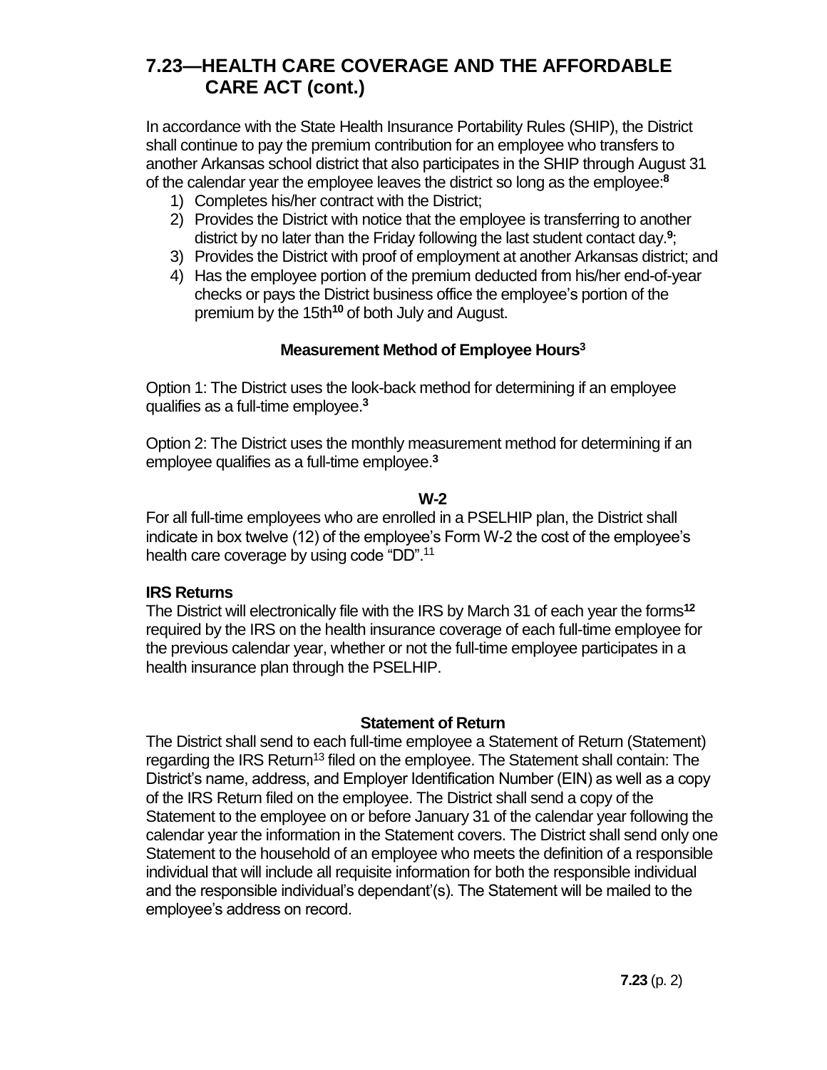## 7.23—HEALTH CARE COVERAGE AND THE AFFORDABLE CARE ACT (cont.)

In accordance with the State Health Insurance Portability Rules (SHIP), the District shall continue to pay the premium contribution for an employee who transfers to another Arkansas school district that also participates in the SHIP through August 31 of the calendar year the employee leaves the district so long as the employee:[8]

1) Completes his/her contract with the District;
2) Provides the District with notice that the employee is transferring to another district by no later than the Friday following the last student contact day.[9];
3) Provides the District with proof of employment at another Arkansas district; and
4) Has the employee portion of the premium deducted from his/her end-of-year checks or pays the District business office the employee's portion of the premium by the 15th[10] of both July and August.

**Measurement Method of Employee Hours[3]**

Option 1: The District uses the look-back method for determining if an employee qualifies as a full-time employee.[3]

Option 2: The District uses the monthly measurement method for determining if an employee qualifies as a full-time employee.[3]

**W-2**

For all full-time employees who are enrolled in a PSELHIP plan, the District shall indicate in box twelve (12) of the employee's Form W-2 the cost of the employee's health care coverage by using code "DD".[11]

**IRS Returns**

The District will electronically file with the IRS by March 31 of each year the forms[12] required by the IRS on the health insurance coverage of each full-time employee for the previous calendar year, whether or not the full-time employee participates in a health insurance plan through the PSELHIP.

**Statement of Return**

The District shall send to each full-time employee a Statement of Return (Statement) regarding the IRS Return[13] filed on the employee. The Statement shall contain: The District's name, address, and Employer Identification Number (EIN) as well as a copy of the IRS Return filed on the employee. The District shall send a copy of the Statement to the employee on or before January 31 of the calendar year following the calendar year the information in the Statement covers. The District shall send only one Statement to the household of an employee who meets the definition of a responsible individual that will include all requisite information for both the responsible individual and the responsible individual's dependant'(s). The Statement will be mailed to the employee's address on record.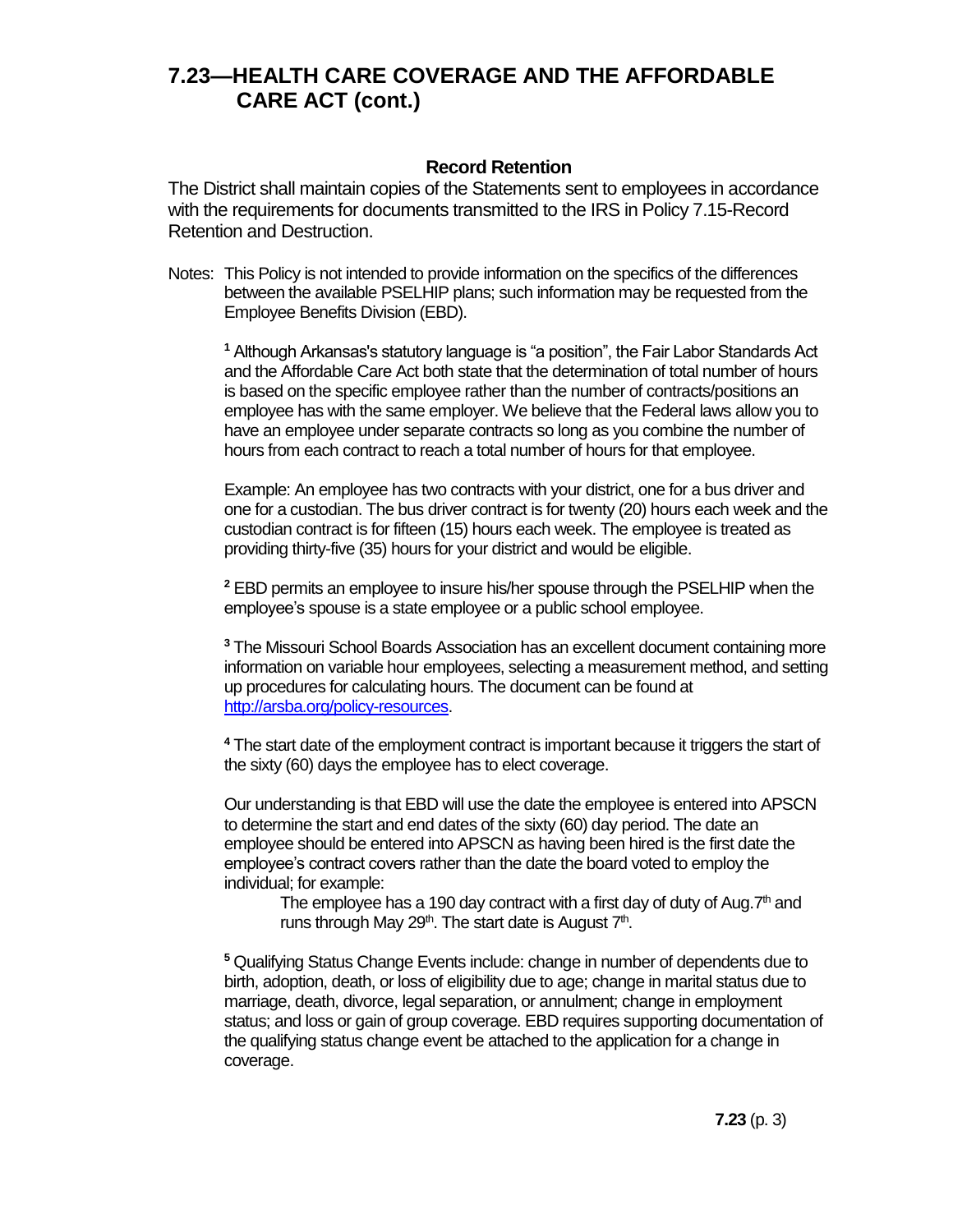## 7.23—HEALTH CARE COVERAGE AND THE AFFORDABLE CARE ACT (cont.)

### Record Retention

The District shall maintain copies of the Statements sent to employees in accordance with the requirements for documents transmitted to the IRS in Policy 7.15-Record Retention and Destruction.

Notes: This Policy is not intended to provide information on the specifics of the differences between the available PSELHIP plans; such information may be requested from the Employee Benefits Division (EBD).

[1] Although Arkansas's statutory language is "a position", the Fair Labor Standards Act and the Affordable Care Act both state that the determination of total number of hours is based on the specific employee rather than the number of contracts/positions an employee has with the same employer. We believe that the Federal laws allow you to have an employee under separate contracts so long as you combine the number of hours from each contract to reach a total number of hours for that employee.

Example: An employee has two contracts with your district, one for a bus driver and one for a custodian. The bus driver contract is for twenty (20) hours each week and the custodian contract is for fifteen (15) hours each week. The employee is treated as providing thirty-five (35) hours for your district and would be eligible.

[2] EBD permits an employee to insure his/her spouse through the PSELHIP when the employee's spouse is a state employee or a public school employee.

[3] The Missouri School Boards Association has an excellent document containing more information on variable hour employees, selecting a measurement method, and setting up procedures for calculating hours. The document can be found at [http://arsba.org/policy-resources](http://arsba.org/policy-resources).

[4] The start date of the employment contract is important because it triggers the start of the sixty (60) days the employee has to elect coverage.

Our understanding is that EBD will use the date the employee is entered into APSCN to determine the start and end dates of the sixty (60) day period. The date an employee should be entered into APSCN as having been hired is the first date the employee's contract covers rather than the date the board voted to employ the individual; for example:

> The employee has a 190 day contract with a first day of duty of Aug.7th and runs through May 29th. The start date is August 7th.

[5] Qualifying Status Change Events include: change in number of dependents due to birth, adoption, death, or loss of eligibility due to age; change in marital status due to marriage, death, divorce, legal separation, or annulment; change in employment status; and loss or gain of group coverage. EBD requires supporting documentation of the qualifying status change event be attached to the application for a change in coverage.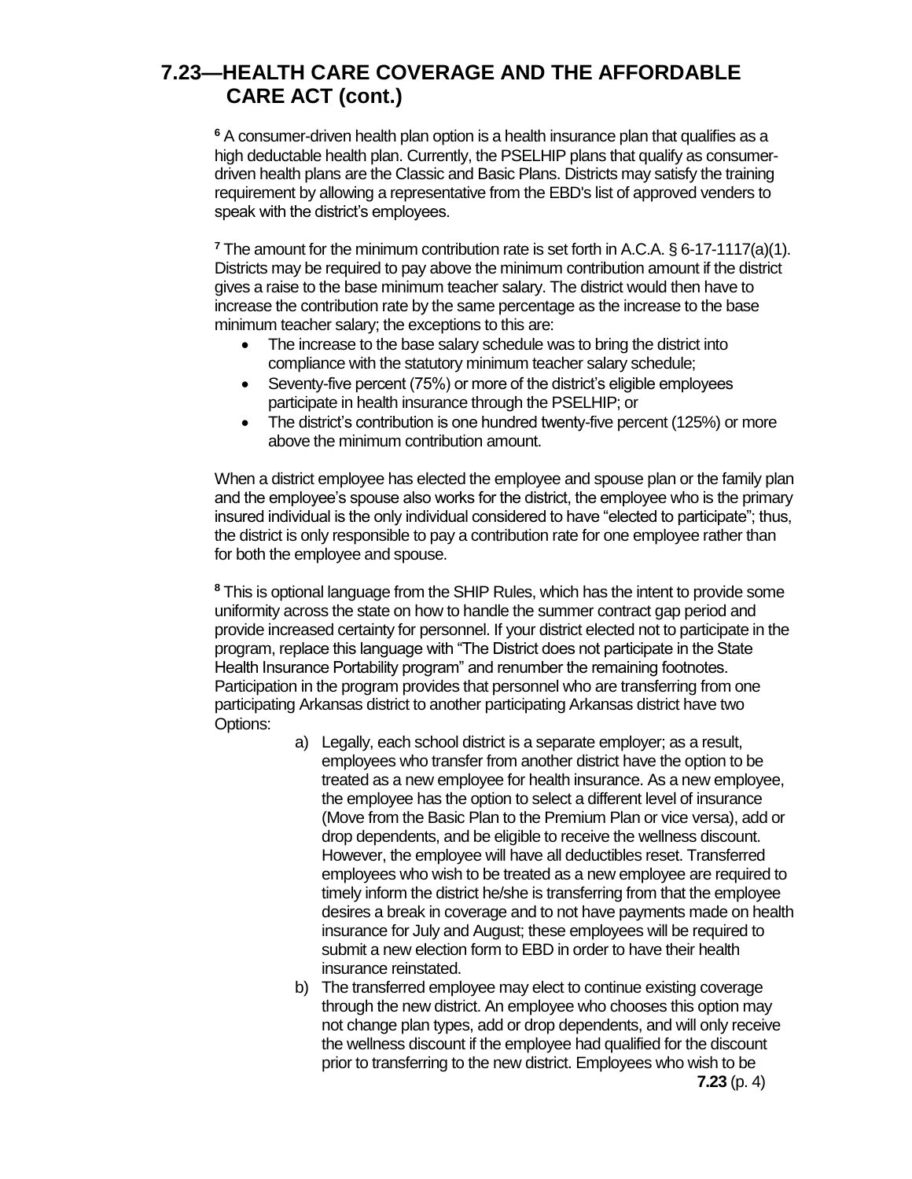## 7.23—HEALTH CARE COVERAGE AND THE AFFORDABLE CARE ACT (cont.)

[6] A consumer-driven health plan option is a health insurance plan that qualifies as a high deductable health plan. Currently, the PSELHIP plans that qualify as consumer-driven health plans are the Classic and Basic Plans. Districts may satisfy the training requirement by allowing a representative from the EBD's list of approved venders to speak with the district's employees.

[7] The amount for the minimum contribution rate is set forth in A.C.A. § 6-17-1117(a)(1). Districts may be required to pay above the minimum contribution amount if the district gives a raise to the base minimum teacher salary. The district would then have to increase the contribution rate by the same percentage as the increase to the base minimum teacher salary; the exceptions to this are:

- The increase to the base salary schedule was to bring the district into compliance with the statutory minimum teacher salary schedule;
- Seventy-five percent (75%) or more of the district's eligible employees participate in health insurance through the PSELHIP; or
- The district's contribution is one hundred twenty-five percent (125%) or more above the minimum contribution amount.

When a district employee has elected the employee and spouse plan or the family plan and the employee's spouse also works for the district, the employee who is the primary insured individual is the only individual considered to have "elected to participate"; thus, the district is only responsible to pay a contribution rate for one employee rather than for both the employee and spouse.

[8] This is optional language from the SHIP Rules, which has the intent to provide some uniformity across the state on how to handle the summer contract gap period and provide increased certainty for personnel. If your district elected not to participate in the program, replace this language with "The District does not participate in the State Health Insurance Portability program" and renumber the remaining footnotes. Participation in the program provides that personnel who are transferring from one participating Arkansas district to another participating Arkansas district have two Options:

a) Legally, each school district is a separate employer; as a result, employees who transfer from another district have the option to be treated as a new employee for health insurance. As a new employee, the employee has the option to select a different level of insurance (Move from the Basic Plan to the Premium Plan or vice versa), add or drop dependents, and be eligible to receive the wellness discount. However, the employee will have all deductibles reset. Transferred employees who wish to be treated as a new employee are required to timely inform the district he/she is transferring from that the employee desires a break in coverage and to not have payments made on health insurance for July and August; these employees will be required to submit a new election form to EBD in order to have their health insurance reinstated.

b) The transferred employee may elect to continue existing coverage through the new district. An employee who chooses this option may not change plan types, add or drop dependents, and will only receive the wellness discount if the employee had qualified for the discount prior to transferring to the new district. Employees who wish to be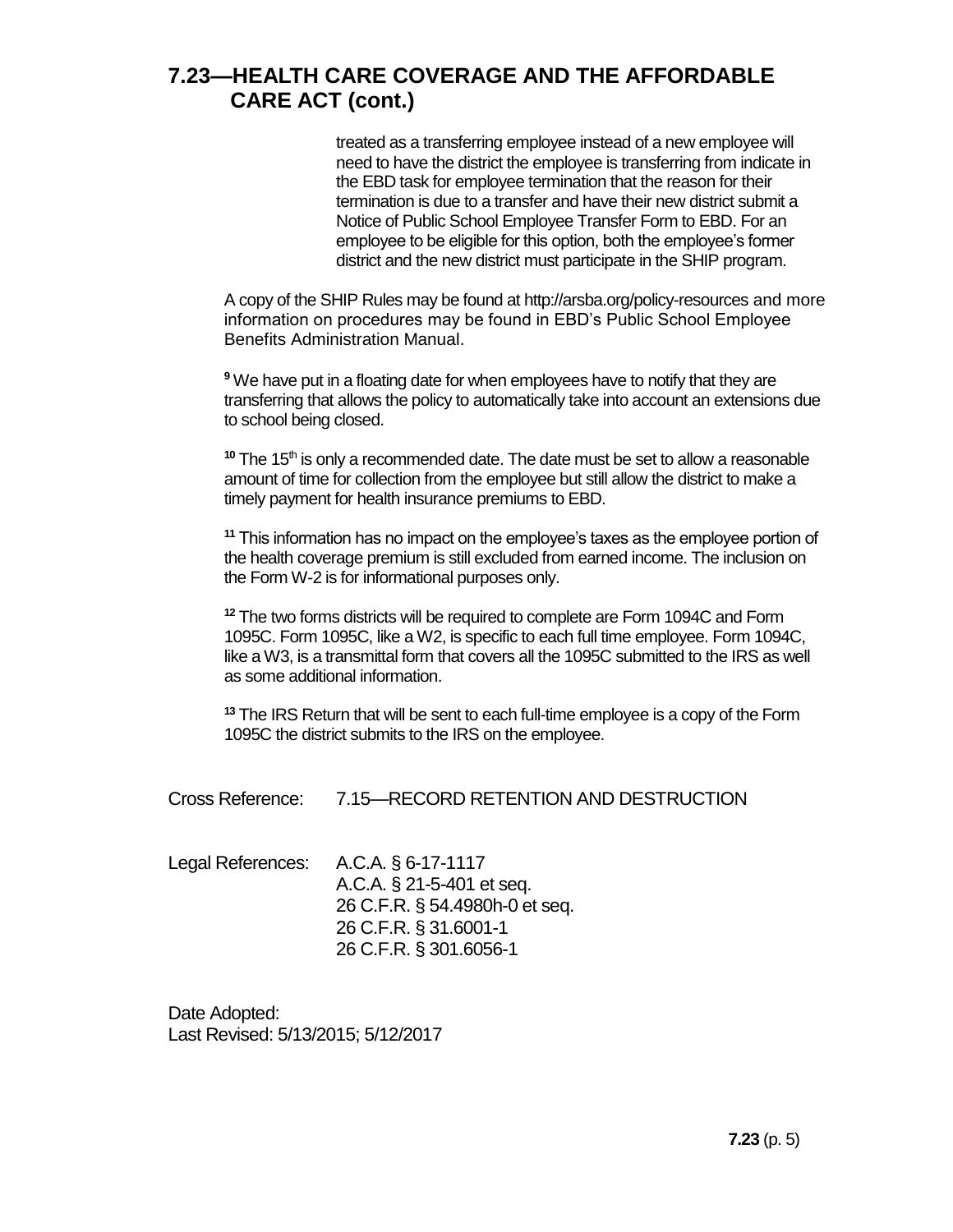## 7.23—HEALTH CARE COVERAGE AND THE AFFORDABLE CARE ACT (cont.)

treated as a transferring employee instead of a new employee will need to have the district the employee is transferring from indicate in the EBD task for employee termination that the reason for their termination is due to a transfer and have their new district submit a Notice of Public School Employee Transfer Form to EBD. For an employee to be eligible for this option, both the employee's former district and the new district must participate in the SHIP program.

A copy of the SHIP Rules may be found at http://arsba.org/policy-resources and more information on procedures may be found in EBD's Public School Employee Benefits Administration Manual.

[9] We have put in a floating date for when employees have to notify that they are transferring that allows the policy to automatically take into account an extensions due to school being closed.

[10] The 15th is only a recommended date. The date must be set to allow a reasonable amount of time for collection from the employee but still allow the district to make a timely payment for health insurance premiums to EBD.

[11] This information has no impact on the employee's taxes as the employee portion of the health coverage premium is still excluded from earned income. The inclusion on the Form W-2 is for informational purposes only.

[12] The two forms districts will be required to complete are Form 1094C and Form 1095C. Form 1095C, like a W2, is specific to each full time employee. Form 1094C, like a W3, is a transmittal form that covers all the 1095C submitted to the IRS as well as some additional information.

[13] The IRS Return that will be sent to each full-time employee is a copy of the Form 1095C the district submits to the IRS on the employee.

Cross Reference: 7.15—RECORD RETENTION AND DESTRUCTION

Legal References: A.C.A. § 6-17-1117
A.C.A. § 21-5-401 et seq.
26 C.F.R. § 54.4980h-0 et seq.
26 C.F.R. § 31.6001-1
26 C.F.R. § 301.6056-1

Date Adopted:
Last Revised: 5/13/2015; 5/12/2017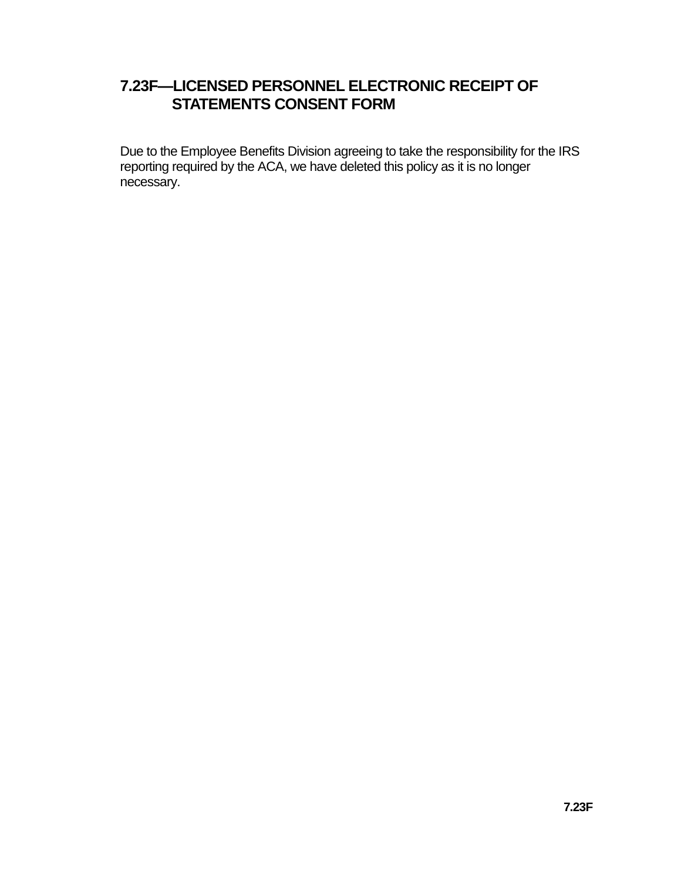# 7.23F—LICENSED PERSONNEL ELECTRONIC RECEIPT OF STATEMENTS CONSENT FORM

Due to the Employee Benefits Division agreeing to take the responsibility for the IRS reporting required by the ACA, we have deleted this policy as it is no longer necessary.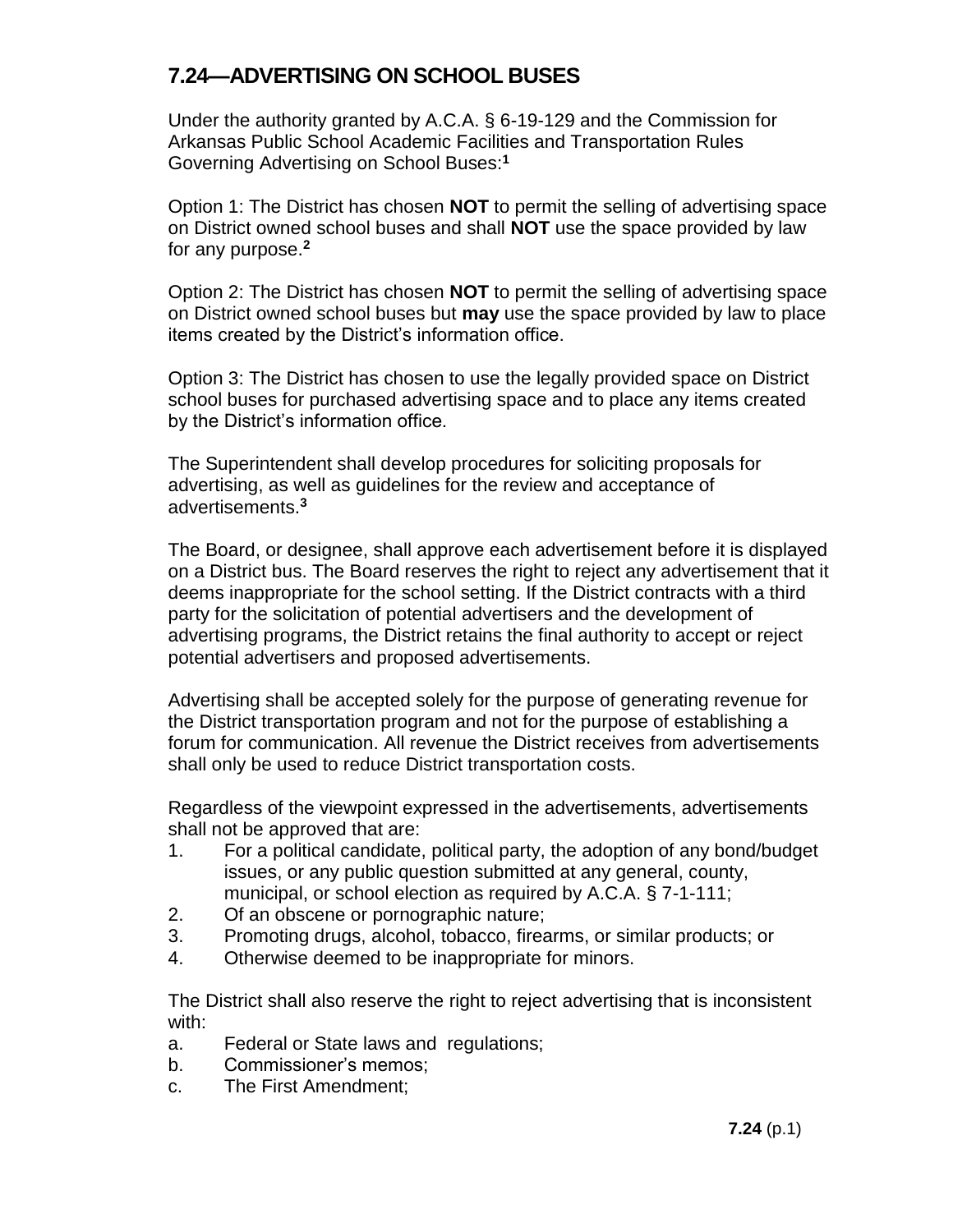## 7.24—ADVERTISING ON SCHOOL BUSES

Under the authority granted by A.C.A. § 6-19-129 and the Commission for Arkansas Public School Academic Facilities and Transportation Rules Governing Advertising on School Buses:[1]

Option 1: The District has chosen **NOT** to permit the selling of advertising space on District owned school buses and shall **NOT** use the space provided by law for any purpose.[2]

Option 2: The District has chosen **NOT** to permit the selling of advertising space on District owned school buses but **may** use the space provided by law to place items created by the District's information office.

Option 3: The District has chosen to use the legally provided space on District school buses for purchased advertising space and to place any items created by the District's information office.

The Superintendent shall develop procedures for soliciting proposals for advertising, as well as guidelines for the review and acceptance of advertisements.[3]

The Board, or designee, shall approve each advertisement before it is displayed on a District bus. The Board reserves the right to reject any advertisement that it deems inappropriate for the school setting. If the District contracts with a third party for the solicitation of potential advertisers and the development of advertising programs, the District retains the final authority to accept or reject potential advertisers and proposed advertisements.

Advertising shall be accepted solely for the purpose of generating revenue for the District transportation program and not for the purpose of establishing a forum for communication. All revenue the District receives from advertisements shall only be used to reduce District transportation costs.

Regardless of the viewpoint expressed in the advertisements, advertisements shall not be approved that are:

1. For a political candidate, political party, the adoption of any bond/budget issues, or any public question submitted at any general, county, municipal, or school election as required by A.C.A. § 7-1-111;
2. Of an obscene or pornographic nature;
3. Promoting drugs, alcohol, tobacco, firearms, or similar products; or
4. Otherwise deemed to be inappropriate for minors.

The District shall also reserve the right to reject advertising that is inconsistent with:

a. Federal or State laws and regulations;
b. Commissioner's memos;
c. The First Amendment;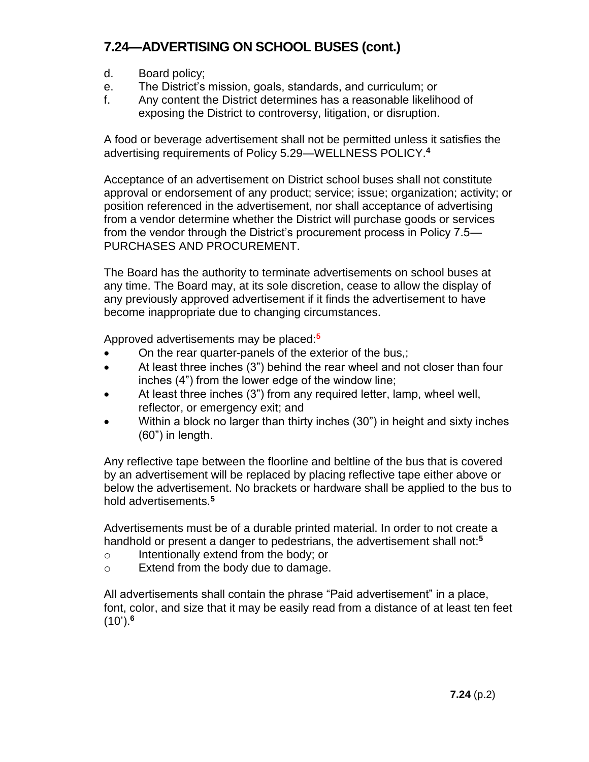## 7.24—ADVERTISING ON SCHOOL BUSES (cont.)

d. Board policy;
e. The District's mission, goals, standards, and curriculum; or
f. Any content the District determines has a reasonable likelihood of exposing the District to controversy, litigation, or disruption.

A food or beverage advertisement shall not be permitted unless it satisfies the advertising requirements of Policy 5.29—WELLNESS POLICY.[4]

Acceptance of an advertisement on District school buses shall not constitute approval or endorsement of any product; service; issue; organization; activity; or position referenced in the advertisement, nor shall acceptance of advertising from a vendor determine whether the District will purchase goods or services from the vendor through the District's procurement process in Policy 7.5—PURCHASES AND PROCUREMENT.

The Board has the authority to terminate advertisements on school buses at any time. The Board may, at its sole discretion, cease to allow the display of any previously approved advertisement if it finds the advertisement to have become inappropriate due to changing circumstances.

Approved advertisements may be placed:[5]

- On the rear quarter-panels of the exterior of the bus,;
- At least three inches (3") behind the rear wheel and not closer than four inches (4") from the lower edge of the window line;
- At least three inches (3") from any required letter, lamp, wheel well, reflector, or emergency exit; and
- Within a block no larger than thirty inches (30") in height and sixty inches (60") in length.

Any reflective tape between the floorline and beltline of the bus that is covered by an advertisement will be replaced by placing reflective tape either above or below the advertisement. No brackets or hardware shall be applied to the bus to hold advertisements.[5]

Advertisements must be of a durable printed material. In order to not create a handhold or present a danger to pedestrians, the advertisement shall not:[5]

- Intentionally extend from the body; or
- Extend from the body due to damage.

All advertisements shall contain the phrase "Paid advertisement" in a place, font, color, and size that it may be easily read from a distance of at least ten feet (10').[6]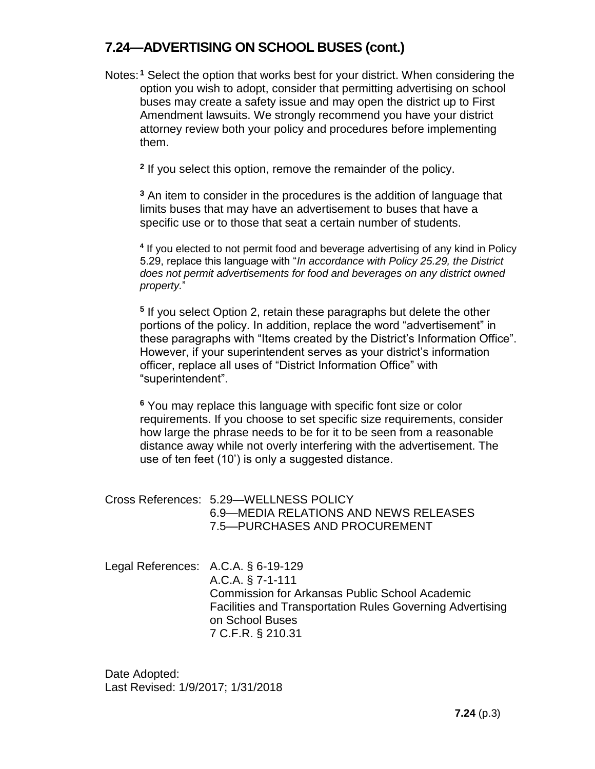## 7.24—ADVERTISING ON SCHOOL BUSES (cont.)

Notes: [1] Select the option that works best for your district. When considering the option you wish to adopt, consider that permitting advertising on school buses may create a safety issue and may open the district up to First Amendment lawsuits. We strongly recommend you have your district attorney review both your policy and procedures before implementing them.

[2] If you select this option, remove the remainder of the policy.

[3] An item to consider in the procedures is the addition of language that limits buses that may have an advertisement to buses that have a specific use or to those that seat a certain number of students.

[4] If you elected to not permit food and beverage advertising of any kind in Policy 5.29, replace this language with "*In accordance with Policy 25.29, the District does not permit advertisements for food and beverages on any district owned property.*"

[5] If you select Option 2, retain these paragraphs but delete the other portions of the policy. In addition, replace the word "advertisement" in these paragraphs with "Items created by the District's Information Office". However, if your superintendent serves as your district's information officer, replace all uses of "District Information Office" with "superintendent".

[6] You may replace this language with specific font size or color requirements. If you choose to set specific size requirements, consider how large the phrase needs to be for it to be seen from a reasonable distance away while not overly interfering with the advertisement. The use of ten feet (10') is only a suggested distance.

Cross References: 5.29—WELLNESS POLICY
6.9—MEDIA RELATIONS AND NEWS RELEASES
7.5—PURCHASES AND PROCUREMENT

Legal References: A.C.A. § 6-19-129
A.C.A. § 7-1-111
Commission for Arkansas Public School Academic Facilities and Transportation Rules Governing Advertising on School Buses
7 C.F.R. § 210.31

Date Adopted:
Last Revised: 1/9/2017; 1/31/2018